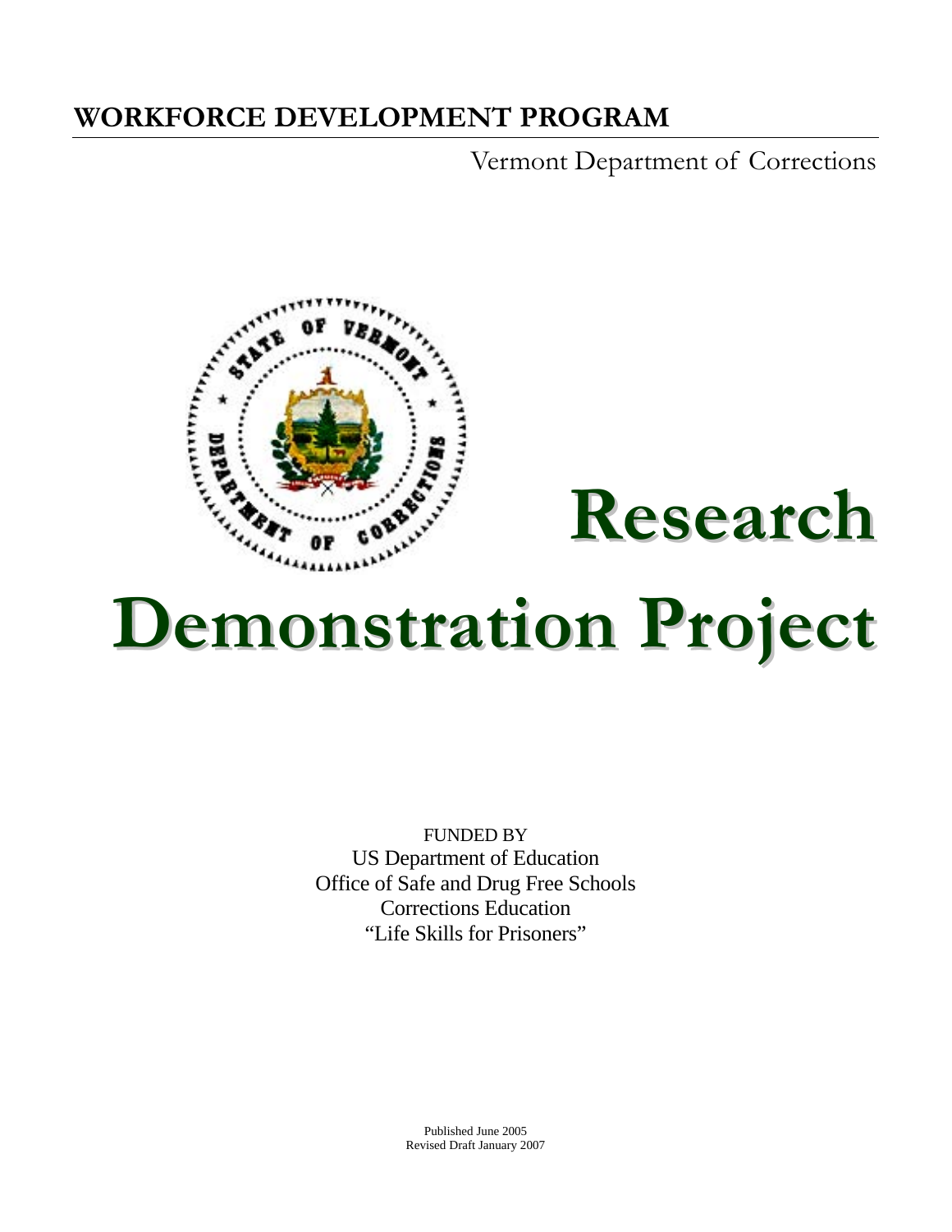# WORKFORCE DEVELOPMENT PROGRAM

Vermont Department of Corrections

# Research Demonstration Project

FUNDED BY
US Department of Education
Office of Safe and Drug Free Schools
Corrections Education
"Life Skills for Prisoners"

Published June 2005
Revised Draft January 2007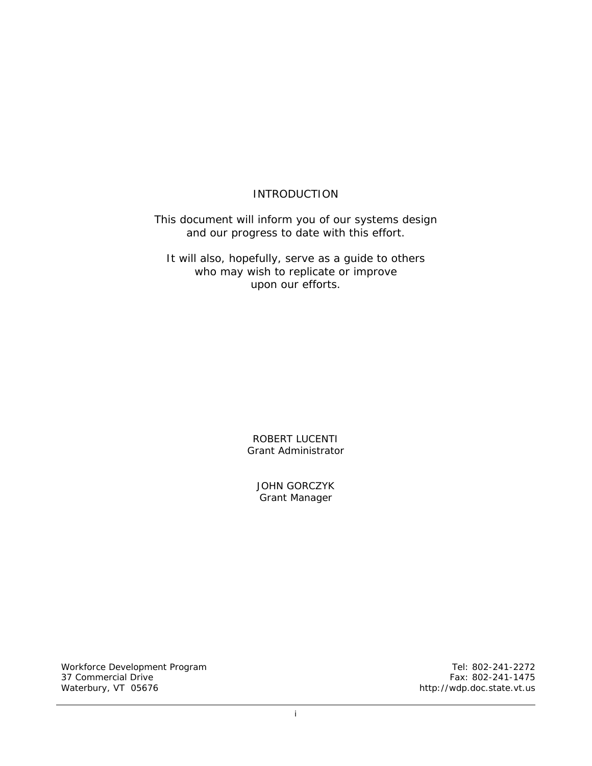# INTRODUCTION

This document will inform you of our systems design and our progress to date with this effort.

It will also, hopefully, serve as a guide to others who may wish to replicate or improve upon our efforts.

ROBERT LUCENTI
Grant Administrator

JOHN GORCZYK
Grant Manager

Workforce Development Program
37 Commercial Drive
Waterbury, VT 05676

Tel: 802-241-2272
Fax: 802-241-1475
http://wdp.doc.state.vt.us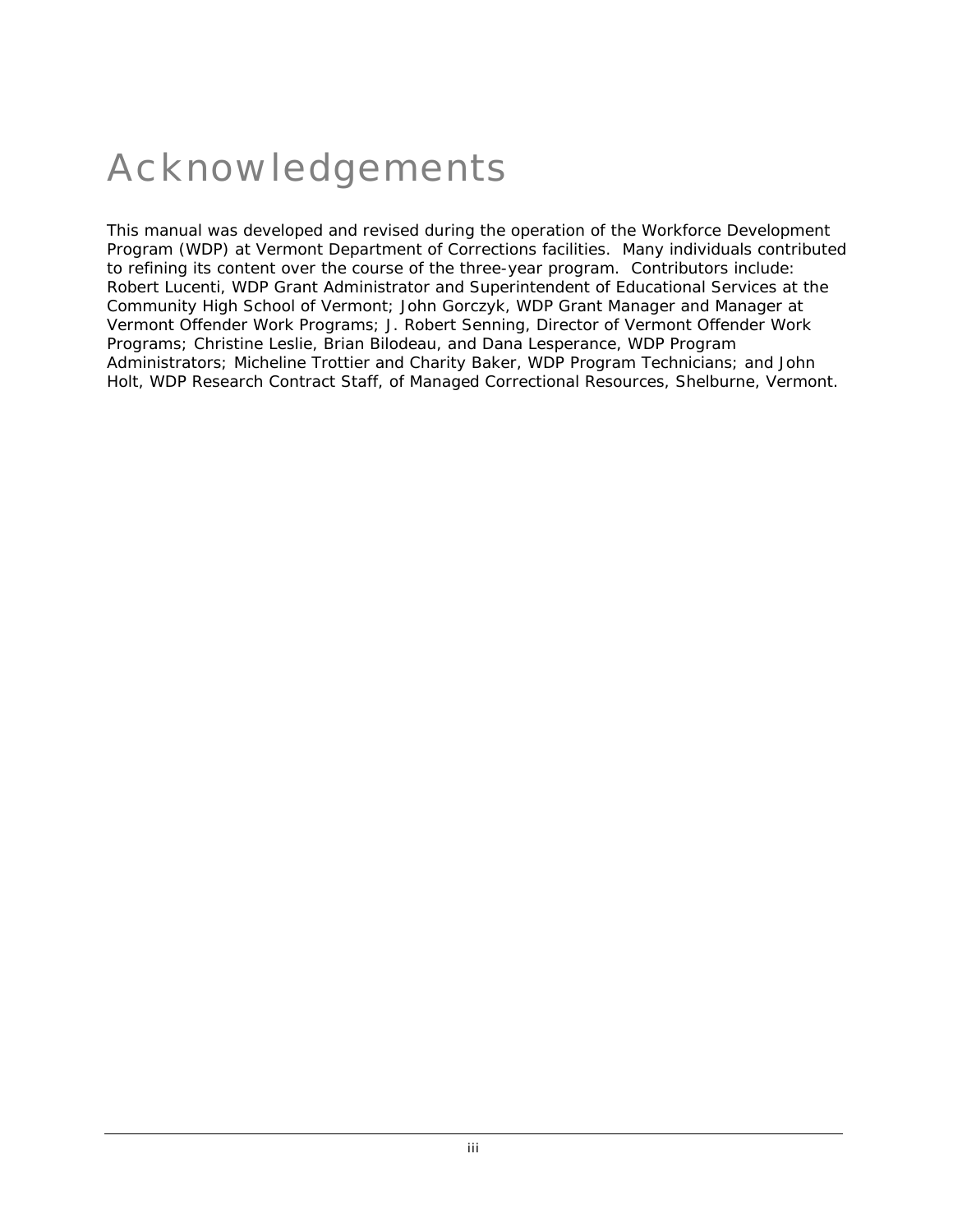# Acknowledgements

This manual was developed and revised during the operation of the Workforce Development Program (WDP) at Vermont Department of Corrections facilities. Many individuals contributed to refining its content over the course of the three-year program. Contributors include: Robert Lucenti, WDP Grant Administrator and Superintendent of Educational Services at the Community High School of Vermont; John Gorczyk, WDP Grant Manager and Manager at Vermont Offender Work Programs; J. Robert Senning, Director of Vermont Offender Work Programs; Christine Leslie, Brian Bilodeau, and Dana Lesperance, WDP Program Administrators; Micheline Trottier and Charity Baker, WDP Program Technicians; and John Holt, WDP Research Contract Staff, of Managed Correctional Resources, Shelburne, Vermont.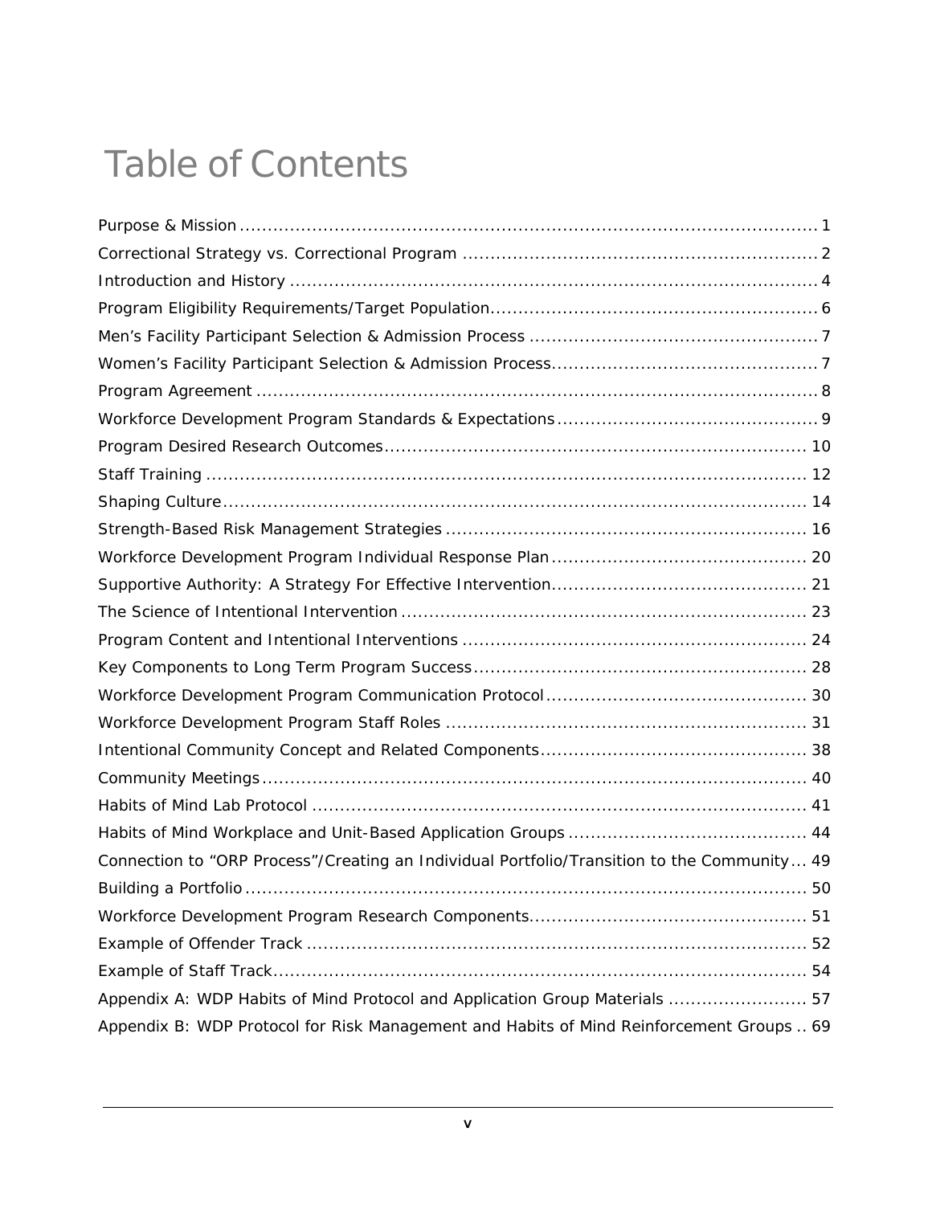# Table of Contents

Purpose & Mission ........................................................................................................ 1
Correctional Strategy vs. Correctional Program ................................................................ 2
Introduction and History ............................................................................................... 4
Program Eligibility Requirements/Target Population........................................................... 6
Men's Facility Participant Selection & Admission Process .................................................... 7
Women's Facility Participant Selection & Admission Process................................................ 7
Program Agreement ..................................................................................................... 8
Workforce Development Program Standards & Expectations............................................... 9
Program Desired Research Outcomes............................................................................ 10
Staff Training ............................................................................................................ 12
Shaping Culture......................................................................................................... 14
Strength-Based Risk Management Strategies ................................................................. 16
Workforce Development Program Individual Response Plan.............................................. 20
Supportive Authority: A Strategy For Effective Intervention.............................................. 21
The Science of Intentional Intervention ......................................................................... 23
Program Content and Intentional Interventions .............................................................. 24
Key Components to Long Term Program Success............................................................ 28
Workforce Development Program Communication Protocol............................................... 30
Workforce Development Program Staff Roles ................................................................. 31
Intentional Community Concept and Related Components................................................ 38
Community Meetings.................................................................................................. 40
Habits of Mind Lab Protocol ......................................................................................... 41
Habits of Mind Workplace and Unit-Based Application Groups ........................................... 44
Connection to "ORP Process"/Creating an Individual Portfolio/Transition to the Community... 49
Building a Portfolio ..................................................................................................... 50
Workforce Development Program Research Components.................................................. 51
Example of Offender Track .......................................................................................... 52
Example of Staff Track................................................................................................ 54
Appendix A: WDP Habits of Mind Protocol and Application Group Materials ......................... 57
Appendix B: WDP Protocol for Risk Management and Habits of Mind Reinforcement Groups .. 69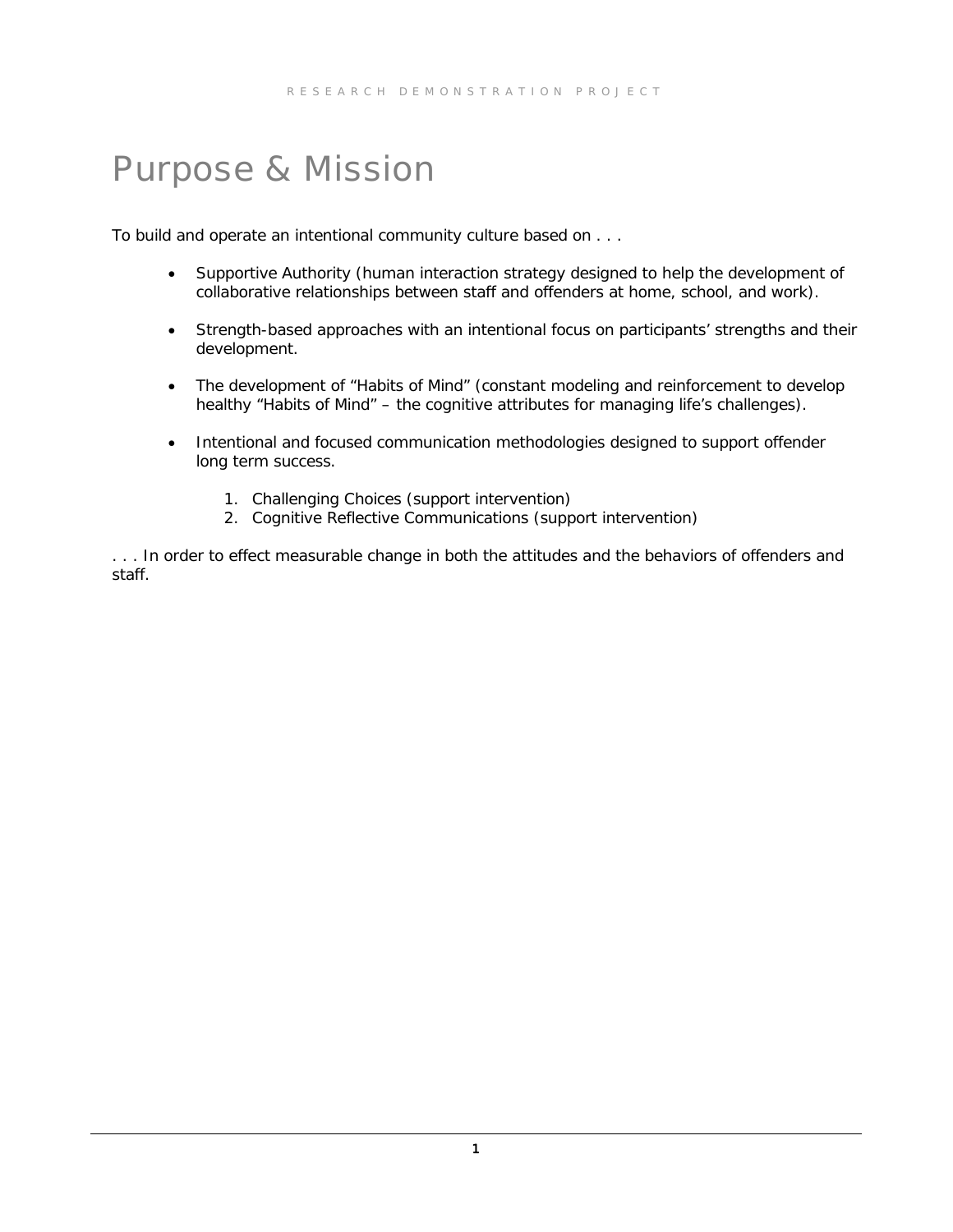# Purpose & Mission

To build and operate an intentional community culture based on . . .

- Supportive Authority (human interaction strategy designed to help the development of collaborative relationships between staff and offenders at home, school, and work).

- Strength-based approaches with an intentional focus on participants' strengths and their development.

- The development of "Habits of Mind" (constant modeling and reinforcement to develop healthy "Habits of Mind" – the cognitive attributes for managing life's challenges).

- Intentional and focused communication methodologies designed to support offender long term success.

  1. Challenging Choices (support intervention)
  2. Cognitive Reflective Communications (support intervention)

. . . In order to effect measurable change in both the attitudes and the behaviors of offenders and staff.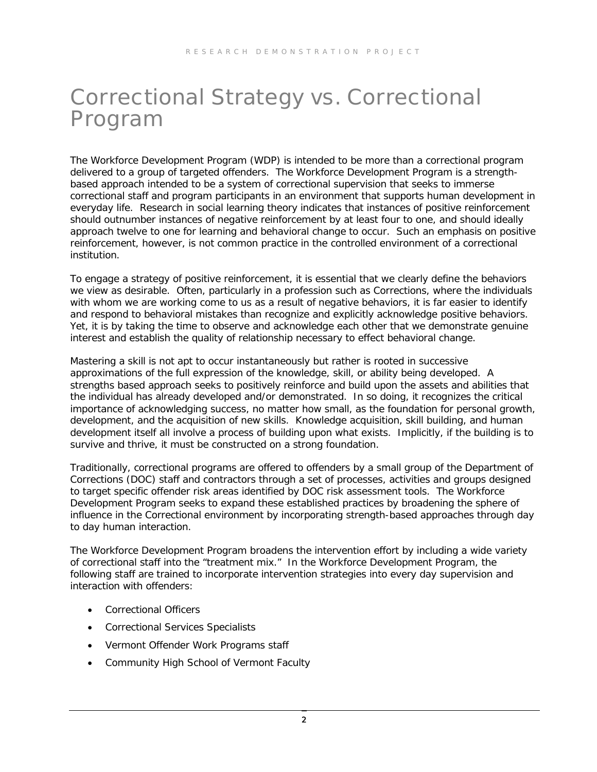# Correctional Strategy vs. Correctional Program

The Workforce Development Program (WDP) is intended to be more than a correctional program delivered to a group of targeted offenders. The Workforce Development Program is a strength-based approach intended to be a system of correctional supervision that seeks to immerse correctional staff and program participants in an environment that supports human development in everyday life. Research in social learning theory indicates that instances of positive reinforcement should outnumber instances of negative reinforcement by at least four to one, and should ideally approach twelve to one for learning and behavioral change to occur. Such an emphasis on positive reinforcement, however, is not common practice in the controlled environment of a correctional institution.

To engage a strategy of positive reinforcement, it is essential that we clearly define the behaviors we view as desirable. Often, particularly in a profession such as Corrections, where the individuals with whom we are working come to us as a result of negative behaviors, it is far easier to identify and respond to behavioral mistakes than recognize and explicitly acknowledge positive behaviors. Yet, it is by taking the time to observe and acknowledge each other that we demonstrate genuine interest and establish the quality of relationship necessary to effect behavioral change.

Mastering a skill is not apt to occur instantaneously but rather is rooted in successive approximations of the full expression of the knowledge, skill, or ability being developed. A strengths based approach seeks to positively reinforce and build upon the assets and abilities that the individual has already developed and/or demonstrated. In so doing, it recognizes the critical importance of acknowledging success, no matter how small, as the foundation for personal growth, development, and the acquisition of new skills. Knowledge acquisition, skill building, and human development itself all involve a process of building upon what exists. Implicitly, if the building is to survive and thrive, it must be constructed on a strong foundation.

Traditionally, correctional programs are offered to offenders by a small group of the Department of Corrections (DOC) staff and contractors through a set of processes, activities and groups designed to target specific offender risk areas identified by DOC risk assessment tools. The Workforce Development Program seeks to expand these established practices by broadening the sphere of influence in the Correctional environment by incorporating strength-based approaches through day to day human interaction.

The Workforce Development Program broadens the intervention effort by including a wide variety of correctional staff into the "treatment mix." In the Workforce Development Program, the following staff are trained to incorporate intervention strategies into every day supervision and interaction with offenders:

- Correctional Officers
- Correctional Services Specialists
- Vermont Offender Work Programs staff
- Community High School of Vermont Faculty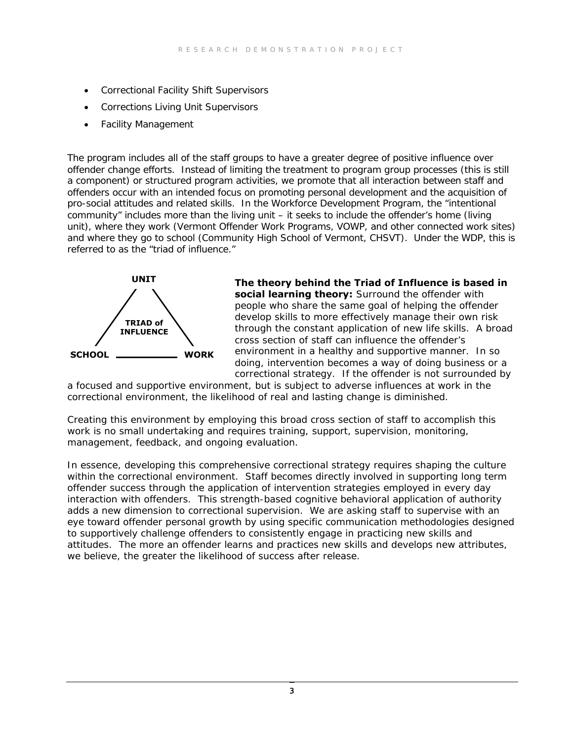- Correctional Facility Shift Supervisors
- Corrections Living Unit Supervisors
- Facility Management

The program includes all of the staff groups to have a greater degree of positive influence over offender change efforts. Instead of limiting the treatment to program group processes (this is still a component) or structured program activities, we promote that all interaction between staff and offenders occur with an intended focus on promoting personal development and the acquisition of pro-social attitudes and related skills. In the Workforce Development Program, the "intentional community" includes more than the living unit – it seeks to include the offender's home (living unit), where they work (Vermont Offender Work Programs, VOWP, and other connected work sites) and where they go to school (Community High School of Vermont, CHSVT). Under the WDP, this is referred to as the "triad of influence."

UNIT

TRIAD of INFLUENCE

SCHOOL — WORK

**The theory behind the Triad of Influence is based in social learning theory:** Surround the offender with people who share the same goal of helping the offender develop skills to more effectively manage their own risk through the constant application of new life skills. A broad cross section of staff can influence the offender's environment in a healthy and supportive manner. In so doing, intervention becomes a way of doing business or a correctional strategy. If the offender is not surrounded by a focused and supportive environment, but is subject to adverse influences at work in the correctional environment, the likelihood of real and lasting change is diminished.

Creating this environment by employing this broad cross section of staff to accomplish this work is no small undertaking and requires training, support, supervision, monitoring, management, feedback, and ongoing evaluation.

In essence, developing this comprehensive correctional strategy requires shaping the culture within the correctional environment. Staff becomes directly involved in supporting long term offender success through the application of intervention strategies employed in every day interaction with offenders. This strength-based cognitive behavioral application of authority adds a new dimension to correctional supervision. We are asking staff to supervise with an eye toward offender personal growth by using specific communication methodologies designed to supportively challenge offenders to consistently engage in practicing new skills and attitudes. The more an offender learns and practices new skills and develops new attributes, we believe, the greater the likelihood of success after release.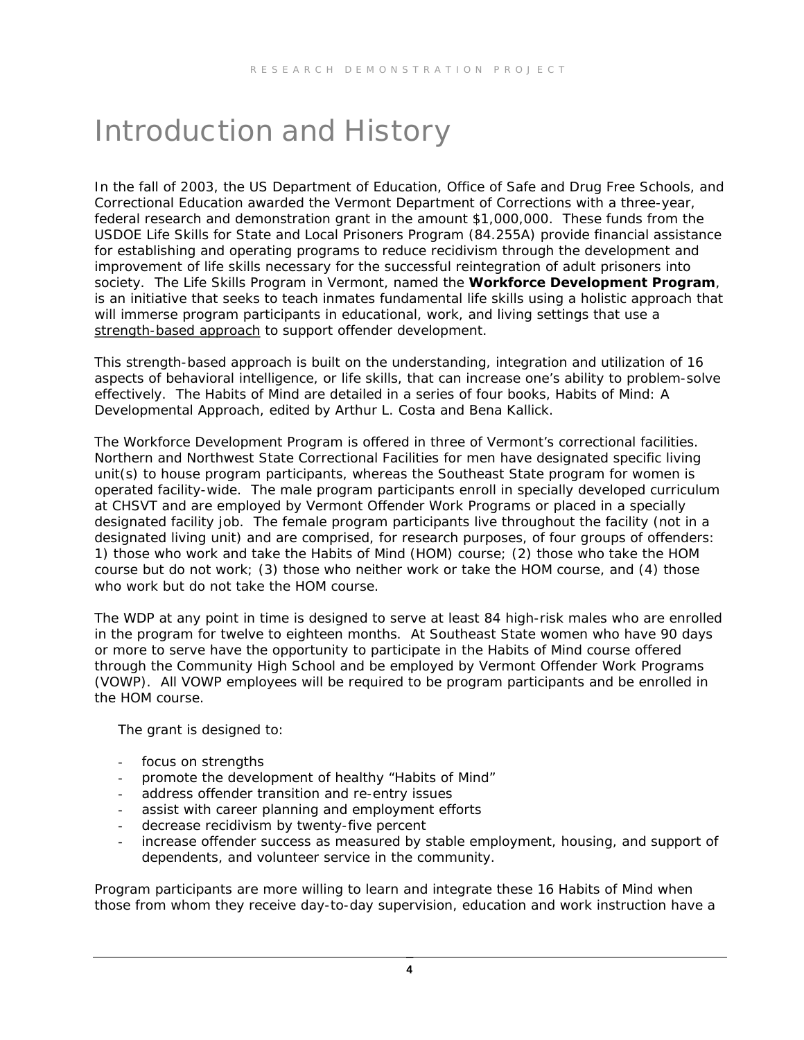# Introduction and History

In the fall of 2003, the US Department of Education, Office of Safe and Drug Free Schools, and Correctional Education awarded the Vermont Department of Corrections with a three-year, federal research and demonstration grant in the amount $1,000,000. These funds from the USDOE Life Skills for State and Local Prisoners Program (84.255A) provide financial assistance for establishing and operating programs to reduce recidivism through the development and improvement of life skills necessary for the successful reintegration of adult prisoners into society. The Life Skills Program in Vermont, named the **Workforce Development Program**, is an initiative that seeks to teach inmates fundamental life skills using a holistic approach that will immerse program participants in educational, work, and living settings that use a <u>strength-based approach</u> to support offender development.

This strength-based approach is built on the understanding, integration and utilization of 16 aspects of behavioral intelligence, or life skills, that can increase one's ability to problem-solve effectively. The Habits of Mind are detailed in a series of four books, Habits of Mind: A Developmental Approach, edited by Arthur L. Costa and Bena Kallick.

The Workforce Development Program is offered in three of Vermont's correctional facilities. Northern and Northwest State Correctional Facilities for men have designated specific living unit(s) to house program participants, whereas the Southeast State program for women is operated facility-wide. The male program participants enroll in specially developed curriculum at CHSVT and are employed by Vermont Offender Work Programs or placed in a specially designated facility job. The female program participants live throughout the facility (not in a designated living unit) and are comprised, for research purposes, of four groups of offenders: 1) those who work and take the Habits of Mind (HOM) course; (2) those who take the HOM course but do not work; (3) those who neither work or take the HOM course, and (4) those who work but do not take the HOM course.

The WDP at any point in time is designed to serve at least 84 high-risk males who are enrolled in the program for twelve to eighteen months. At Southeast State women who have 90 days or more to serve have the opportunity to participate in the Habits of Mind course offered through the Community High School and be employed by Vermont Offender Work Programs (VOWP). All VOWP employees will be required to be program participants and be enrolled in the HOM course.

The grant is designed to:

- focus on strengths
- promote the development of healthy "Habits of Mind"
- address offender transition and re-entry issues
- assist with career planning and employment efforts
- decrease recidivism by twenty-five percent
- increase offender success as measured by stable employment, housing, and support of dependents, and volunteer service in the community.

Program participants are more willing to learn and integrate these 16 Habits of Mind when those from whom they receive day-to-day supervision, education and work instruction have a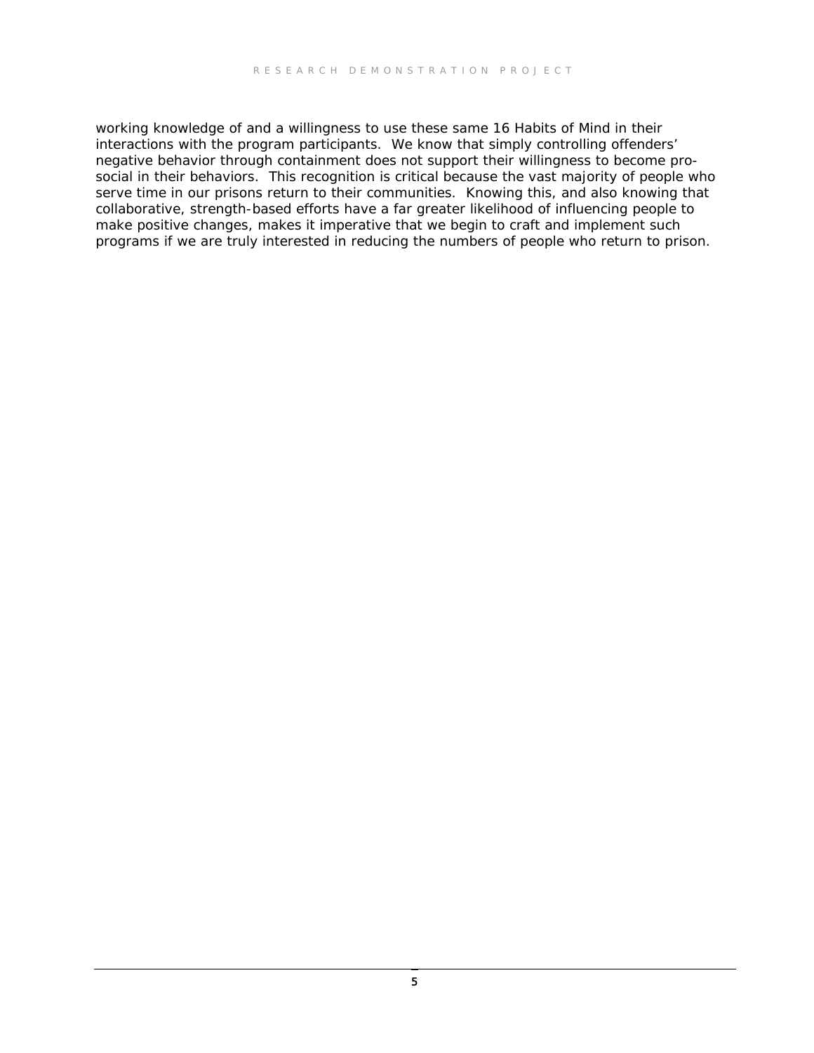working knowledge of and a willingness to use these same 16 Habits of Mind in their interactions with the program participants. We know that simply controlling offenders' negative behavior through containment does not support their willingness to become pro-social in their behaviors. This recognition is critical because the vast majority of people who serve time in our prisons return to their communities. Knowing this, and also knowing that collaborative, strength-based efforts have a far greater likelihood of influencing people to make positive changes, makes it imperative that we begin to craft and implement such programs if we are truly interested in reducing the numbers of people who return to prison.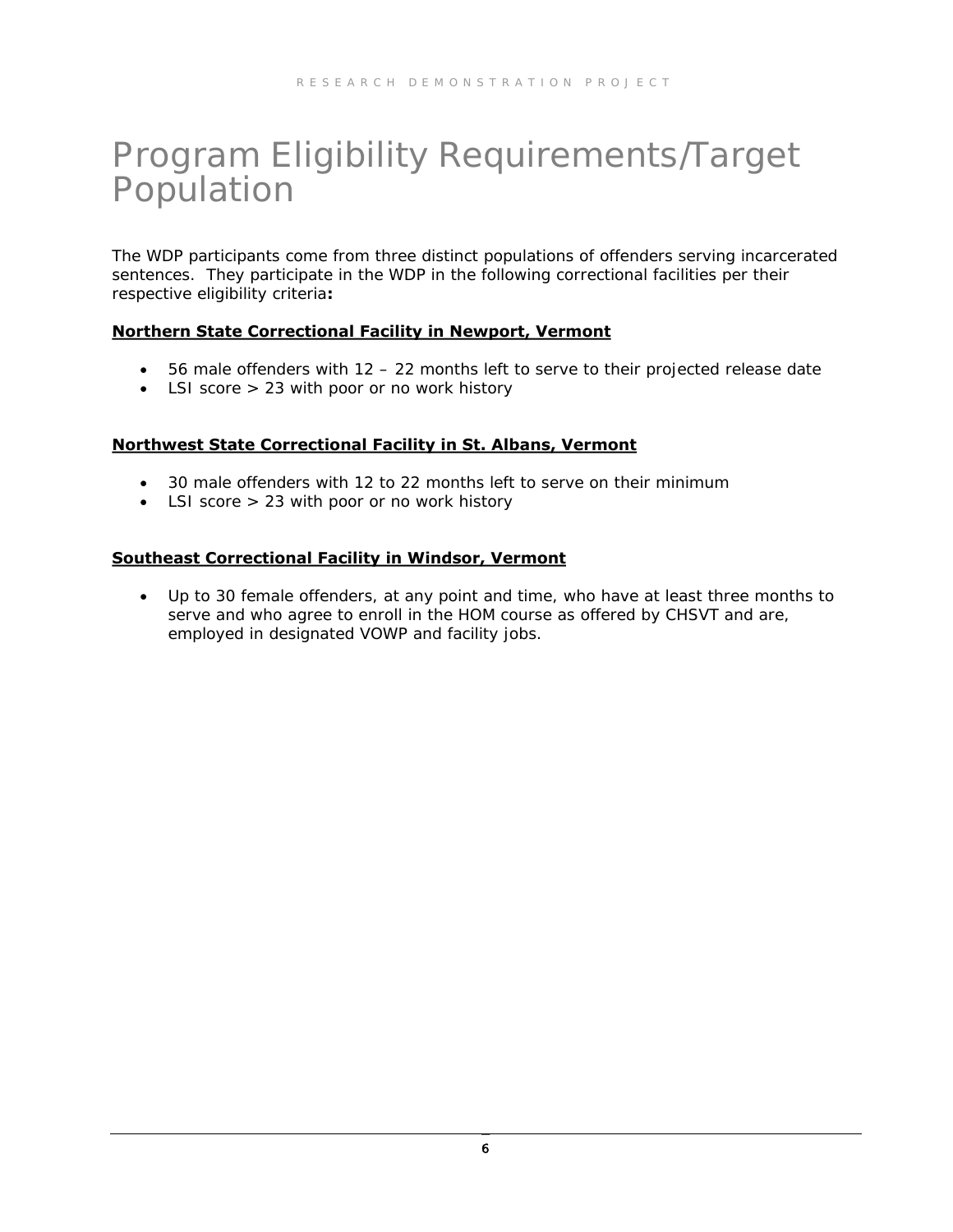# Program Eligibility Requirements/Target Population

The WDP participants come from three distinct populations of offenders serving incarcerated sentences. They participate in the WDP in the following correctional facilities per their respective eligibility criteria**:**

**Northern State Correctional Facility in Newport, Vermont**

- 56 male offenders with 12 – 22 months left to serve to their projected release date
- LSI score > 23 with poor or no work history

**Northwest State Correctional Facility in St. Albans, Vermont**

- 30 male offenders with 12 to 22 months left to serve on their minimum
- LSI score > 23 with poor or no work history

**Southeast Correctional Facility in Windsor, Vermont**

- Up to 30 female offenders, at any point and time, who have at least three months to serve and who agree to enroll in the HOM course as offered by CHSVT and are, employed in designated VOWP and facility jobs.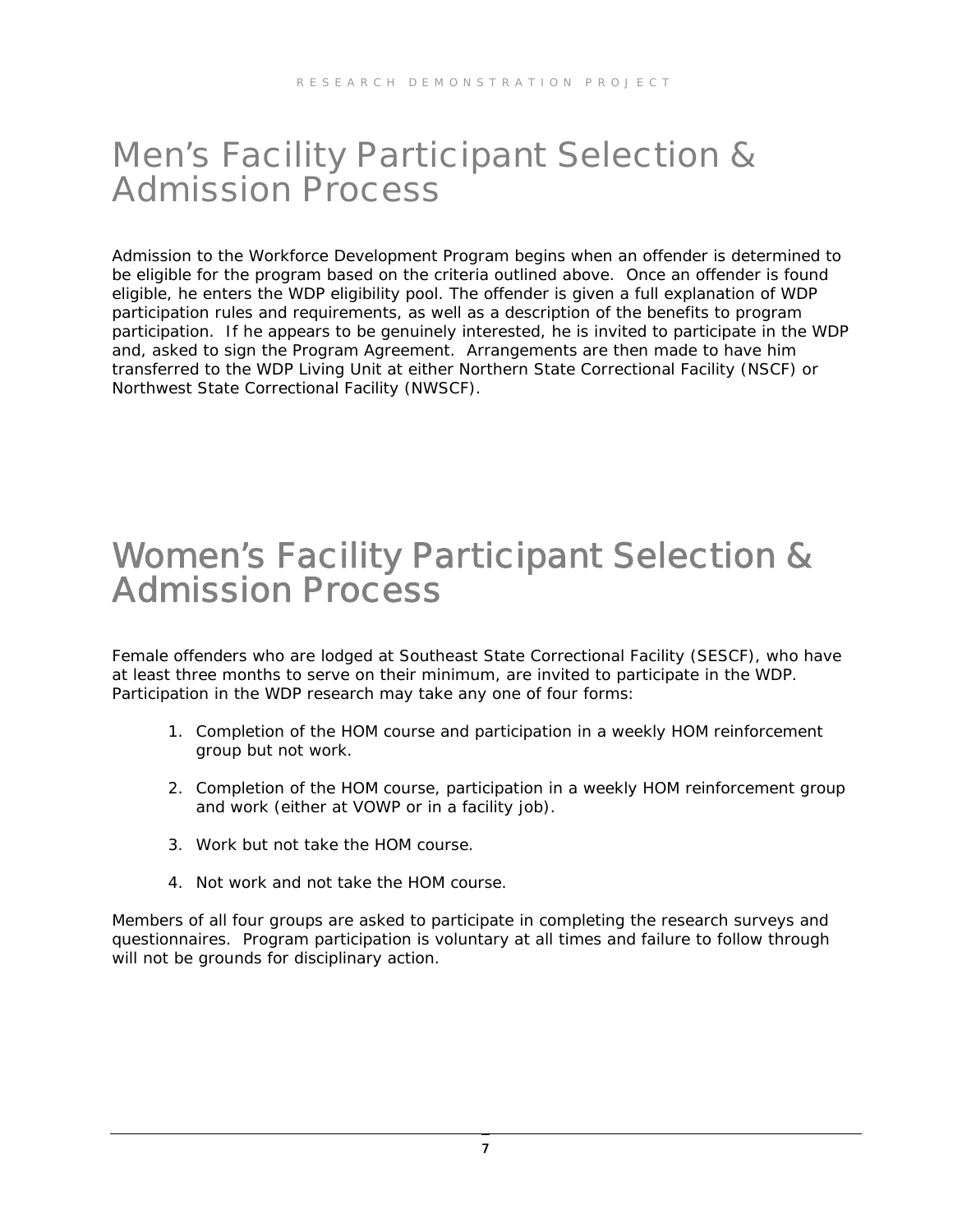# Men's Facility Participant Selection & Admission Process

Admission to the Workforce Development Program begins when an offender is determined to be eligible for the program based on the criteria outlined above. Once an offender is found eligible, he enters the WDP eligibility pool. The offender is given a full explanation of WDP participation rules and requirements, as well as a description of the benefits to program participation. If he appears to be genuinely interested, he is invited to participate in the WDP and, asked to sign the Program Agreement. Arrangements are then made to have him transferred to the WDP Living Unit at either Northern State Correctional Facility (NSCF) or Northwest State Correctional Facility (NWSCF).

# Women's Facility Participant Selection & Admission Process

Female offenders who are lodged at Southeast State Correctional Facility (SESCF), who have at least three months to serve on their minimum, are invited to participate in the WDP. Participation in the WDP research may take any one of four forms:

1. Completion of the HOM course and participation in a weekly HOM reinforcement group but not work.

2. Completion of the HOM course, participation in a weekly HOM reinforcement group and work (either at VOWP or in a facility job).

3. Work but not take the HOM course.

4. Not work and not take the HOM course.

Members of all four groups are asked to participate in completing the research surveys and questionnaires. Program participation is voluntary at all times and failure to follow through will not be grounds for disciplinary action.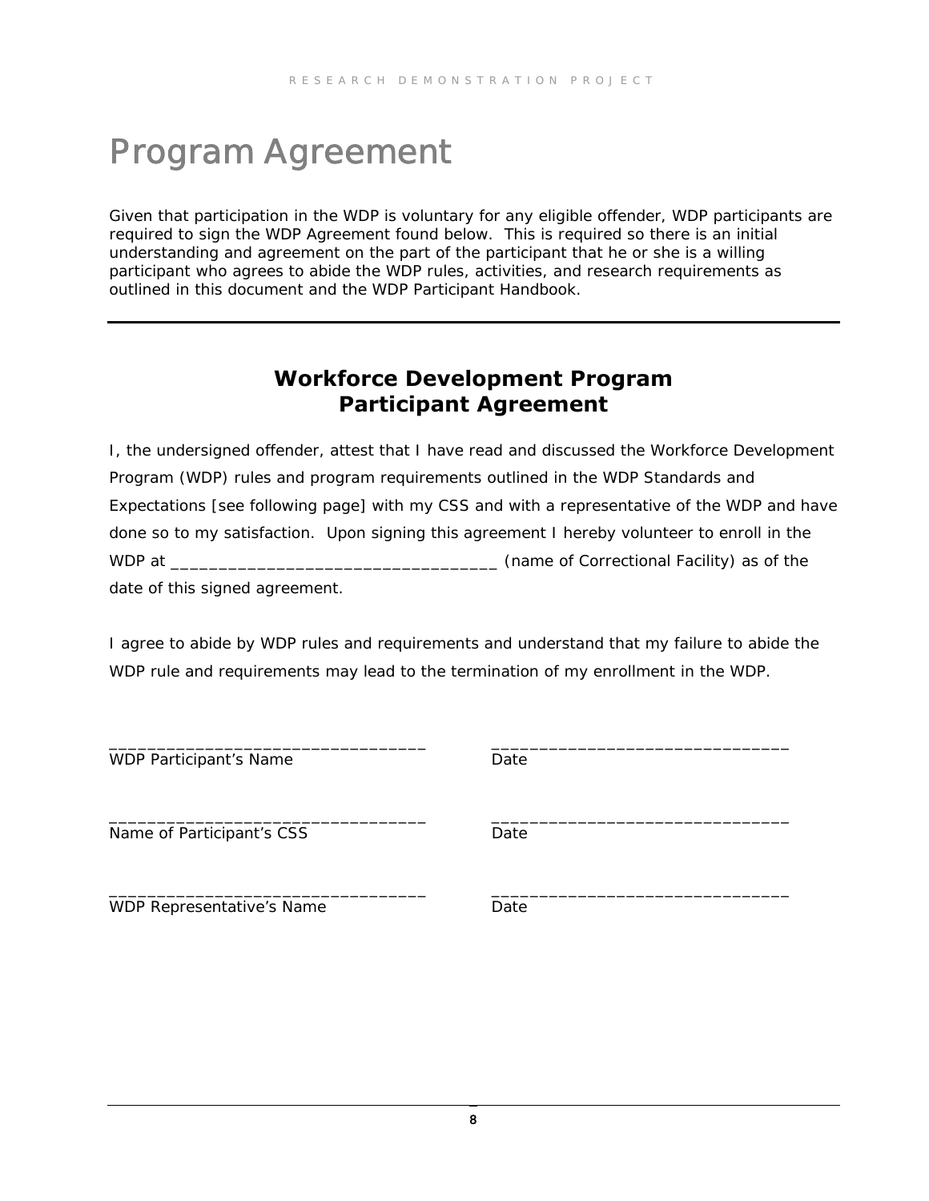# Program Agreement

Given that participation in the WDP is voluntary for any eligible offender, WDP participants are required to sign the WDP Agreement found below. This is required so there is an initial understanding and agreement on the part of the participant that he or she is a willing participant who agrees to abide the WDP rules, activities, and research requirements as outlined in this document and the WDP Participant Handbook.

---

## Workforce Development Program Participant Agreement

I, the undersigned offender, attest that I have read and discussed the Workforce Development Program (WDP) rules and program requirements outlined in the WDP Standards and Expectations [see following page] with my CSS and with a representative of the WDP and have done so to my satisfaction. Upon signing this agreement I hereby volunteer to enroll in the WDP at ___________________________________ (name of Correctional Facility) as of the date of this signed agreement.

I agree to abide by WDP rules and requirements and understand that my failure to abide the WDP rule and requirements may lead to the termination of my enrollment in the WDP.

_________________________________ _______________________________
WDP Participant's Name Date

_________________________________ _______________________________
Name of Participant's CSS Date

_________________________________ _______________________________
WDP Representative's Name Date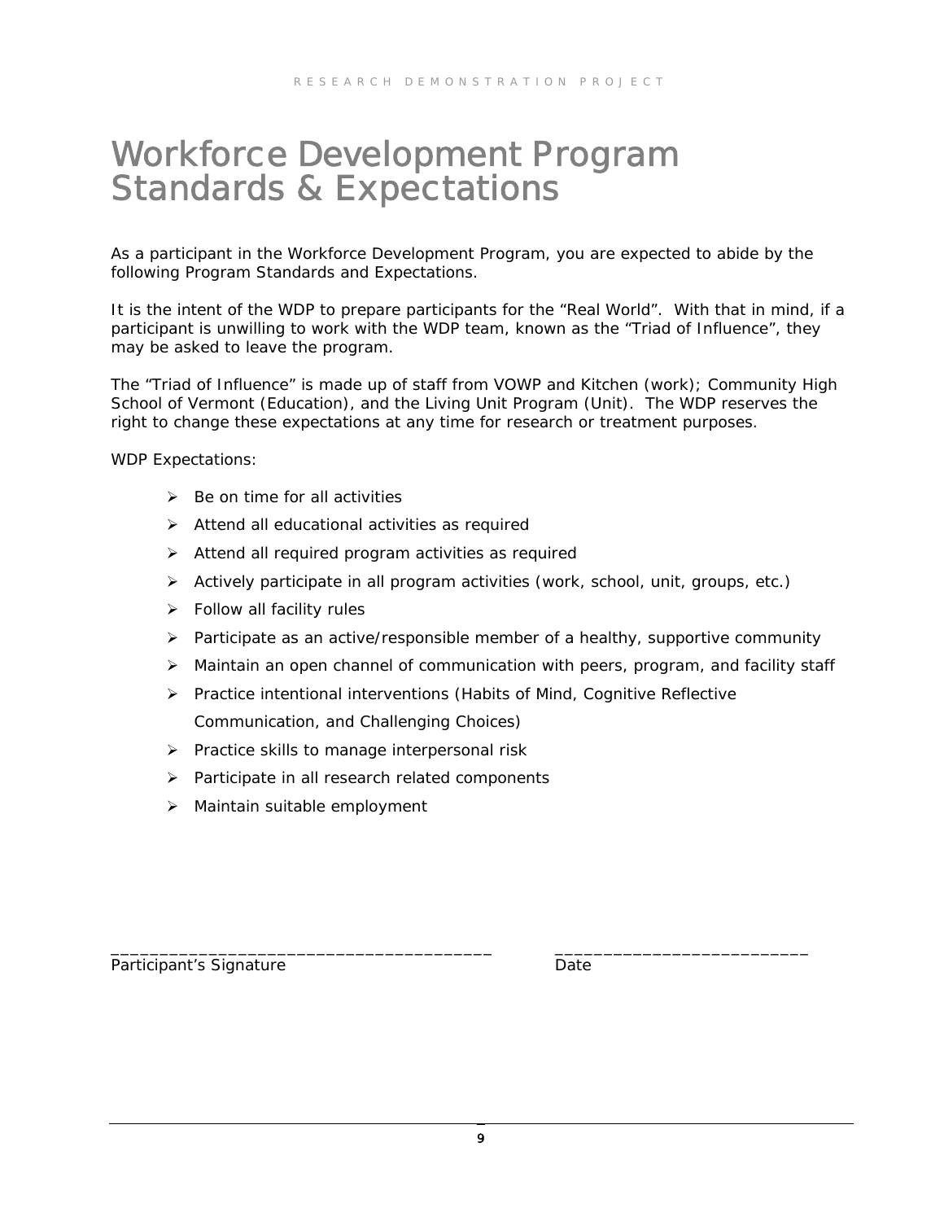# Workforce Development Program Standards & Expectations

As a participant in the Workforce Development Program, you are expected to abide by the following Program Standards and Expectations.

It is the intent of the WDP to prepare participants for the "Real World". With that in mind, if a participant is unwilling to work with the WDP team, known as the "Triad of Influence", they may be asked to leave the program.

The "Triad of Influence" is made up of staff from VOWP and Kitchen (work); Community High School of Vermont (Education), and the Living Unit Program (Unit). The WDP reserves the right to change these expectations at any time for research or treatment purposes.

WDP Expectations:

- Be on time for all activities
- Attend all educational activities as required
- Attend all required program activities as required
- Actively participate in all program activities (work, school, unit, groups, etc.)
- Follow all facility rules
- Participate as an active/responsible member of a healthy, supportive community
- Maintain an open channel of communication with peers, program, and facility staff
- Practice intentional interventions (Habits of Mind, Cognitive Reflective Communication, and Challenging Choices)
- Practice skills to manage interpersonal risk
- Participate in all research related components
- Maintain suitable employment

________________________________________ ___________________________

Participant's Signature Date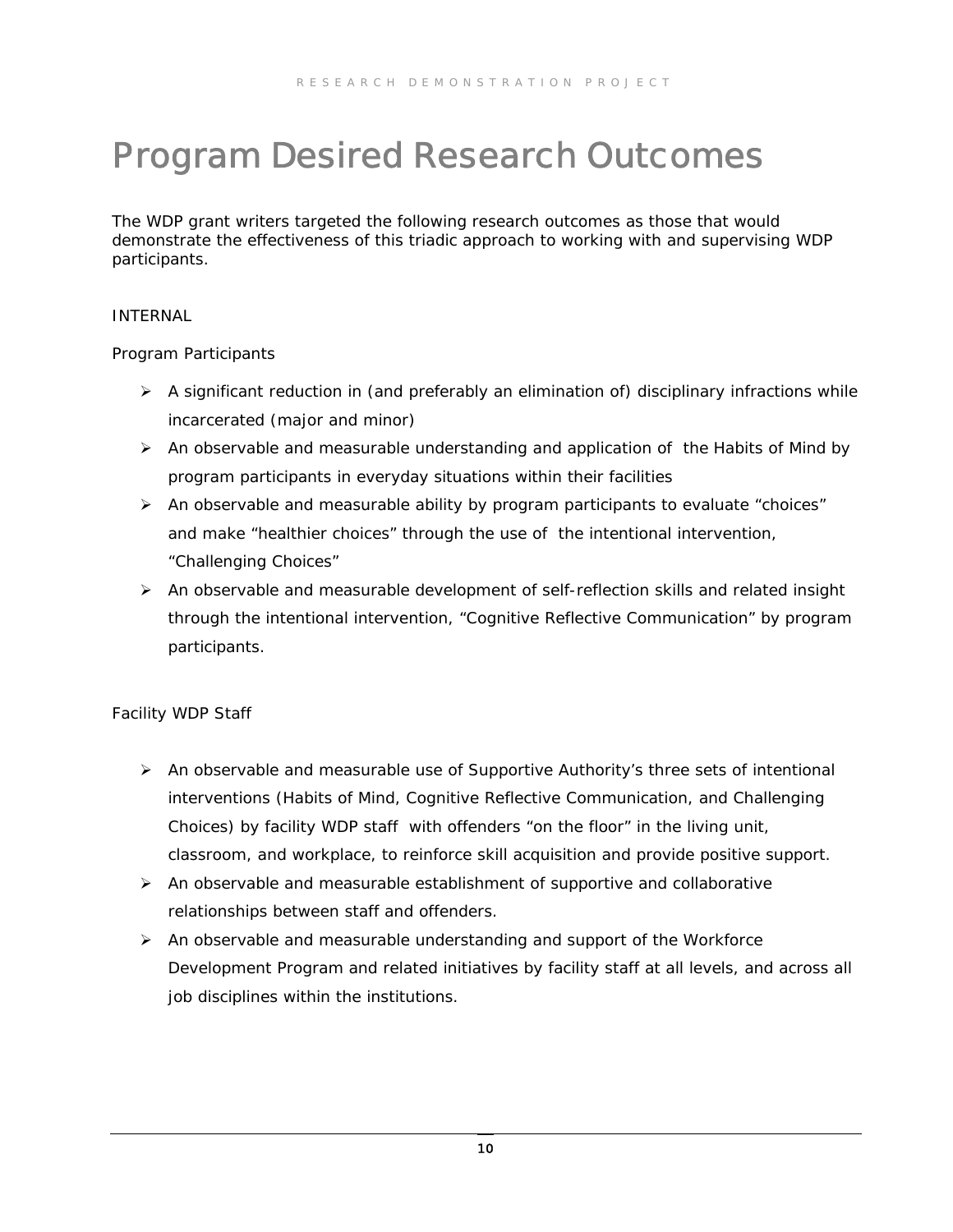# Program Desired Research Outcomes

The WDP grant writers targeted the following research outcomes as those that would demonstrate the effectiveness of this triadic approach to working with and supervising WDP participants.

INTERNAL

Program Participants

- A significant reduction in (and preferably an elimination of) disciplinary infractions while incarcerated (major and minor)
- An observable and measurable understanding and application of the Habits of Mind by program participants in everyday situations within their facilities
- An observable and measurable ability by program participants to evaluate "choices" and make "healthier choices" through the use of the intentional intervention, "Challenging Choices"
- An observable and measurable development of self-reflection skills and related insight through the intentional intervention, "Cognitive Reflective Communication" by program participants.

Facility WDP Staff

- An observable and measurable use of Supportive Authority's three sets of intentional interventions (Habits of Mind, Cognitive Reflective Communication, and Challenging Choices) by facility WDP staff with offenders "on the floor" in the living unit, classroom, and workplace, to reinforce skill acquisition and provide positive support.
- An observable and measurable establishment of supportive and collaborative relationships between staff and offenders.
- An observable and measurable understanding and support of the Workforce Development Program and related initiatives by facility staff at all levels, and across all job disciplines within the institutions.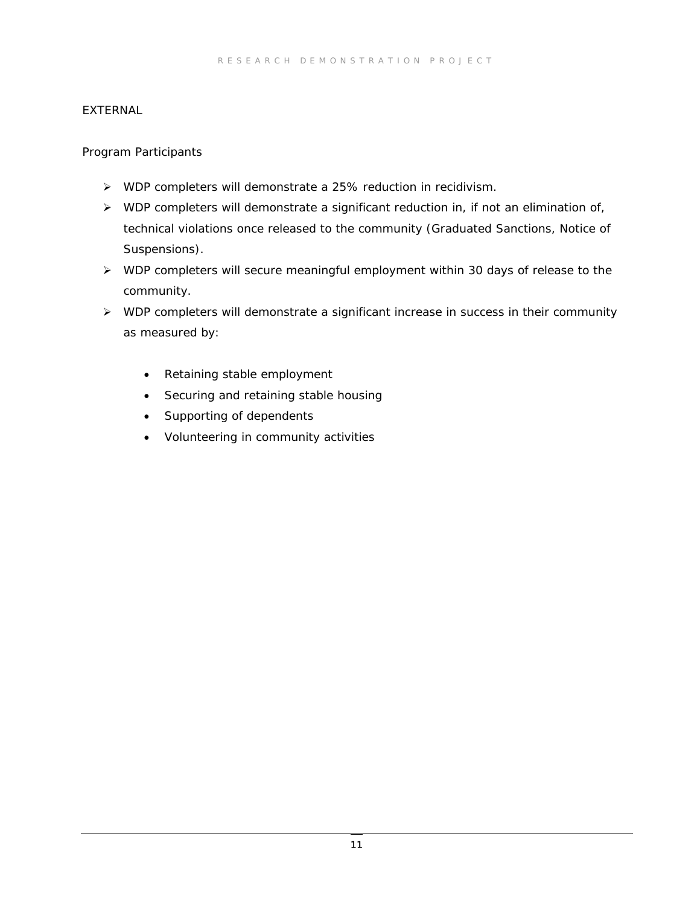EXTERNAL

Program Participants

- WDP completers will demonstrate a 25% reduction in recidivism.
- WDP completers will demonstrate a significant reduction in, if not an elimination of, technical violations once released to the community (Graduated Sanctions, Notice of Suspensions).
- WDP completers will secure meaningful employment within 30 days of release to the community.
- WDP completers will demonstrate a significant increase in success in their community as measured by:
    - Retaining stable employment
    - Securing and retaining stable housing
    - Supporting of dependents
    - Volunteering in community activities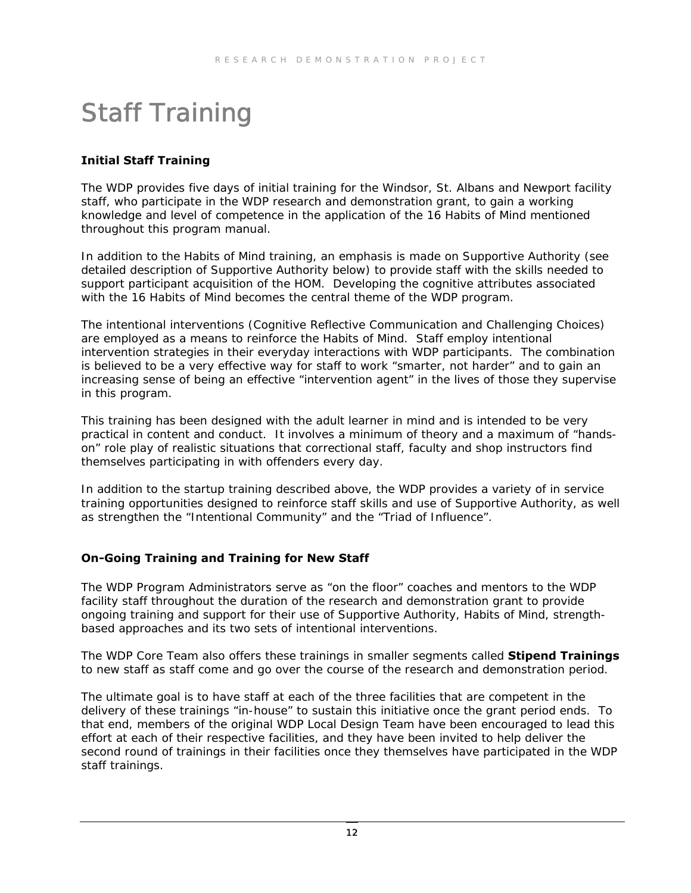# Staff Training

**Initial Staff Training**

The WDP provides five days of initial training for the Windsor, St. Albans and Newport facility staff, who participate in the WDP research and demonstration grant, to gain a working knowledge and level of competence in the application of the 16 Habits of Mind mentioned throughout this program manual.

In addition to the Habits of Mind training, an emphasis is made on Supportive Authority (see detailed description of Supportive Authority below) to provide staff with the skills needed to support participant acquisition of the HOM. Developing the cognitive attributes associated with the 16 Habits of Mind becomes the central theme of the WDP program.

The intentional interventions (Cognitive Reflective Communication and Challenging Choices) are employed as a means to reinforce the Habits of Mind. Staff employ intentional intervention strategies in their everyday interactions with WDP participants. The combination is believed to be a very effective way for staff to work "smarter, not harder" and to gain an increasing sense of being an effective "intervention agent" in the lives of those they supervise in this program.

This training has been designed with the adult learner in mind and is intended to be very practical in content and conduct. It involves a minimum of theory and a maximum of "hands-on" role play of realistic situations that correctional staff, faculty and shop instructors find themselves participating in with offenders every day.

In addition to the startup training described above, the WDP provides a variety of in service training opportunities designed to reinforce staff skills and use of Supportive Authority, as well as strengthen the "Intentional Community" and the "Triad of Influence".

**On-Going Training and Training for New Staff**

The WDP Program Administrators serve as "on the floor" coaches and mentors to the WDP facility staff throughout the duration of the research and demonstration grant to provide ongoing training and support for their use of Supportive Authority, Habits of Mind, strength-based approaches and its two sets of intentional interventions.

The WDP Core Team also offers these trainings in smaller segments called **Stipend Trainings** to new staff as staff come and go over the course of the research and demonstration period.

The ultimate goal is to have staff at each of the three facilities that are competent in the delivery of these trainings "in-house" to sustain this initiative once the grant period ends. To that end, members of the original WDP Local Design Team have been encouraged to lead this effort at each of their respective facilities, and they have been invited to help deliver the second round of trainings in their facilities once they themselves have participated in the WDP staff trainings.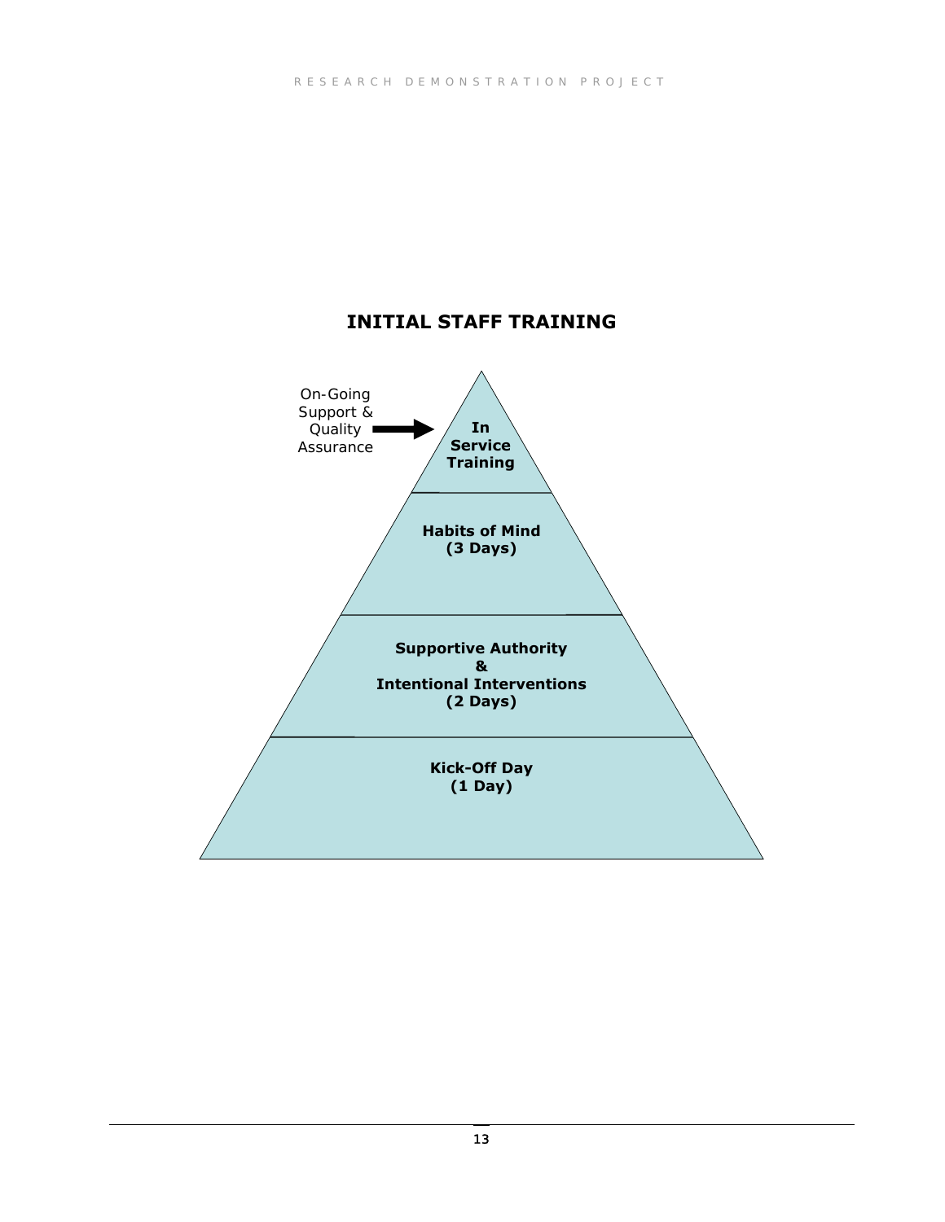## INITIAL STAFF TRAINING

On-Going Support & Quality Assurance → **In Service Training**

**Habits of Mind (3 Days)**

**Supportive Authority & Intentional Interventions (2 Days)**

**Kick-Off Day (1 Day)**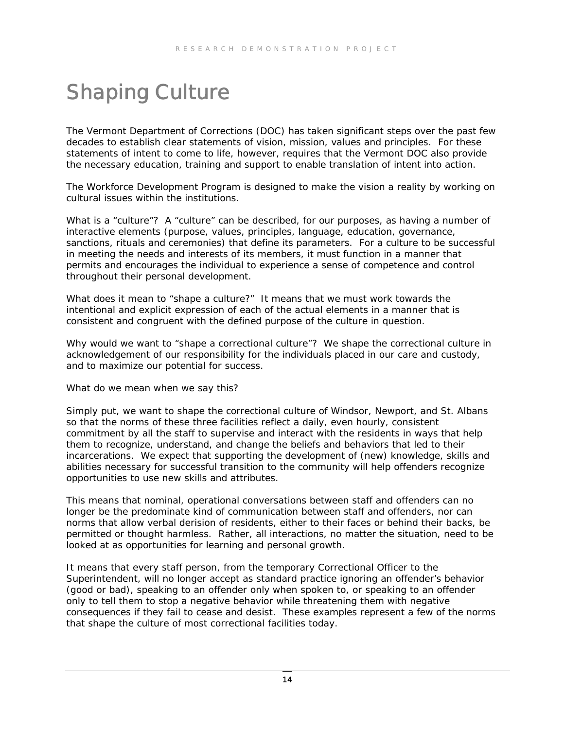# Shaping Culture

The Vermont Department of Corrections (DOC) has taken significant steps over the past few decades to establish clear statements of vision, mission, values and principles. For these statements of intent to come to life, however, requires that the Vermont DOC also provide the necessary education, training and support to enable translation of intent into action.

The Workforce Development Program is designed to make the vision a reality by working on cultural issues within the institutions.

What is a "culture"? A "culture" can be described, for our purposes, as having a number of interactive elements (purpose, values, principles, language, education, governance, sanctions, rituals and ceremonies) that define its parameters. For a culture to be successful in meeting the needs and interests of its members, it must function in a manner that permits and encourages the individual to experience a sense of competence and control throughout their personal development.

What does it mean to "shape a culture?" It means that we must work towards the intentional and explicit expression of each of the actual elements in a manner that is consistent and congruent with the defined purpose of the culture in question.

Why would we want to "shape a correctional culture"? We shape the correctional culture in acknowledgement of our responsibility for the individuals placed in our care and custody, and to maximize our potential for success.

What do we mean when we say this?

Simply put, we want to shape the correctional culture of Windsor, Newport, and St. Albans so that the norms of these three facilities reflect a daily, even hourly, consistent commitment by all the staff to supervise and interact with the residents in ways that help them to recognize, understand, and change the beliefs and behaviors that led to their incarcerations. We expect that supporting the development of (new) knowledge, skills and abilities necessary for successful transition to the community will help offenders recognize opportunities to use new skills and attributes.

This means that nominal, operational conversations between staff and offenders can no longer be the predominate kind of communication between staff and offenders, nor can norms that allow verbal derision of residents, either to their faces or behind their backs, be permitted or thought harmless. Rather, all interactions, no matter the situation, need to be looked at as opportunities for learning and personal growth.

It means that every staff person, from the temporary Correctional Officer to the Superintendent, will no longer accept as standard practice ignoring an offender's behavior (good or bad), speaking to an offender only when spoken to, or speaking to an offender only to tell them to stop a negative behavior while threatening them with negative consequences if they fail to cease and desist. These examples represent a few of the norms that shape the culture of most correctional facilities today.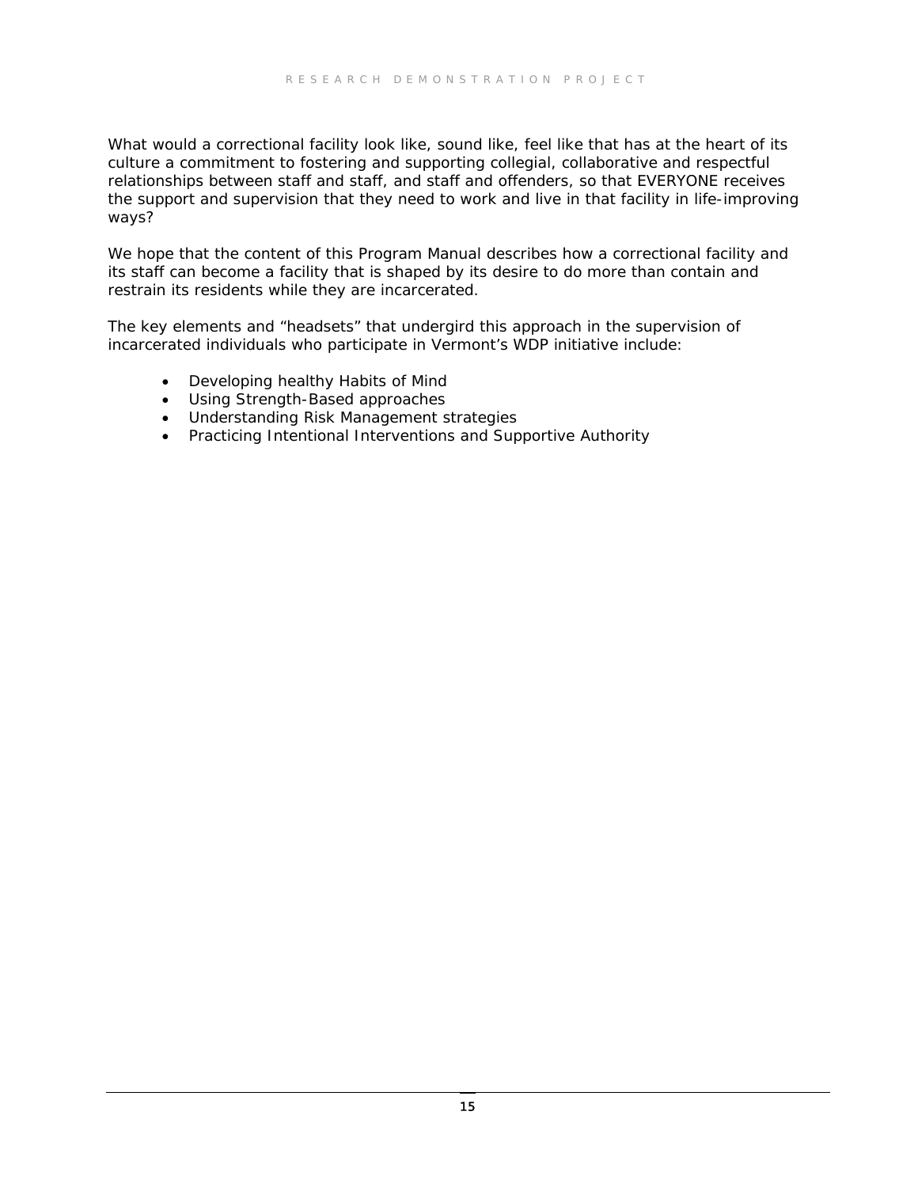What would a correctional facility look like, sound like, feel like that has at the heart of its culture a commitment to fostering and supporting collegial, collaborative and respectful relationships between staff and staff, and staff and offenders, so that EVERYONE receives the support and supervision that they need to work and live in that facility in life-improving ways?

We hope that the content of this Program Manual describes how a correctional facility and its staff can become a facility that is shaped by its desire to do more than contain and restrain its residents while they are incarcerated.

The key elements and "headsets" that undergird this approach in the supervision of incarcerated individuals who participate in Vermont's WDP initiative include:

- Developing healthy Habits of Mind
- Using Strength-Based approaches
- Understanding Risk Management strategies
- Practicing Intentional Interventions and Supportive Authority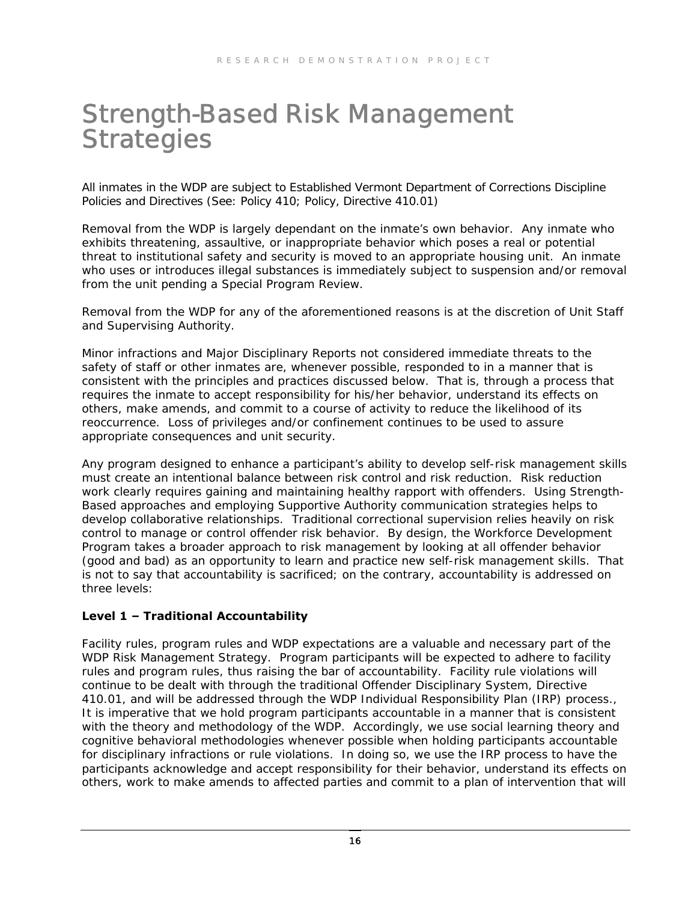# Strength-Based Risk Management Strategies

All inmates in the WDP are subject to Established Vermont Department of Corrections Discipline Policies and Directives (See: Policy 410; Policy, Directive 410.01)

Removal from the WDP is largely dependant on the inmate's own behavior. Any inmate who exhibits threatening, assaultive, or inappropriate behavior which poses a real or potential threat to institutional safety and security is moved to an appropriate housing unit. An inmate who uses or introduces illegal substances is immediately subject to suspension and/or removal from the unit pending a Special Program Review.

Removal from the WDP for any of the aforementioned reasons is at the discretion of Unit Staff and Supervising Authority.

Minor infractions and Major Disciplinary Reports not considered immediate threats to the safety of staff or other inmates are, whenever possible, responded to in a manner that is consistent with the principles and practices discussed below. That is, through a process that requires the inmate to accept responsibility for his/her behavior, understand its effects on others, make amends, and commit to a course of activity to reduce the likelihood of its reoccurrence. Loss of privileges and/or confinement continues to be used to assure appropriate consequences and unit security.

Any program designed to enhance a participant's ability to develop self-risk management skills must create an intentional balance between risk control and risk reduction. Risk reduction work clearly requires gaining and maintaining healthy rapport with offenders. Using Strength-Based approaches and employing Supportive Authority communication strategies helps to develop collaborative relationships. Traditional correctional supervision relies heavily on risk control to manage or control offender risk behavior. By design, the Workforce Development Program takes a broader approach to risk management by looking at all offender behavior (good and bad) as an opportunity to learn and practice new self-risk management skills. That is not to say that accountability is sacrificed; on the contrary, accountability is addressed on three levels:

**Level 1 – Traditional Accountability**

Facility rules, program rules and WDP expectations are a valuable and necessary part of the WDP Risk Management Strategy. Program participants will be expected to adhere to facility rules and program rules, thus raising the bar of accountability. Facility rule violations will continue to be dealt with through the traditional Offender Disciplinary System, Directive 410.01, and will be addressed through the WDP Individual Responsibility Plan (IRP) process., It is imperative that we hold program participants accountable in a manner that is consistent with the theory and methodology of the WDP. Accordingly, we use social learning theory and cognitive behavioral methodologies whenever possible when holding participants accountable for disciplinary infractions or rule violations. In doing so, we use the IRP process to have the participants acknowledge and accept responsibility for their behavior, understand its effects on others, work to make amends to affected parties and commit to a plan of intervention that will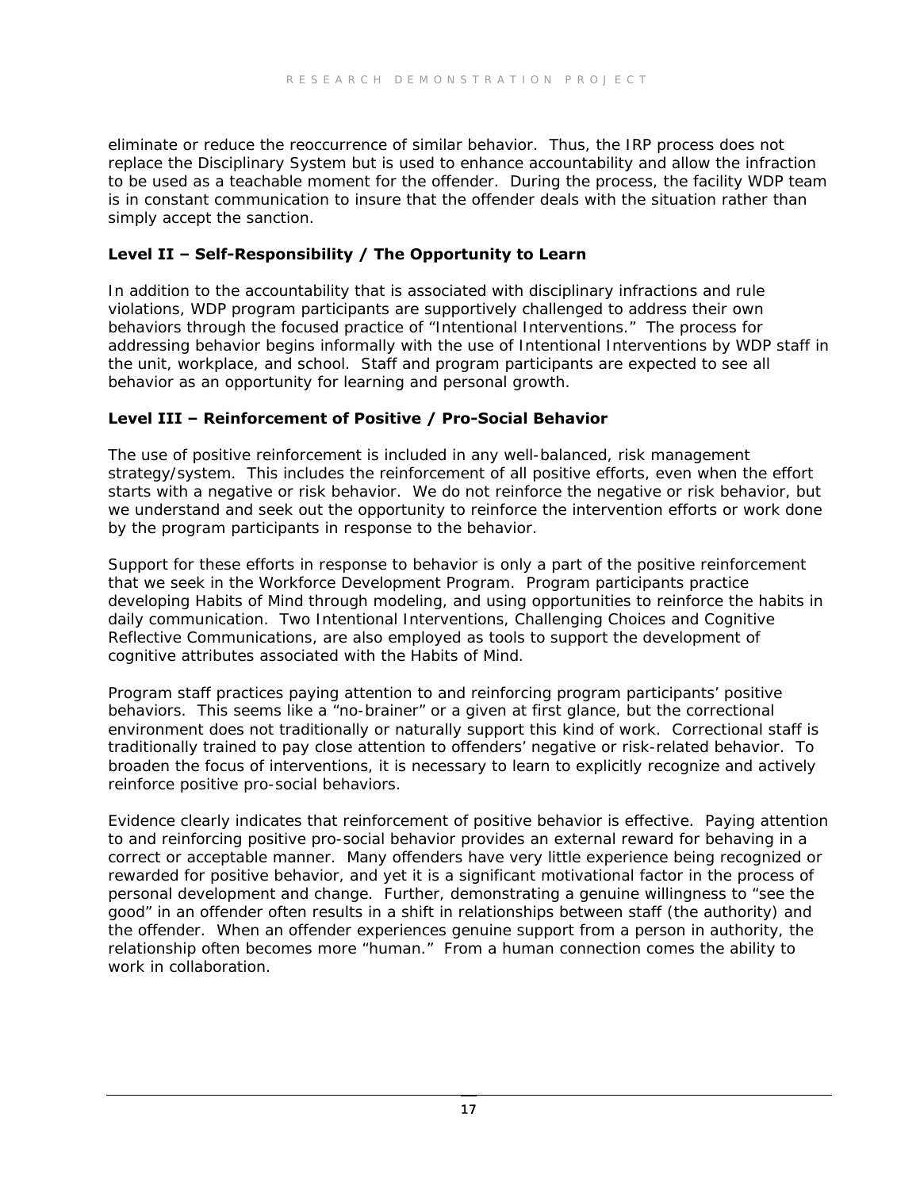eliminate or reduce the reoccurrence of similar behavior. Thus, the IRP process does not replace the Disciplinary System but is used to enhance accountability and allow the infraction to be used as a teachable moment for the offender. During the process, the facility WDP team is in constant communication to insure that the offender deals with the situation rather than simply accept the sanction.

### Level II – Self-Responsibility / The Opportunity to Learn

In addition to the accountability that is associated with disciplinary infractions and rule violations, WDP program participants are supportively challenged to address their own behaviors through the focused practice of "Intentional Interventions." The process for addressing behavior begins informally with the use of Intentional Interventions by WDP staff in the unit, workplace, and school. Staff and program participants are expected to see all behavior as an opportunity for learning and personal growth.

### Level III – Reinforcement of Positive / Pro-Social Behavior

The use of positive reinforcement is included in any well-balanced, risk management strategy/system. This includes the reinforcement of all positive efforts, even when the effort starts with a negative or risk behavior. We do not reinforce the negative or risk behavior, but we understand and seek out the opportunity to reinforce the intervention efforts or work done by the program participants in response to the behavior.

Support for these efforts in response to behavior is only a part of the positive reinforcement that we seek in the Workforce Development Program. Program participants practice developing Habits of Mind through modeling, and using opportunities to reinforce the habits in daily communication. Two Intentional Interventions, Challenging Choices and Cognitive Reflective Communications, are also employed as tools to support the development of cognitive attributes associated with the Habits of Mind.

Program staff practices paying attention to and reinforcing program participants' positive behaviors. This seems like a "no-brainer" or a given at first glance, but the correctional environment does not traditionally or naturally support this kind of work. Correctional staff is traditionally trained to pay close attention to offenders' negative or risk-related behavior. To broaden the focus of interventions, it is necessary to learn to explicitly recognize and actively reinforce positive pro-social behaviors.

Evidence clearly indicates that reinforcement of positive behavior is effective. Paying attention to and reinforcing positive pro-social behavior provides an external reward for behaving in a correct or acceptable manner. Many offenders have very little experience being recognized or rewarded for positive behavior, and yet it is a significant motivational factor in the process of personal development and change. Further, demonstrating a genuine willingness to "see the good" in an offender often results in a shift in relationships between staff (the authority) and the offender. When an offender experiences genuine support from a person in authority, the relationship often becomes more "human." From a human connection comes the ability to work in collaboration.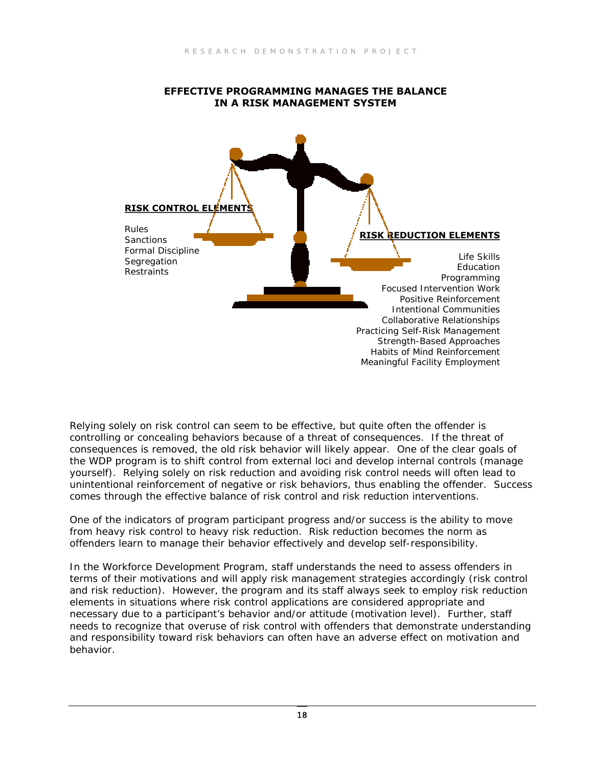## EFFECTIVE PROGRAMMING MANAGES THE BALANCE IN A RISK MANAGEMENT SYSTEM

**RISK CONTROL ELEMENTS**

Rules
Sanctions
Formal Discipline
Segregation
Restraints

**RISK REDUCTION ELEMENTS**

Life Skills
Education
Programming
Focused Intervention Work
Positive Reinforcement
Intentional Communities
Collaborative Relationships
Practicing Self-Risk Management
Strength-Based Approaches
Habits of Mind Reinforcement
Meaningful Facility Employment

Relying solely on risk control can seem to be effective, but quite often the offender is controlling or concealing behaviors because of a threat of consequences. If the threat of consequences is removed, the old risk behavior will likely appear. One of the clear goals of the WDP program is to shift control from external loci and develop internal controls (manage yourself). Relying solely on risk reduction and avoiding risk control needs will often lead to unintentional reinforcement of negative or risk behaviors, thus enabling the offender. Success comes through the effective balance of risk control and risk reduction interventions.

One of the indicators of program participant progress and/or success is the ability to move from heavy risk control to heavy risk reduction. Risk reduction becomes the norm as offenders learn to manage their behavior effectively and develop self-responsibility.

In the Workforce Development Program, staff understands the need to assess offenders in terms of their motivations and will apply risk management strategies accordingly (risk control and risk reduction). However, the program and its staff always seek to employ risk reduction elements in situations where risk control applications are considered appropriate and necessary due to a participant's behavior and/or attitude (motivation level). Further, staff needs to recognize that overuse of risk control with offenders that demonstrate understanding and responsibility toward risk behaviors can often have an adverse effect on motivation and behavior.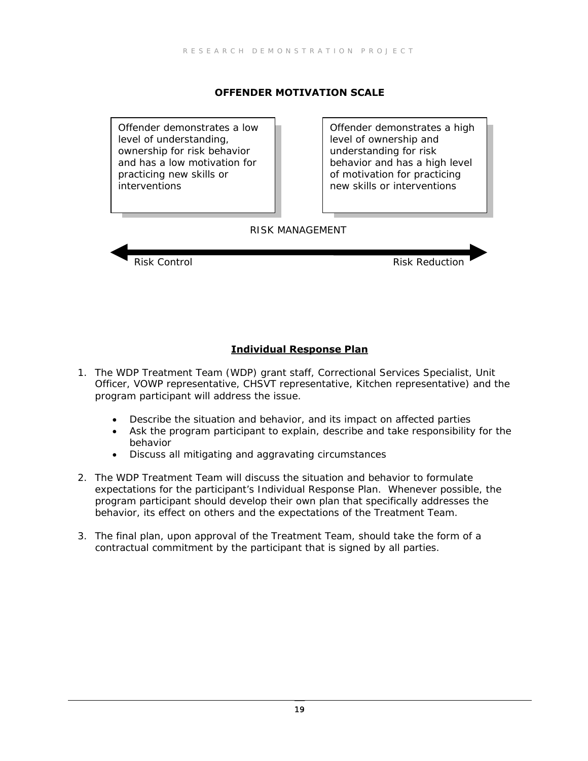**OFFENDER MOTIVATION SCALE**

| Offender demonstrates a low level of understanding, ownership for risk behavior and has a low motivation for practicing new skills or interventions | Offender demonstrates a high level of ownership and understanding for risk behavior and has a high level of motivation for practicing new skills or interventions |
|---|---|

RISK MANAGEMENT

Risk Control ◄────────────────► Risk Reduction

## Individual Response Plan

1. The WDP Treatment Team (WDP) grant staff, Correctional Services Specialist, Unit Officer, VOWP representative, CHSVT representative, Kitchen representative) and the program participant will address the issue.

    - Describe the situation and behavior, and its impact on affected parties
    - Ask the program participant to explain, describe and take responsibility for the behavior
    - Discuss all mitigating and aggravating circumstances

2. The WDP Treatment Team will discuss the situation and behavior to formulate expectations for the participant's Individual Response Plan. Whenever possible, the program participant should develop their own plan that specifically addresses the behavior, its effect on others and the expectations of the Treatment Team.

3. The final plan, upon approval of the Treatment Team, should take the form of a contractual commitment by the participant that is signed by all parties.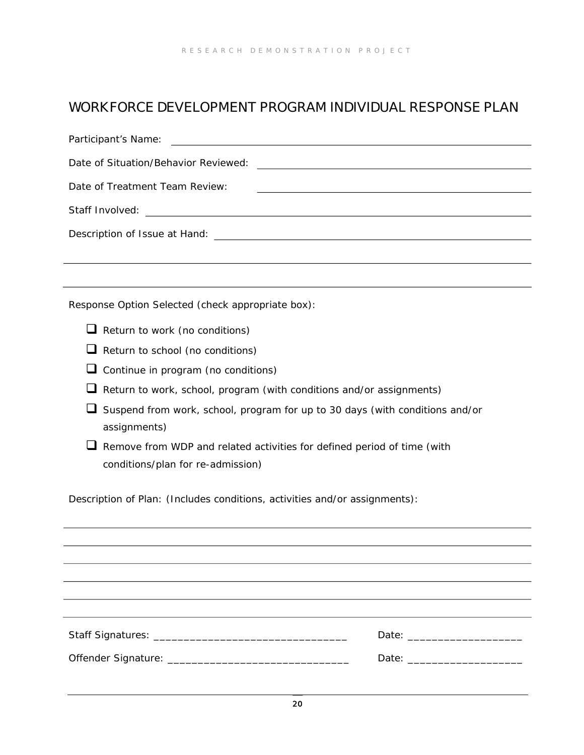# WORKFORCE DEVELOPMENT PROGRAM INDIVIDUAL RESPONSE PLAN

Participant's Name: ______________________________________________

Date of Situation/Behavior Reviewed: ______________________________

Date of Treatment Team Review: ___________________________________

Staff Involved: __________________________________________________

Description of Issue at Hand: _____________________________________

___________________________________________________________________

___________________________________________________________________

Response Option Selected (check appropriate box):

- ☐ Return to work (no conditions)
- ☐ Return to school (no conditions)
- ☐ Continue in program (no conditions)
- ☐ Return to work, school, program (with conditions and/or assignments)
- ☐ Suspend from work, school, program for up to 30 days (with conditions and/or assignments)
- ☐ Remove from WDP and related activities for defined period of time (with conditions/plan for re-admission)

Description of Plan: (Includes conditions, activities and/or assignments):

___________________________________________________________________

___________________________________________________________________

___________________________________________________________________

___________________________________________________________________

___________________________________________________________________

___________________________________________________________________

Staff Signatures: _________________________________ Date: ___________________

Offender Signature: _______________________________ Date: ___________________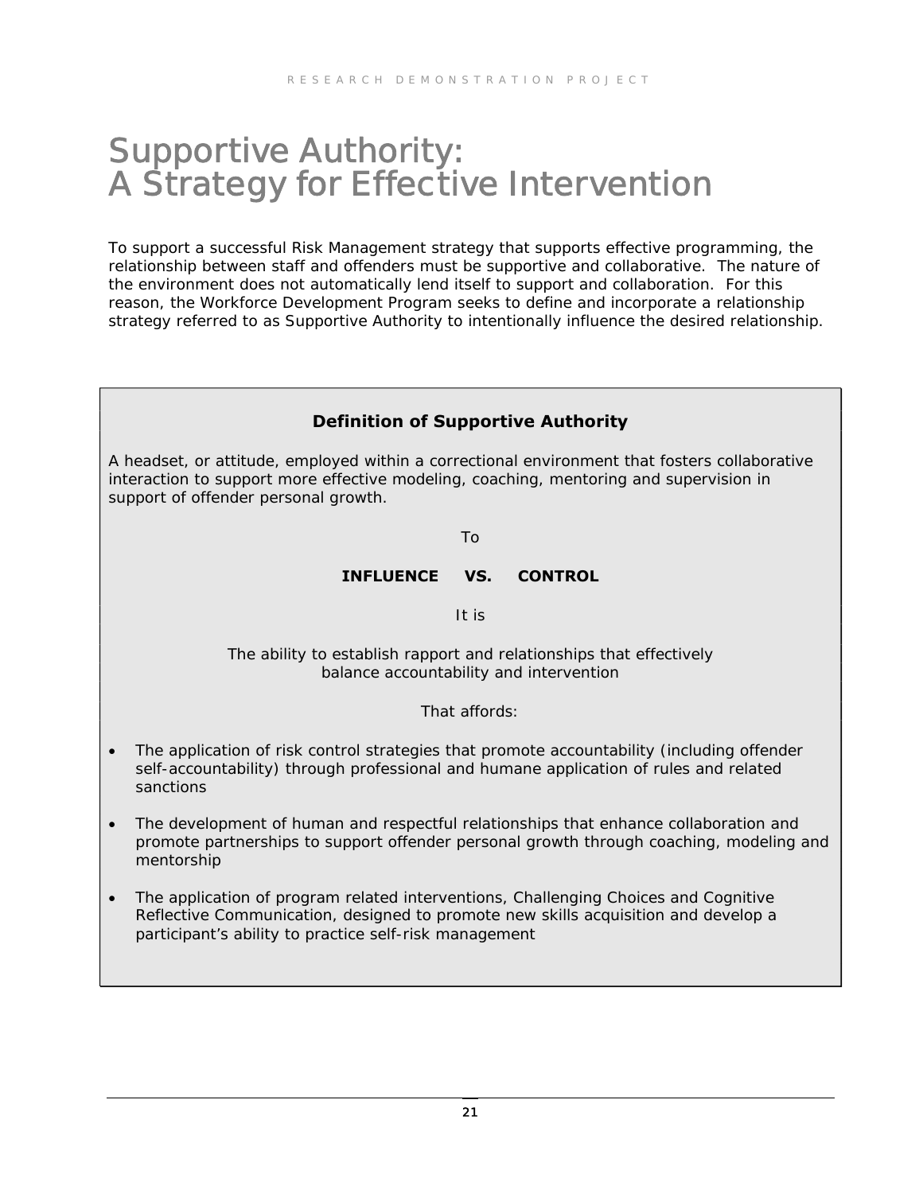# Supportive Authority: A Strategy for Effective Intervention

To support a successful Risk Management strategy that supports effective programming, the relationship between staff and offenders must be supportive and collaborative. The nature of the environment does not automatically lend itself to support and collaboration. For this reason, the Workforce Development Program seeks to define and incorporate a relationship strategy referred to as Supportive Authority to intentionally influence the desired relationship.

**Definition of Supportive Authority**

A headset, or attitude, employed within a correctional environment that fosters collaborative interaction to support more effective modeling, coaching, mentoring and supervision in support of offender personal growth.

To

**INFLUENCE VS. CONTROL**

It is

The ability to establish rapport and relationships that effectively balance accountability and intervention

That affords:

- The application of risk control strategies that promote accountability (including offender self-accountability) through professional and humane application of rules and related sanctions
- The development of human and respectful relationships that enhance collaboration and promote partnerships to support offender personal growth through coaching, modeling and mentorship
- The application of program related interventions, Challenging Choices and Cognitive Reflective Communication, designed to promote new skills acquisition and develop a participant's ability to practice self-risk management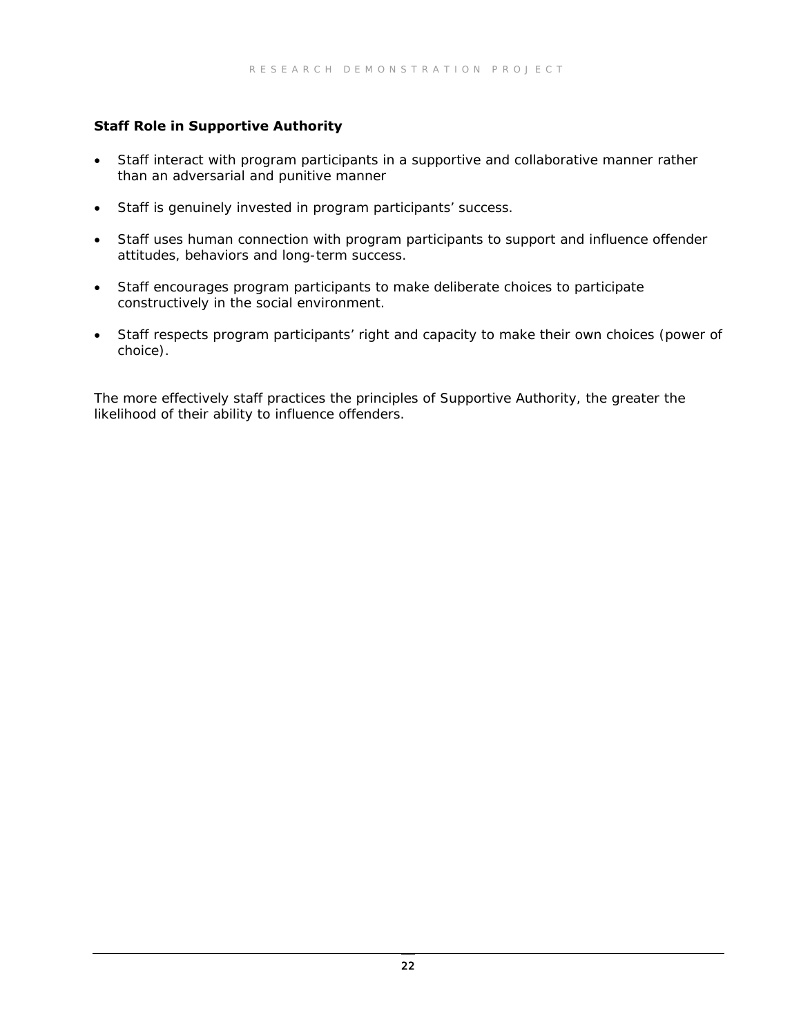**Staff Role in Supportive Authority**

- Staff interact with program participants in a supportive and collaborative manner rather than an adversarial and punitive manner
- Staff is genuinely invested in program participants' success.
- Staff uses human connection with program participants to support and influence offender attitudes, behaviors and long-term success.
- Staff encourages program participants to make deliberate choices to participate constructively in the social environment.
- Staff respects program participants' right and capacity to make their own choices (power of choice).

The more effectively staff practices the principles of Supportive Authority, the greater the likelihood of their ability to influence offenders.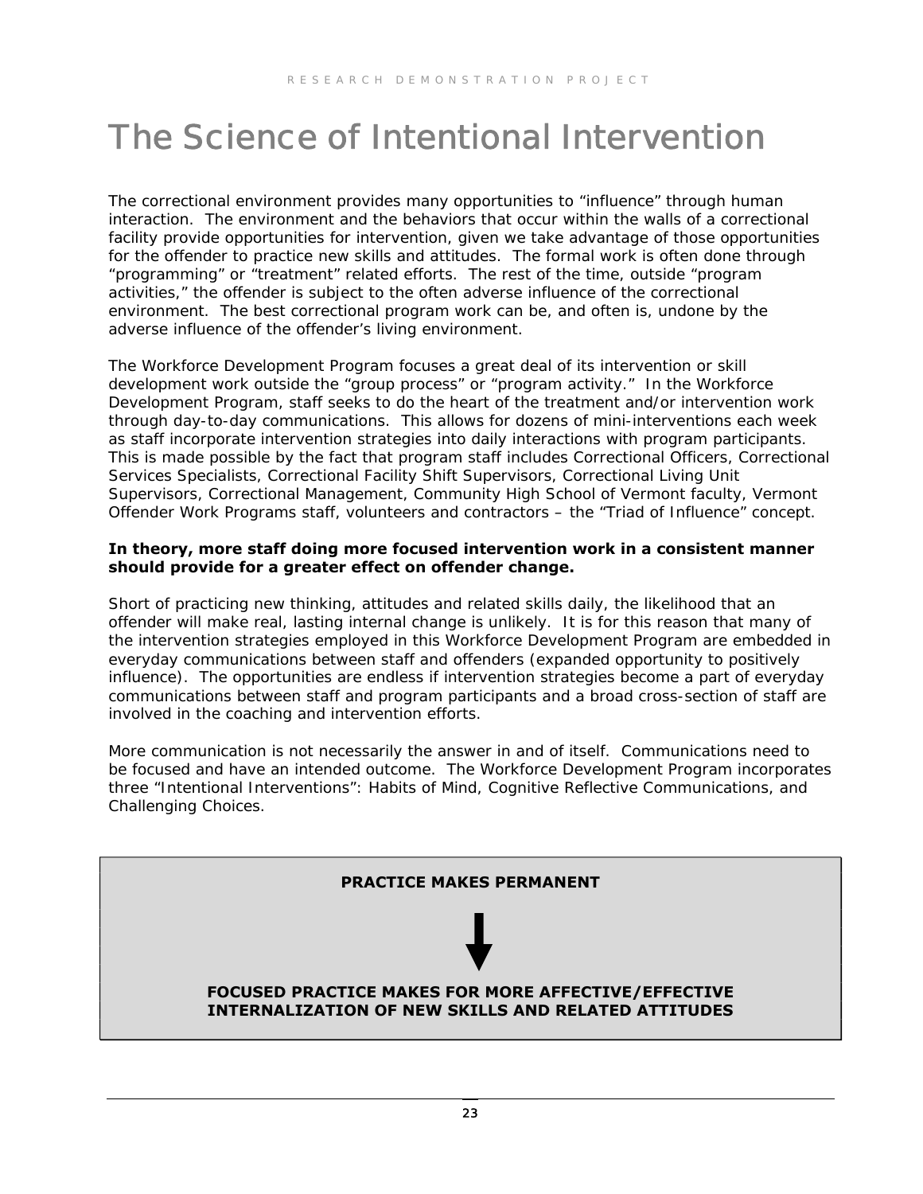# The Science of Intentional Intervention

The correctional environment provides many opportunities to "influence" through human interaction. The environment and the behaviors that occur within the walls of a correctional facility provide opportunities for intervention, given we take advantage of those opportunities for the offender to practice new skills and attitudes. The formal work is often done through "programming" or "treatment" related efforts. The rest of the time, outside "program activities," the offender is subject to the often adverse influence of the correctional environment. The best correctional program work can be, and often is, undone by the adverse influence of the offender's living environment.

The Workforce Development Program focuses a great deal of its intervention or skill development work outside the "group process" or "program activity." In the Workforce Development Program, staff seeks to do the heart of the treatment and/or intervention work through day-to-day communications. This allows for dozens of mini-interventions each week as staff incorporate intervention strategies into daily interactions with program participants. This is made possible by the fact that program staff includes Correctional Officers, Correctional Services Specialists, Correctional Facility Shift Supervisors, Correctional Living Unit Supervisors, Correctional Management, Community High School of Vermont faculty, Vermont Offender Work Programs staff, volunteers and contractors – the "Triad of Influence" concept.

**In theory, more staff doing more focused intervention work in a consistent manner should provide for a greater effect on offender change.**

Short of practicing new thinking, attitudes and related skills daily, the likelihood that an offender will make real, lasting internal change is unlikely. It is for this reason that many of the intervention strategies employed in this Workforce Development Program are embedded in everyday communications between staff and offenders (expanded opportunity to positively influence). The opportunities are endless if intervention strategies become a part of everyday communications between staff and program participants and a broad cross-section of staff are involved in the coaching and intervention efforts.

More communication is not necessarily the answer in and of itself. Communications need to be focused and have an intended outcome. The Workforce Development Program incorporates three "Intentional Interventions": Habits of Mind, Cognitive Reflective Communications, and Challenging Choices.

**PRACTICE MAKES PERMANENT**

↓

**FOCUSED PRACTICE MAKES FOR MORE AFFECTIVE/EFFECTIVE INTERNALIZATION OF NEW SKILLS AND RELATED ATTITUDES**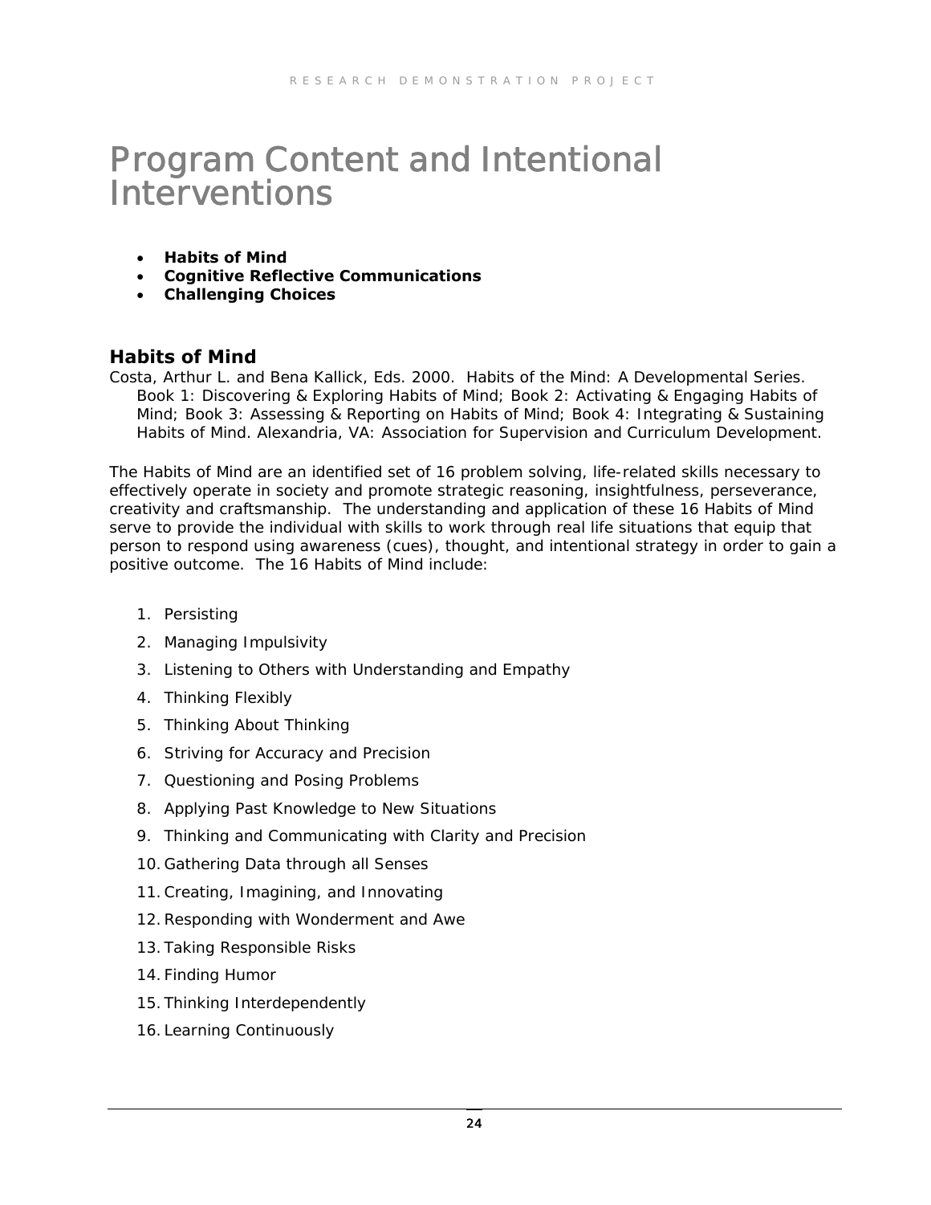# Program Content and Intentional Interventions

- **Habits of Mind**
- **Cognitive Reflective Communications**
- **Challenging Choices**

## Habits of Mind

Costa, Arthur L. and Bena Kallick, Eds. 2000. Habits of the Mind: A Developmental Series. Book 1: Discovering & Exploring Habits of Mind; Book 2: Activating & Engaging Habits of Mind; Book 3: Assessing & Reporting on Habits of Mind; Book 4: Integrating & Sustaining Habits of Mind. Alexandria, VA: Association for Supervision and Curriculum Development.

The Habits of Mind are an identified set of 16 problem solving, life-related skills necessary to effectively operate in society and promote strategic reasoning, insightfulness, perseverance, creativity and craftsmanship. The understanding and application of these 16 Habits of Mind serve to provide the individual with skills to work through real life situations that equip that person to respond using awareness (cues), thought, and intentional strategy in order to gain a positive outcome. The 16 Habits of Mind include:

1. Persisting
2. Managing Impulsivity
3. Listening to Others with Understanding and Empathy
4. Thinking Flexibly
5. Thinking About Thinking
6. Striving for Accuracy and Precision
7. Questioning and Posing Problems
8. Applying Past Knowledge to New Situations
9. Thinking and Communicating with Clarity and Precision
10. Gathering Data through all Senses
11. Creating, Imagining, and Innovating
12. Responding with Wonderment and Awe
13. Taking Responsible Risks
14. Finding Humor
15. Thinking Interdependently
16. Learning Continuously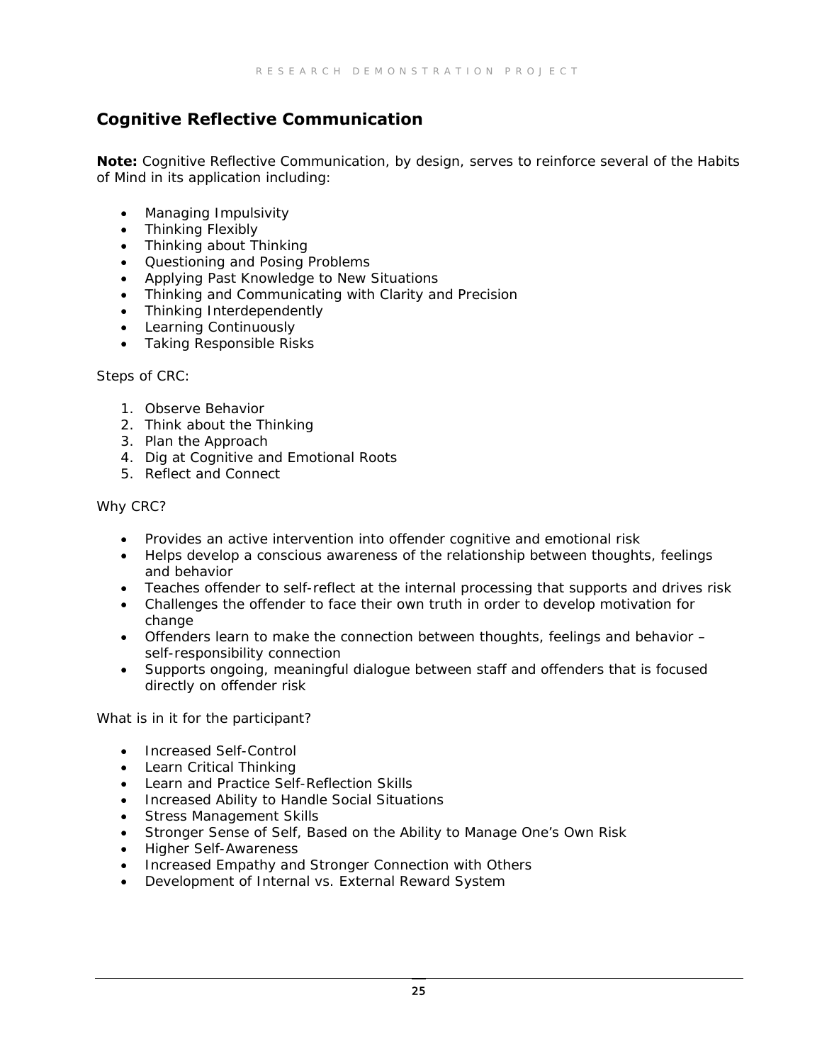## Cognitive Reflective Communication

**Note:** Cognitive Reflective Communication, by design, serves to reinforce several of the Habits of Mind in its application including:

- Managing Impulsivity
- Thinking Flexibly
- Thinking about Thinking
- Questioning and Posing Problems
- Applying Past Knowledge to New Situations
- Thinking and Communicating with Clarity and Precision
- Thinking Interdependently
- Learning Continuously
- Taking Responsible Risks

Steps of CRC:

1. Observe Behavior
2. Think about the Thinking
3. Plan the Approach
4. Dig at Cognitive and Emotional Roots
5. Reflect and Connect

Why CRC?

- Provides an active intervention into offender cognitive and emotional risk
- Helps develop a conscious awareness of the relationship between thoughts, feelings and behavior
- Teaches offender to self-reflect at the internal processing that supports and drives risk
- Challenges the offender to face their own truth in order to develop motivation for change
- Offenders learn to make the connection between thoughts, feelings and behavior – self-responsibility connection
- Supports ongoing, meaningful dialogue between staff and offenders that is focused directly on offender risk

What is in it for the participant?

- Increased Self-Control
- Learn Critical Thinking
- Learn and Practice Self-Reflection Skills
- Increased Ability to Handle Social Situations
- Stress Management Skills
- Stronger Sense of Self, Based on the Ability to Manage One's Own Risk
- Higher Self-Awareness
- Increased Empathy and Stronger Connection with Others
- Development of Internal vs. External Reward System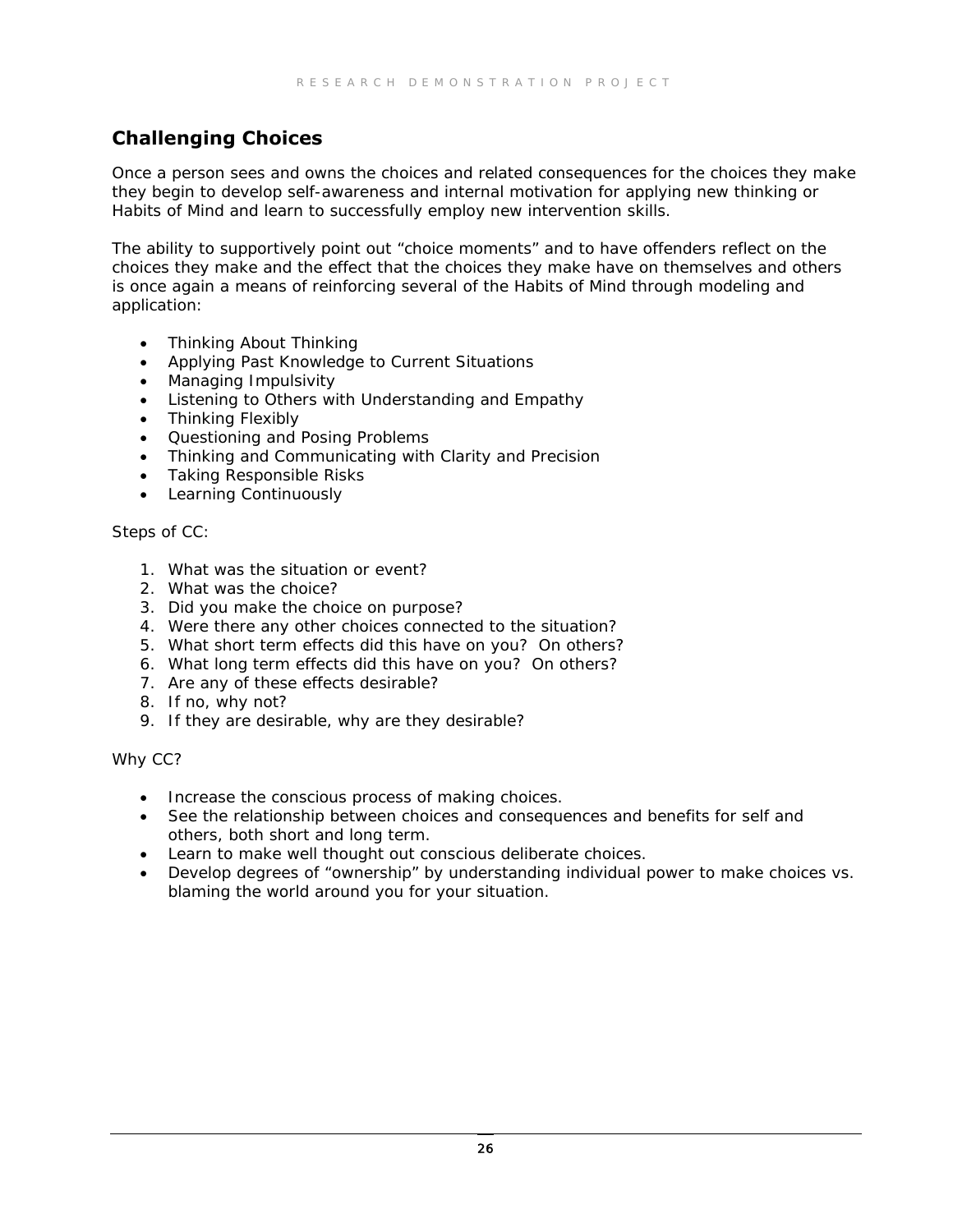## Challenging Choices

Once a person sees and owns the choices and related consequences for the choices they make they begin to develop self-awareness and internal motivation for applying new thinking or Habits of Mind and learn to successfully employ new intervention skills.

The ability to supportively point out "choice moments" and to have offenders reflect on the choices they make and the effect that the choices they make have on themselves and others is once again a means of reinforcing several of the Habits of Mind through modeling and application:

- Thinking About Thinking
- Applying Past Knowledge to Current Situations
- Managing Impulsivity
- Listening to Others with Understanding and Empathy
- Thinking Flexibly
- Questioning and Posing Problems
- Thinking and Communicating with Clarity and Precision
- Taking Responsible Risks
- Learning Continuously

Steps of CC:

1. What was the situation or event?
2. What was the choice?
3. Did you make the choice on purpose?
4. Were there any other choices connected to the situation?
5. What short term effects did this have on you? On others?
6. What long term effects did this have on you? On others?
7. Are any of these effects desirable?
8. If no, why not?
9. If they are desirable, why are they desirable?

Why CC?

- Increase the conscious process of making choices.
- See the relationship between choices and consequences and benefits for self and others, both short and long term.
- Learn to make well thought out conscious deliberate choices.
- Develop degrees of "ownership" by understanding individual power to make choices vs. blaming the world around you for your situation.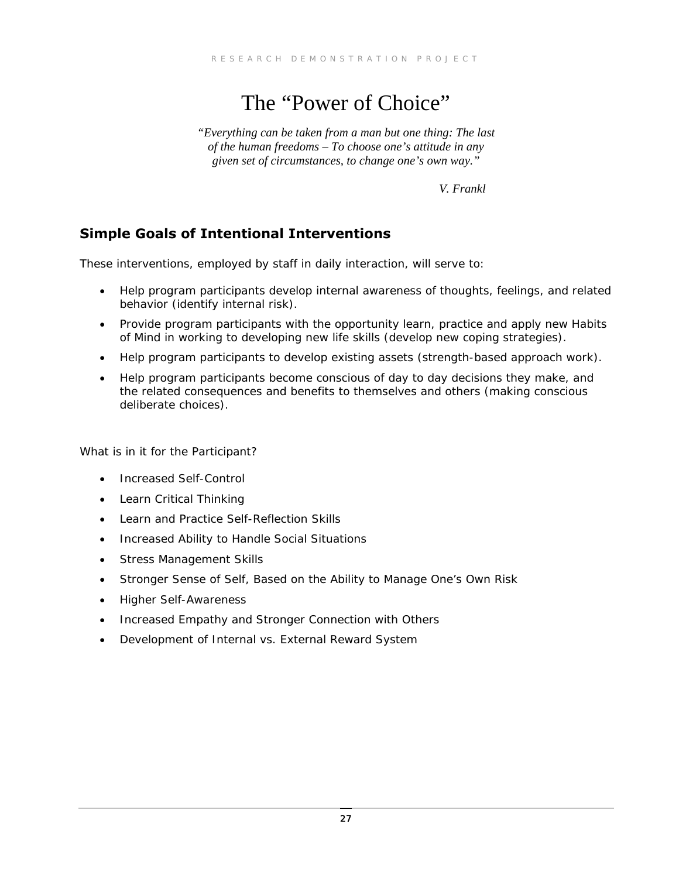# The "Power of Choice"

*"Everything can be taken from a man but one thing: The last of the human freedoms – To choose one's attitude in any given set of circumstances, to change one's own way."*

*V. Frankl*

## Simple Goals of Intentional Interventions

These interventions, employed by staff in daily interaction, will serve to:

- Help program participants develop internal awareness of thoughts, feelings, and related behavior (identify internal risk).
- Provide program participants with the opportunity learn, practice and apply new Habits of Mind in working to developing new life skills (develop new coping strategies).
- Help program participants to develop existing assets (strength-based approach work).
- Help program participants become conscious of day to day decisions they make, and the related consequences and benefits to themselves and others (making conscious deliberate choices).

What is in it for the Participant?

- Increased Self-Control
- Learn Critical Thinking
- Learn and Practice Self-Reflection Skills
- Increased Ability to Handle Social Situations
- Stress Management Skills
- Stronger Sense of Self, Based on the Ability to Manage One's Own Risk
- Higher Self-Awareness
- Increased Empathy and Stronger Connection with Others
- Development of Internal vs. External Reward System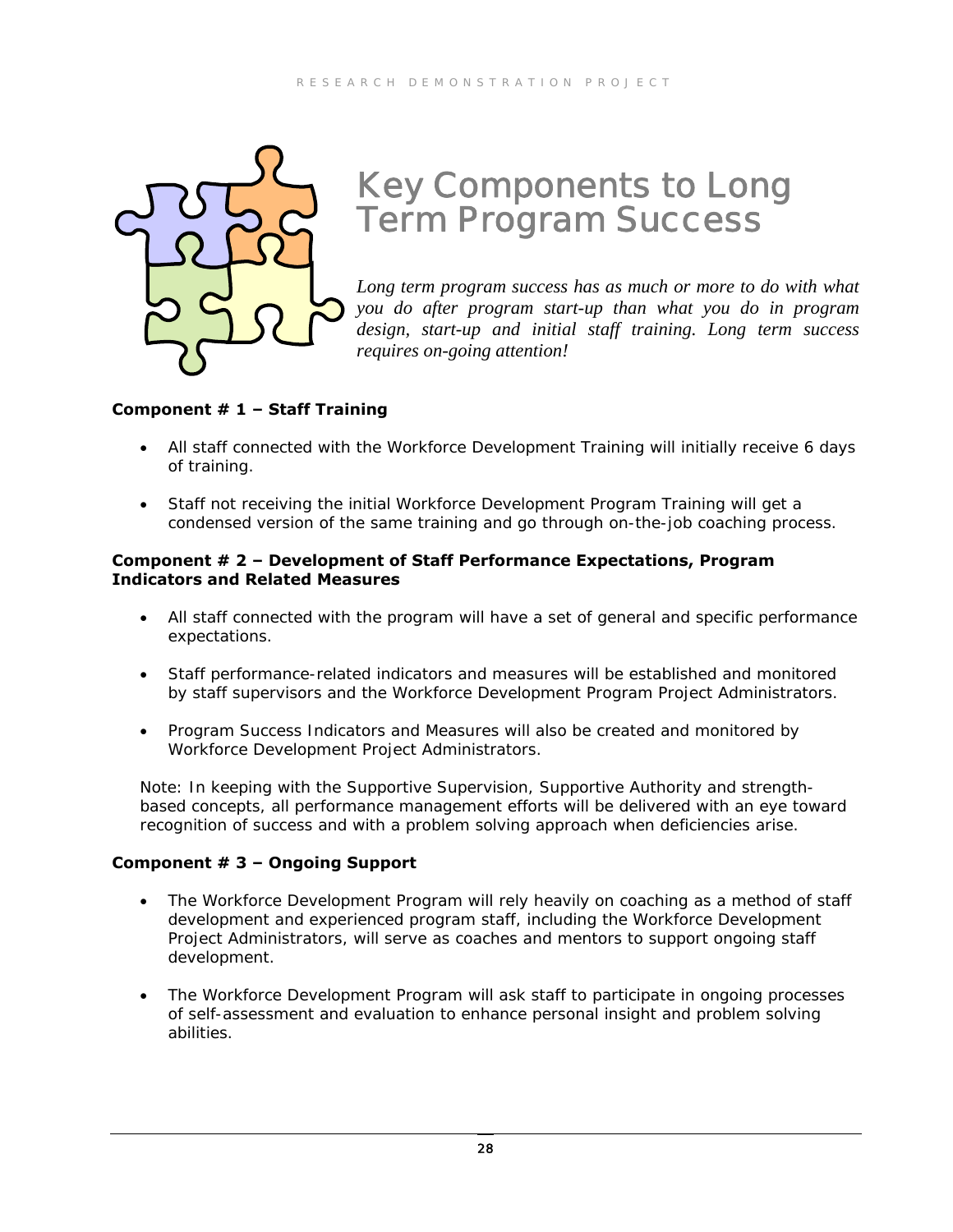# Key Components to Long Term Program Success

*Long term program success has as much or more to do with what you do after program start-up than what you do in program design, start-up and initial staff training. Long term success requires on-going attention!*

**Component # 1 – Staff Training**

- All staff connected with the Workforce Development Training will initially receive 6 days of training.
- Staff not receiving the initial Workforce Development Program Training will get a condensed version of the same training and go through on-the-job coaching process.

**Component # 2 – Development of Staff Performance Expectations, Program Indicators and Related Measures**

- All staff connected with the program will have a set of general and specific performance expectations.
- Staff performance-related indicators and measures will be established and monitored by staff supervisors and the Workforce Development Program Project Administrators.
- Program Success Indicators and Measures will also be created and monitored by Workforce Development Project Administrators.

Note: In keeping with the Supportive Supervision, Supportive Authority and strength-based concepts, all performance management efforts will be delivered with an eye toward recognition of success and with a problem solving approach when deficiencies arise.

**Component # 3 – Ongoing Support**

- The Workforce Development Program will rely heavily on coaching as a method of staff development and experienced program staff, including the Workforce Development Project Administrators, will serve as coaches and mentors to support ongoing staff development.
- The Workforce Development Program will ask staff to participate in ongoing processes of self-assessment and evaluation to enhance personal insight and problem solving abilities.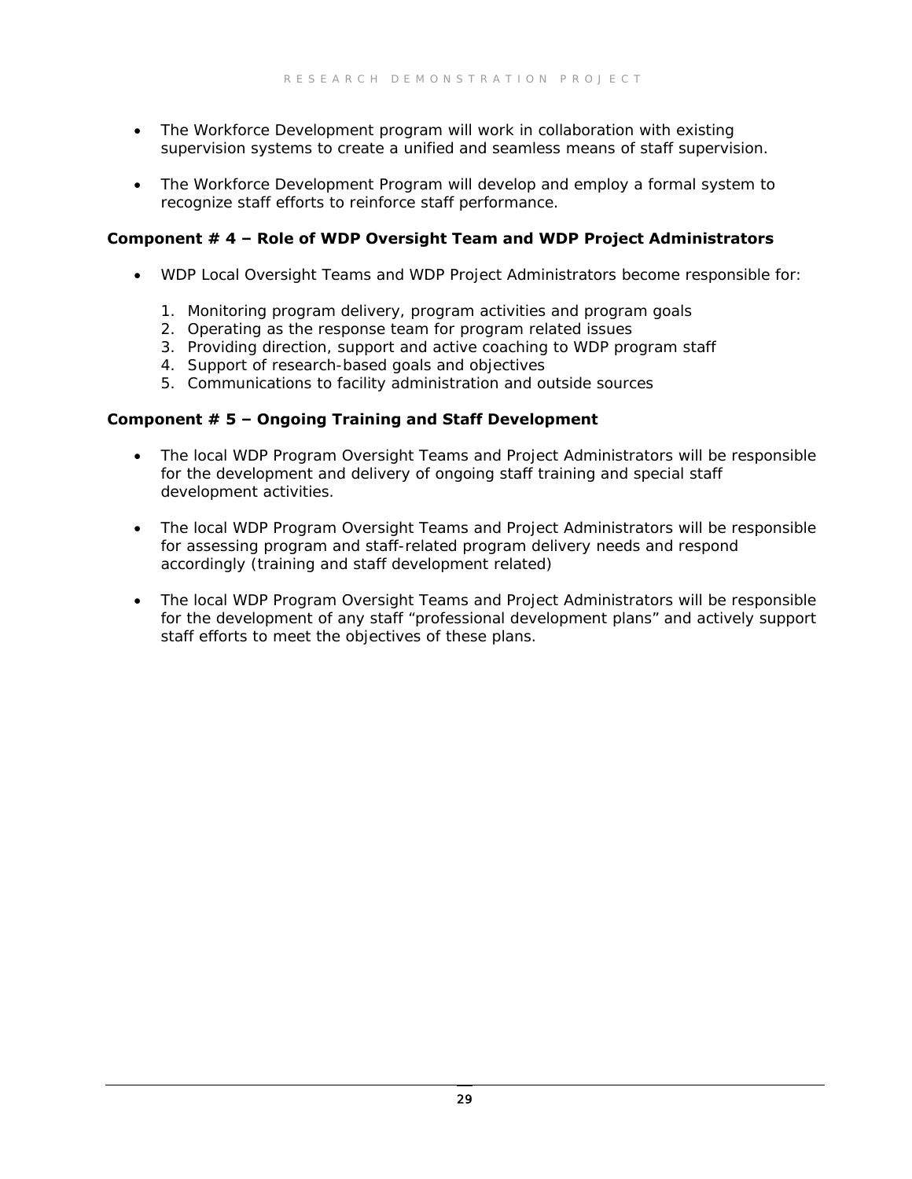- The Workforce Development program will work in collaboration with existing supervision systems to create a unified and seamless means of staff supervision.

- The Workforce Development Program will develop and employ a formal system to recognize staff efforts to reinforce staff performance.

**Component # 4 – Role of WDP Oversight Team and WDP Project Administrators**

- WDP Local Oversight Teams and WDP Project Administrators become responsible for:

  1. Monitoring program delivery, program activities and program goals
  2. Operating as the response team for program related issues
  3. Providing direction, support and active coaching to WDP program staff
  4. Support of research-based goals and objectives
  5. Communications to facility administration and outside sources

**Component # 5 – Ongoing Training and Staff Development**

- The local WDP Program Oversight Teams and Project Administrators will be responsible for the development and delivery of ongoing staff training and special staff development activities.

- The local WDP Program Oversight Teams and Project Administrators will be responsible for assessing program and staff-related program delivery needs and respond accordingly (training and staff development related)

- The local WDP Program Oversight Teams and Project Administrators will be responsible for the development of any staff "professional development plans" and actively support staff efforts to meet the objectives of these plans.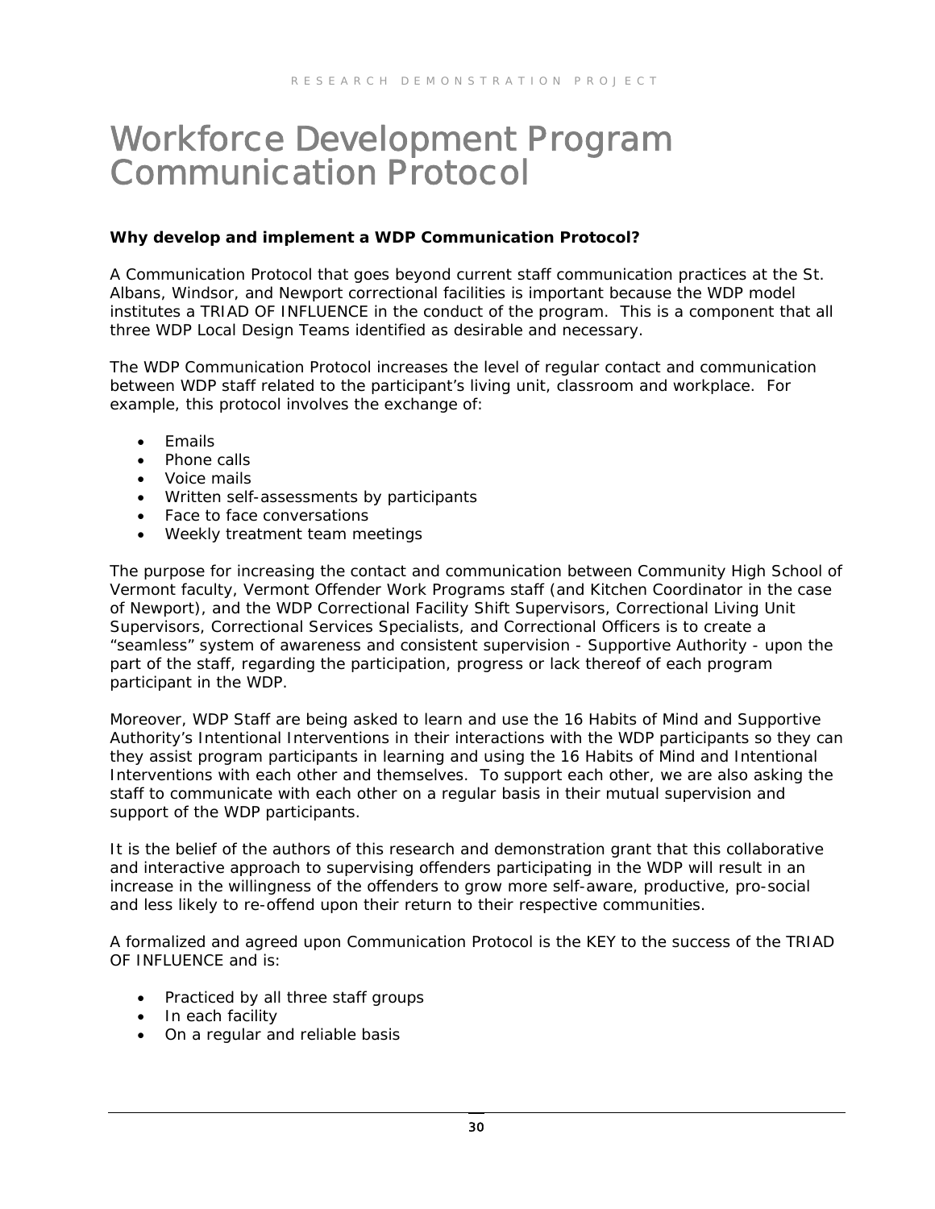# Workforce Development Program Communication Protocol

**Why develop and implement a WDP Communication Protocol?**

A Communication Protocol that goes beyond current staff communication practices at the St. Albans, Windsor, and Newport correctional facilities is important because the WDP model institutes a TRIAD OF INFLUENCE in the conduct of the program. This is a component that all three WDP Local Design Teams identified as desirable and necessary.

The WDP Communication Protocol increases the level of regular contact and communication between WDP staff related to the participant's living unit, classroom and workplace. For example, this protocol involves the exchange of:

- Emails
- Phone calls
- Voice mails
- Written self-assessments by participants
- Face to face conversations
- Weekly treatment team meetings

The purpose for increasing the contact and communication between Community High School of Vermont faculty, Vermont Offender Work Programs staff (and Kitchen Coordinator in the case of Newport), and the WDP Correctional Facility Shift Supervisors, Correctional Living Unit Supervisors, Correctional Services Specialists, and Correctional Officers is to create a "seamless" system of awareness and consistent supervision - Supportive Authority - upon the part of the staff, regarding the participation, progress or lack thereof of each program participant in the WDP.

Moreover, WDP Staff are being asked to learn and use the 16 Habits of Mind and Supportive Authority's Intentional Interventions in their interactions with the WDP participants so they can they assist program participants in learning and using the 16 Habits of Mind and Intentional Interventions with each other and themselves. To support each other, we are also asking the staff to communicate with each other on a regular basis in their mutual supervision and support of the WDP participants.

It is the belief of the authors of this research and demonstration grant that this collaborative and interactive approach to supervising offenders participating in the WDP will result in an increase in the willingness of the offenders to grow more self-aware, productive, pro-social and less likely to re-offend upon their return to their respective communities.

A formalized and agreed upon Communication Protocol is the KEY to the success of the TRIAD OF INFLUENCE and is:

- Practiced by all three staff groups
- In each facility
- On a regular and reliable basis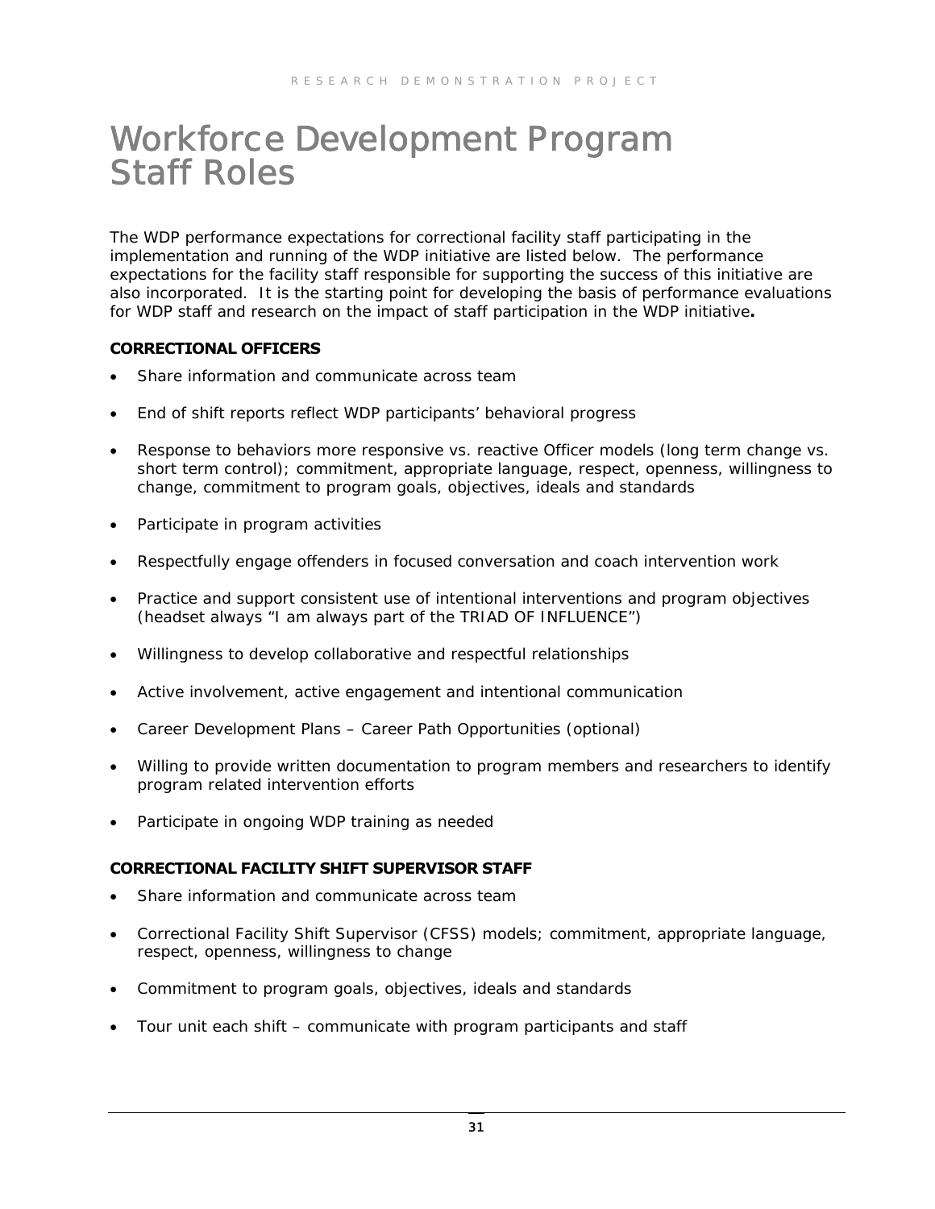# Workforce Development Program Staff Roles

The WDP performance expectations for correctional facility staff participating in the implementation and running of the WDP initiative are listed below. The performance expectations for the facility staff responsible for supporting the success of this initiative are also incorporated. It is the starting point for developing the basis of performance evaluations for WDP staff and research on the impact of staff participation in the WDP initiative**.**

**CORRECTIONAL OFFICERS**

- Share information and communicate across team
- End of shift reports reflect WDP participants' behavioral progress
- Response to behaviors more responsive vs. reactive Officer models (long term change vs. short term control); commitment, appropriate language, respect, openness, willingness to change, commitment to program goals, objectives, ideals and standards
- Participate in program activities
- Respectfully engage offenders in focused conversation and coach intervention work
- Practice and support consistent use of intentional interventions and program objectives (headset always "I am always part of the TRIAD OF INFLUENCE")
- Willingness to develop collaborative and respectful relationships
- Active involvement, active engagement and intentional communication
- Career Development Plans – Career Path Opportunities (optional)
- Willing to provide written documentation to program members and researchers to identify program related intervention efforts
- Participate in ongoing WDP training as needed

**CORRECTIONAL FACILITY SHIFT SUPERVISOR STAFF**

- Share information and communicate across team
- Correctional Facility Shift Supervisor (CFSS) models; commitment, appropriate language, respect, openness, willingness to change
- Commitment to program goals, objectives, ideals and standards
- Tour unit each shift – communicate with program participants and staff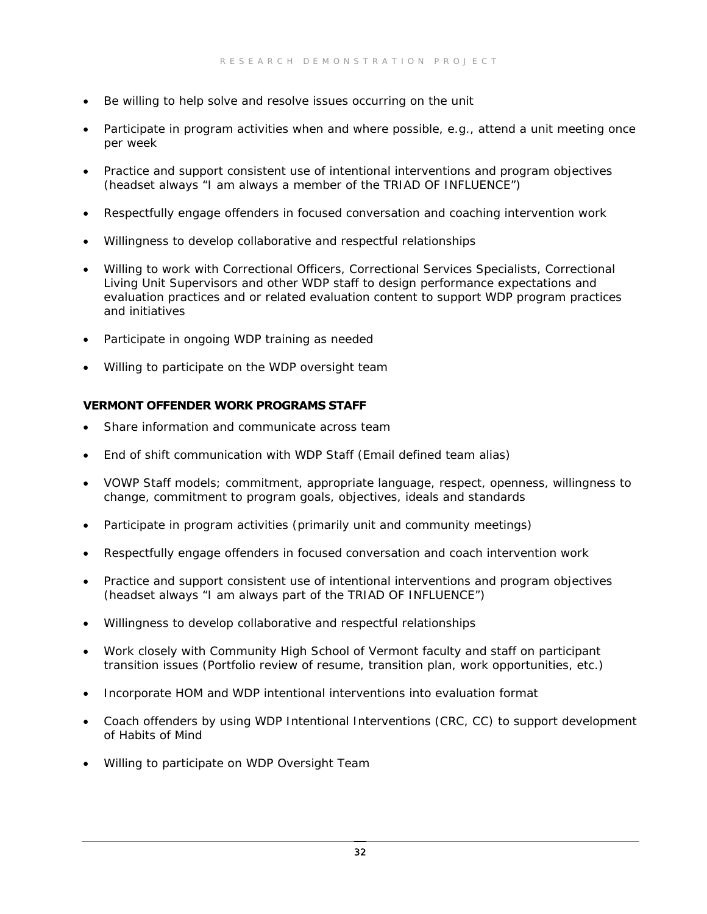- Be willing to help solve and resolve issues occurring on the unit
- Participate in program activities when and where possible, e.g., attend a unit meeting once per week
- Practice and support consistent use of intentional interventions and program objectives (headset always "I am always a member of the TRIAD OF INFLUENCE")
- Respectfully engage offenders in focused conversation and coaching intervention work
- Willingness to develop collaborative and respectful relationships
- Willing to work with Correctional Officers, Correctional Services Specialists, Correctional Living Unit Supervisors and other WDP staff to design performance expectations and evaluation practices and or related evaluation content to support WDP program practices and initiatives
- Participate in ongoing WDP training as needed
- Willing to participate on the WDP oversight team

**VERMONT OFFENDER WORK PROGRAMS STAFF**

- Share information and communicate across team
- End of shift communication with WDP Staff (Email defined team alias)
- VOWP Staff models; commitment, appropriate language, respect, openness, willingness to change, commitment to program goals, objectives, ideals and standards
- Participate in program activities (primarily unit and community meetings)
- Respectfully engage offenders in focused conversation and coach intervention work
- Practice and support consistent use of intentional interventions and program objectives (headset always "I am always part of the TRIAD OF INFLUENCE")
- Willingness to develop collaborative and respectful relationships
- Work closely with Community High School of Vermont faculty and staff on participant transition issues (Portfolio review of resume, transition plan, work opportunities, etc.)
- Incorporate HOM and WDP intentional interventions into evaluation format
- Coach offenders by using WDP Intentional Interventions (CRC, CC) to support development of Habits of Mind
- Willing to participate on WDP Oversight Team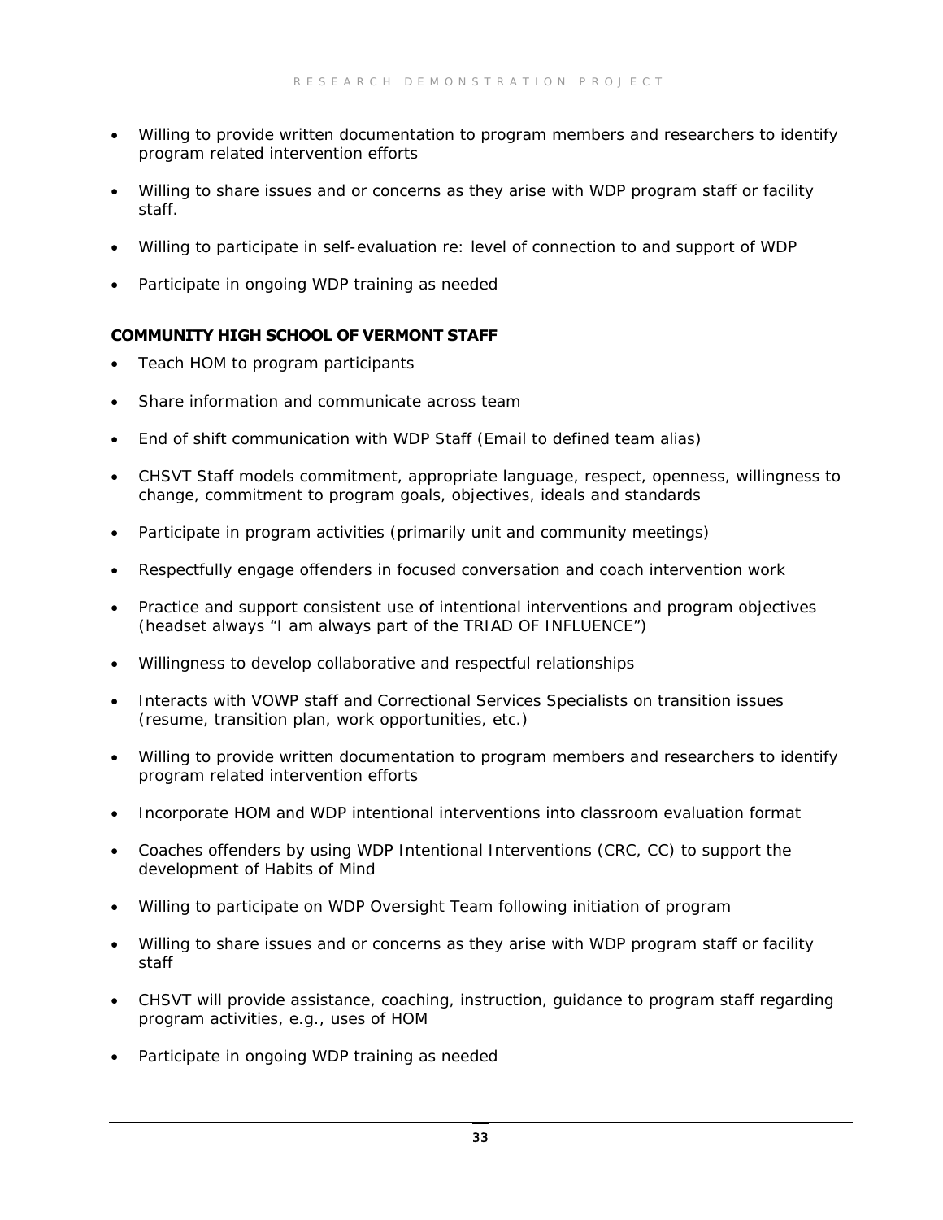- Willing to provide written documentation to program members and researchers to identify program related intervention efforts
- Willing to share issues and or concerns as they arise with WDP program staff or facility staff.
- Willing to participate in self-evaluation re: level of connection to and support of WDP
- Participate in ongoing WDP training as needed

**COMMUNITY HIGH SCHOOL OF VERMONT STAFF**

- Teach HOM to program participants
- Share information and communicate across team
- End of shift communication with WDP Staff (Email to defined team alias)
- CHSVT Staff models commitment, appropriate language, respect, openness, willingness to change, commitment to program goals, objectives, ideals and standards
- Participate in program activities (primarily unit and community meetings)
- Respectfully engage offenders in focused conversation and coach intervention work
- Practice and support consistent use of intentional interventions and program objectives (headset always "I am always part of the TRIAD OF INFLUENCE")
- Willingness to develop collaborative and respectful relationships
- Interacts with VOWP staff and Correctional Services Specialists on transition issues (resume, transition plan, work opportunities, etc.)
- Willing to provide written documentation to program members and researchers to identify program related intervention efforts
- Incorporate HOM and WDP intentional interventions into classroom evaluation format
- Coaches offenders by using WDP Intentional Interventions (CRC, CC) to support the development of Habits of Mind
- Willing to participate on WDP Oversight Team following initiation of program
- Willing to share issues and or concerns as they arise with WDP program staff or facility staff
- CHSVT will provide assistance, coaching, instruction, guidance to program staff regarding program activities, e.g., uses of HOM
- Participate in ongoing WDP training as needed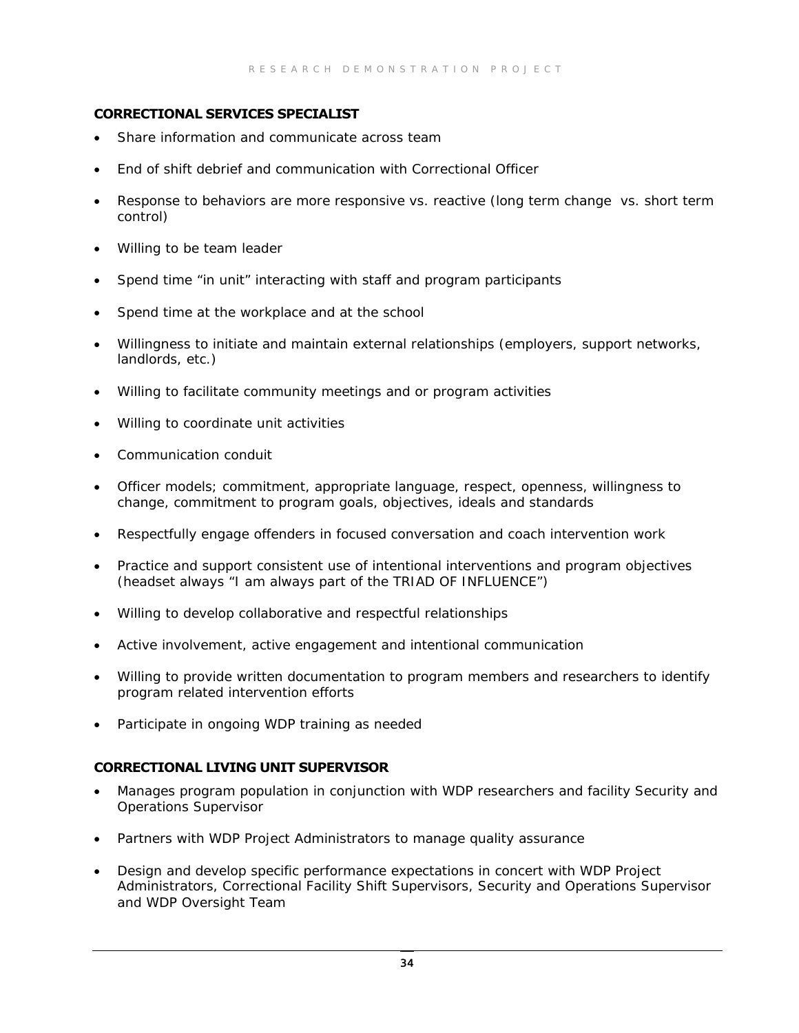**CORRECTIONAL SERVICES SPECIALIST**

- Share information and communicate across team
- End of shift debrief and communication with Correctional Officer
- Response to behaviors are more responsive vs. reactive (long term change vs. short term control)
- Willing to be team leader
- Spend time "in unit" interacting with staff and program participants
- Spend time at the workplace and at the school
- Willingness to initiate and maintain external relationships (employers, support networks, landlords, etc.)
- Willing to facilitate community meetings and or program activities
- Willing to coordinate unit activities
- Communication conduit
- Officer models; commitment, appropriate language, respect, openness, willingness to change, commitment to program goals, objectives, ideals and standards
- Respectfully engage offenders in focused conversation and coach intervention work
- Practice and support consistent use of intentional interventions and program objectives (headset always "I am always part of the TRIAD OF INFLUENCE")
- Willing to develop collaborative and respectful relationships
- Active involvement, active engagement and intentional communication
- Willing to provide written documentation to program members and researchers to identify program related intervention efforts
- Participate in ongoing WDP training as needed

**CORRECTIONAL LIVING UNIT SUPERVISOR**

- Manages program population in conjunction with WDP researchers and facility Security and Operations Supervisor
- Partners with WDP Project Administrators to manage quality assurance
- Design and develop specific performance expectations in concert with WDP Project Administrators, Correctional Facility Shift Supervisors, Security and Operations Supervisor and WDP Oversight Team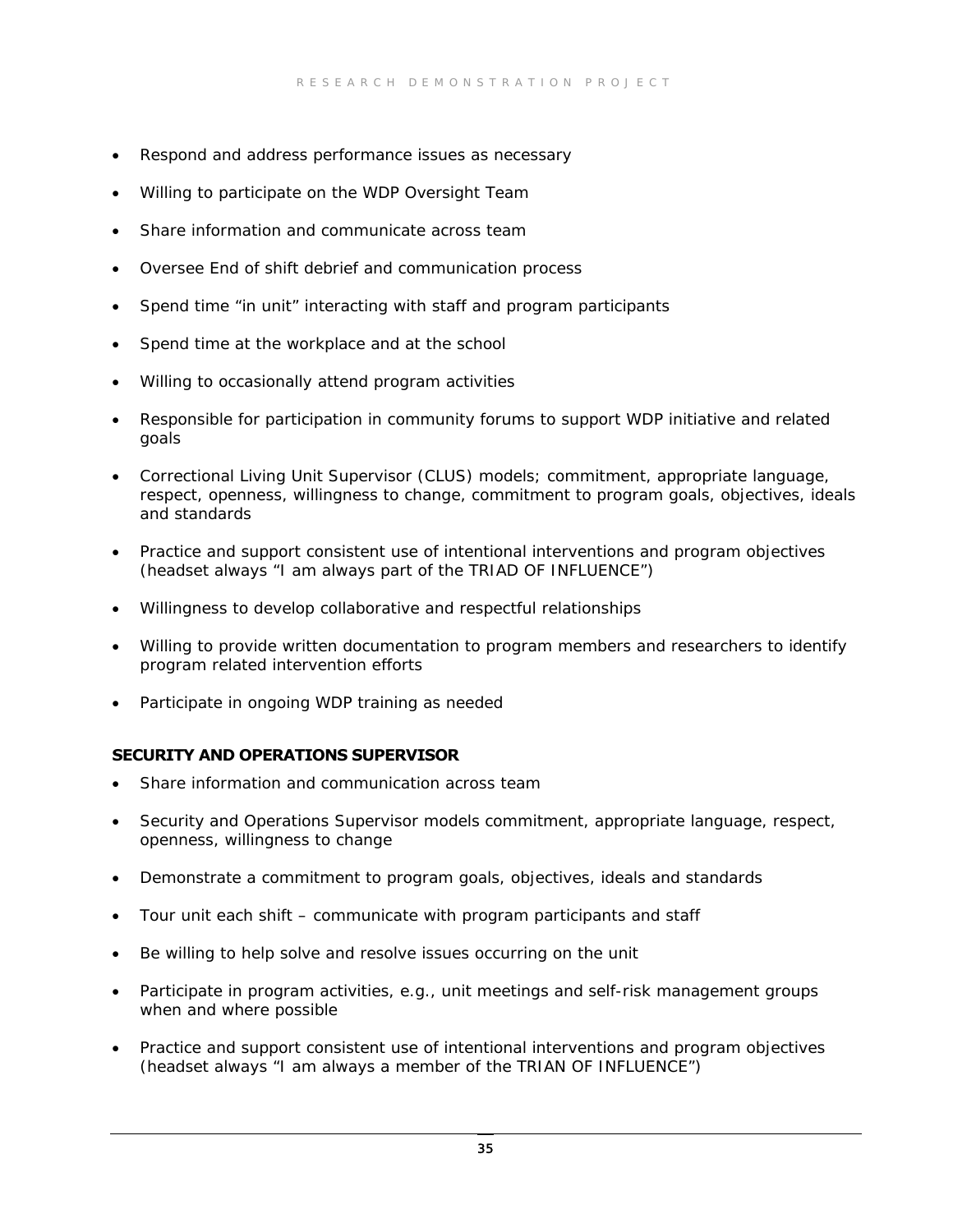- Respond and address performance issues as necessary
- Willing to participate on the WDP Oversight Team
- Share information and communicate across team
- Oversee End of shift debrief and communication process
- Spend time "in unit" interacting with staff and program participants
- Spend time at the workplace and at the school
- Willing to occasionally attend program activities
- Responsible for participation in community forums to support WDP initiative and related goals
- Correctional Living Unit Supervisor (CLUS) models; commitment, appropriate language, respect, openness, willingness to change, commitment to program goals, objectives, ideals and standards
- Practice and support consistent use of intentional interventions and program objectives (headset always "I am always part of the TRIAD OF INFLUENCE")
- Willingness to develop collaborative and respectful relationships
- Willing to provide written documentation to program members and researchers to identify program related intervention efforts
- Participate in ongoing WDP training as needed

**SECURITY AND OPERATIONS SUPERVISOR**

- Share information and communication across team
- Security and Operations Supervisor models commitment, appropriate language, respect, openness, willingness to change
- Demonstrate a commitment to program goals, objectives, ideals and standards
- Tour unit each shift – communicate with program participants and staff
- Be willing to help solve and resolve issues occurring on the unit
- Participate in program activities, e.g., unit meetings and self-risk management groups when and where possible
- Practice and support consistent use of intentional interventions and program objectives (headset always "I am always a member of the TRIAN OF INFLUENCE")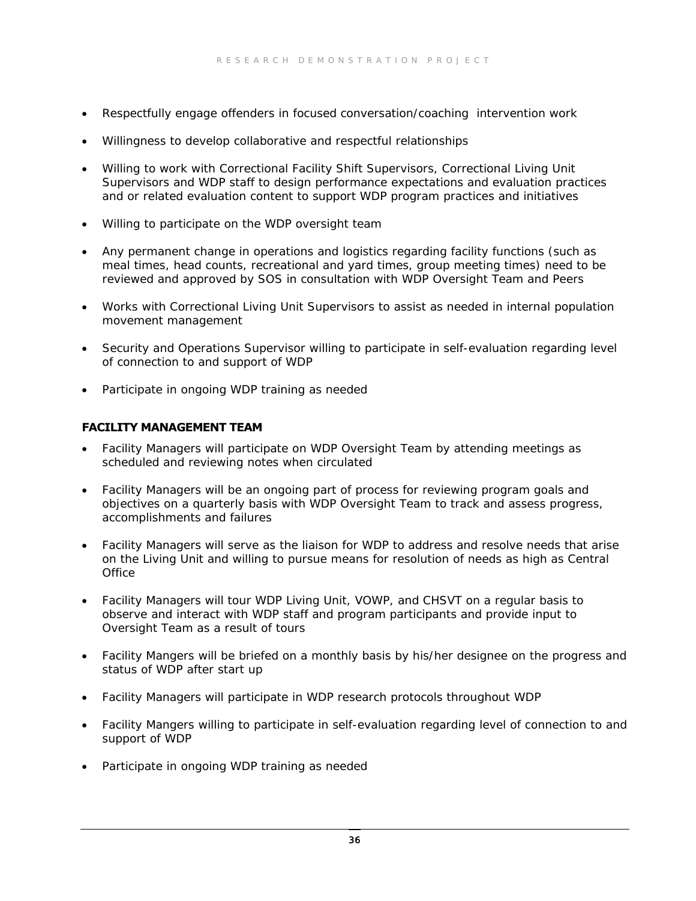- Respectfully engage offenders in focused conversation/coaching  intervention work
- Willingness to develop collaborative and respectful relationships
- Willing to work with Correctional Facility Shift Supervisors, Correctional Living Unit Supervisors and WDP staff to design performance expectations and evaluation practices and or related evaluation content to support WDP program practices and initiatives
- Willing to participate on the WDP oversight team
- Any permanent change in operations and logistics regarding facility functions (such as meal times, head counts, recreational and yard times, group meeting times) need to be reviewed and approved by SOS in consultation with WDP Oversight Team and Peers
- Works with Correctional Living Unit Supervisors to assist as needed in internal population movement management
- Security and Operations Supervisor willing to participate in self-evaluation regarding level of connection to and support of WDP
- Participate in ongoing WDP training as needed

**FACILITY MANAGEMENT TEAM**

- Facility Managers will participate on WDP Oversight Team by attending meetings as scheduled and reviewing notes when circulated
- Facility Managers will be an ongoing part of process for reviewing program goals and objectives on a quarterly basis with WDP Oversight Team to track and assess progress, accomplishments and failures
- Facility Managers will serve as the liaison for WDP to address and resolve needs that arise on the Living Unit and willing to pursue means for resolution of needs as high as Central Office
- Facility Managers will tour WDP Living Unit, VOWP, and CHSVT on a regular basis to observe and interact with WDP staff and program participants and provide input to Oversight Team as a result of tours
- Facility Mangers will be briefed on a monthly basis by his/her designee on the progress and status of WDP after start up
- Facility Managers will participate in WDP research protocols throughout WDP
- Facility Mangers willing to participate in self-evaluation regarding level of connection to and support of WDP
- Participate in ongoing WDP training as needed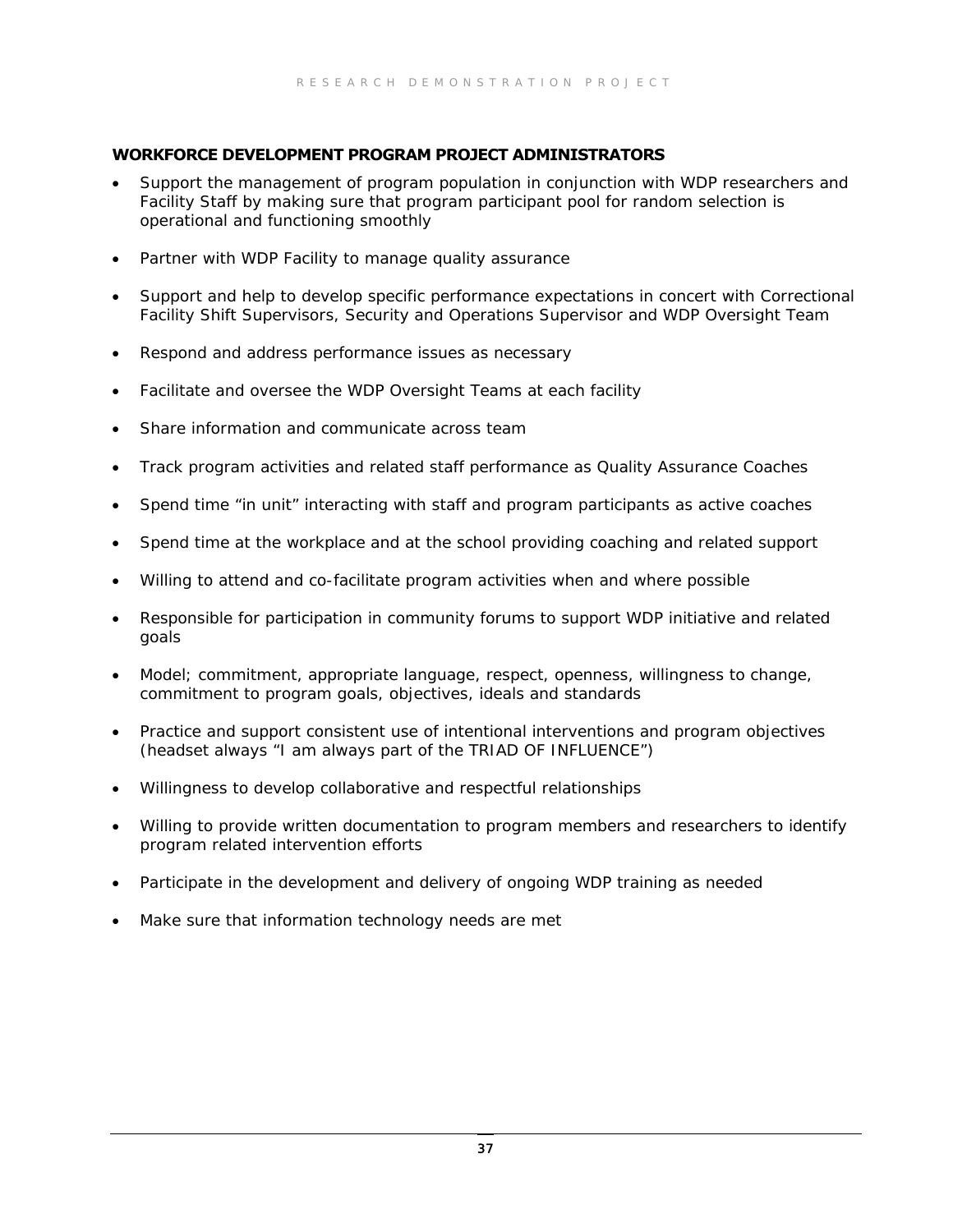**WORKFORCE DEVELOPMENT PROGRAM PROJECT ADMINISTRATORS**

- Support the management of program population in conjunction with WDP researchers and Facility Staff by making sure that program participant pool for random selection is operational and functioning smoothly
- Partner with WDP Facility to manage quality assurance
- Support and help to develop specific performance expectations in concert with Correctional Facility Shift Supervisors, Security and Operations Supervisor and WDP Oversight Team
- Respond and address performance issues as necessary
- Facilitate and oversee the WDP Oversight Teams at each facility
- Share information and communicate across team
- Track program activities and related staff performance as Quality Assurance Coaches
- Spend time "in unit" interacting with staff and program participants as active coaches
- Spend time at the workplace and at the school providing coaching and related support
- Willing to attend and co-facilitate program activities when and where possible
- Responsible for participation in community forums to support WDP initiative and related goals
- Model; commitment, appropriate language, respect, openness, willingness to change, commitment to program goals, objectives, ideals and standards
- Practice and support consistent use of intentional interventions and program objectives (headset always "I am always part of the TRIAD OF INFLUENCE")
- Willingness to develop collaborative and respectful relationships
- Willing to provide written documentation to program members and researchers to identify program related intervention efforts
- Participate in the development and delivery of ongoing WDP training as needed
- Make sure that information technology needs are met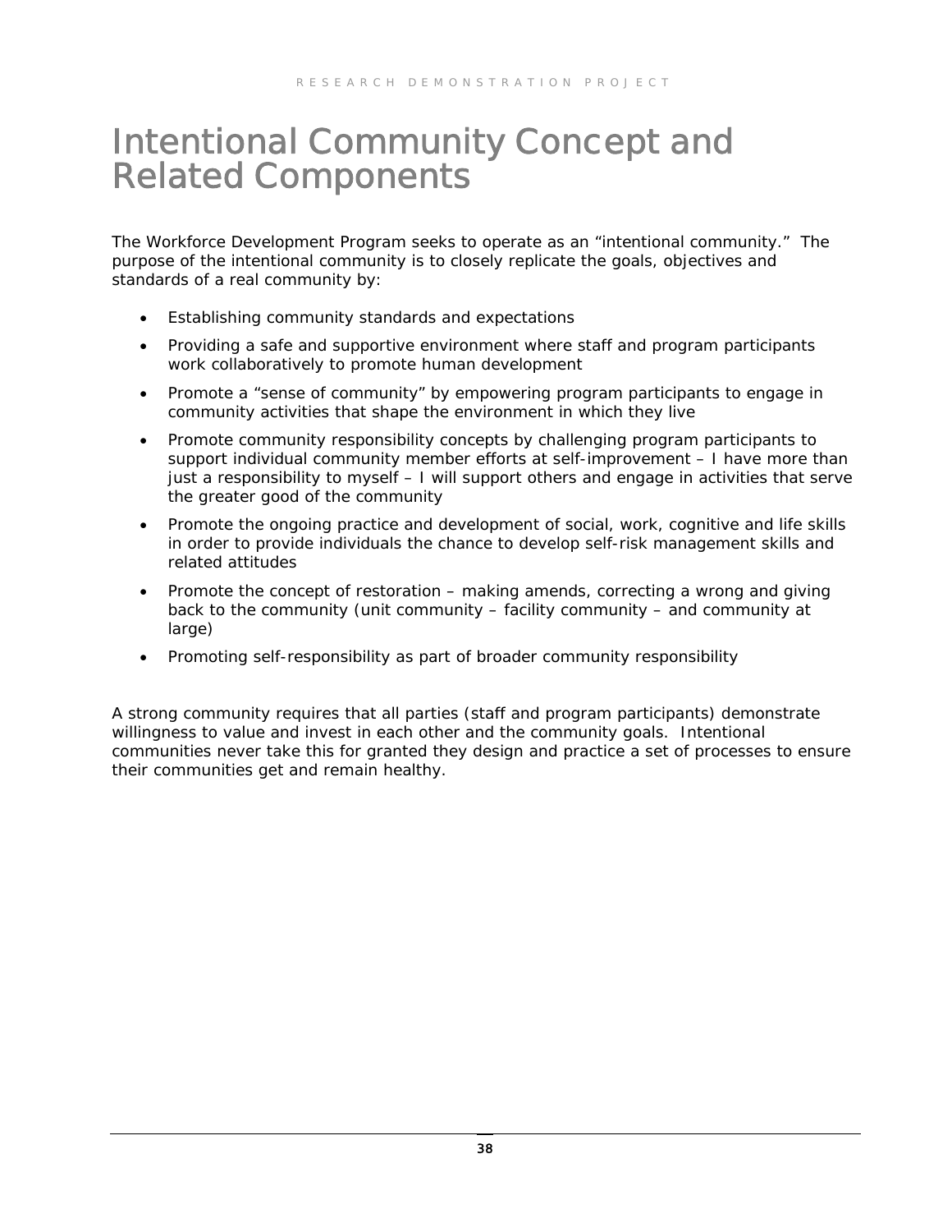# Intentional Community Concept and Related Components

The Workforce Development Program seeks to operate as an "intentional community." The purpose of the intentional community is to closely replicate the goals, objectives and standards of a real community by:

- Establishing community standards and expectations
- Providing a safe and supportive environment where staff and program participants work collaboratively to promote human development
- Promote a "sense of community" by empowering program participants to engage in community activities that shape the environment in which they live
- Promote community responsibility concepts by challenging program participants to support individual community member efforts at self-improvement – I have more than just a responsibility to myself – I will support others and engage in activities that serve the greater good of the community
- Promote the ongoing practice and development of social, work, cognitive and life skills in order to provide individuals the chance to develop self-risk management skills and related attitudes
- Promote the concept of restoration – making amends, correcting a wrong and giving back to the community (unit community – facility community – and community at large)
- Promoting self-responsibility as part of broader community responsibility

A strong community requires that all parties (staff and program participants) demonstrate willingness to value and invest in each other and the community goals. Intentional communities never take this for granted they design and practice a set of processes to ensure their communities get and remain healthy.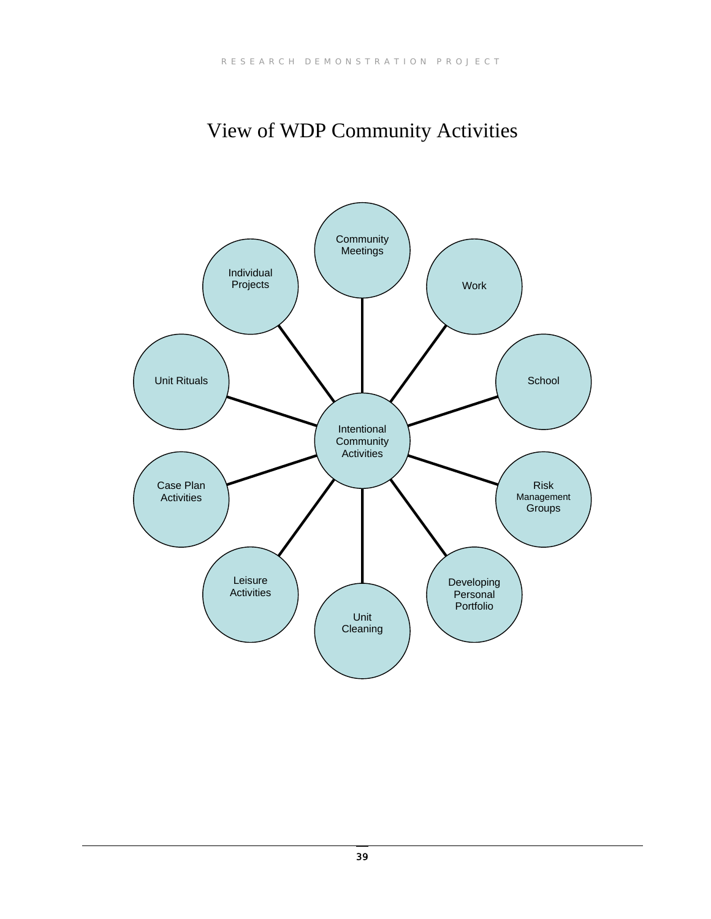# View of WDP Community Activities

- Intentional Community Activities
  - Community Meetings
  - Work
  - School
  - Risk Management Groups
  - Developing Personal Portfolio
  - Unit Cleaning
  - Leisure Activities
  - Case Plan Activities
  - Unit Rituals
  - Individual Projects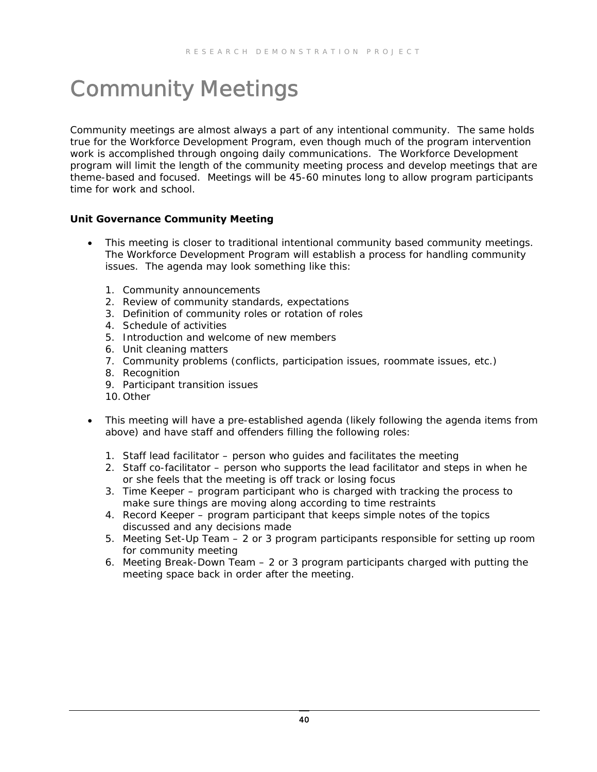# Community Meetings

Community meetings are almost always a part of any intentional community. The same holds true for the Workforce Development Program, even though much of the program intervention work is accomplished through ongoing daily communications. The Workforce Development program will limit the length of the community meeting process and develop meetings that are theme-based and focused. Meetings will be 45-60 minutes long to allow program participants time for work and school.

**Unit Governance Community Meeting**

- This meeting is closer to traditional intentional community based community meetings. The Workforce Development Program will establish a process for handling community issues. The agenda may look something like this:

  1. Community announcements
  2. Review of community standards, expectations
  3. Definition of community roles or rotation of roles
  4. Schedule of activities
  5. Introduction and welcome of new members
  6. Unit cleaning matters
  7. Community problems (conflicts, participation issues, roommate issues, etc.)
  8. Recognition
  9. Participant transition issues
  10. Other

- This meeting will have a pre-established agenda (likely following the agenda items from above) and have staff and offenders filling the following roles:

  1. Staff lead facilitator – person who guides and facilitates the meeting
  2. Staff co-facilitator – person who supports the lead facilitator and steps in when he or she feels that the meeting is off track or losing focus
  3. Time Keeper – program participant who is charged with tracking the process to make sure things are moving along according to time restraints
  4. Record Keeper – program participant that keeps simple notes of the topics discussed and any decisions made
  5. Meeting Set-Up Team – 2 or 3 program participants responsible for setting up room for community meeting
  6. Meeting Break-Down Team – 2 or 3 program participants charged with putting the meeting space back in order after the meeting.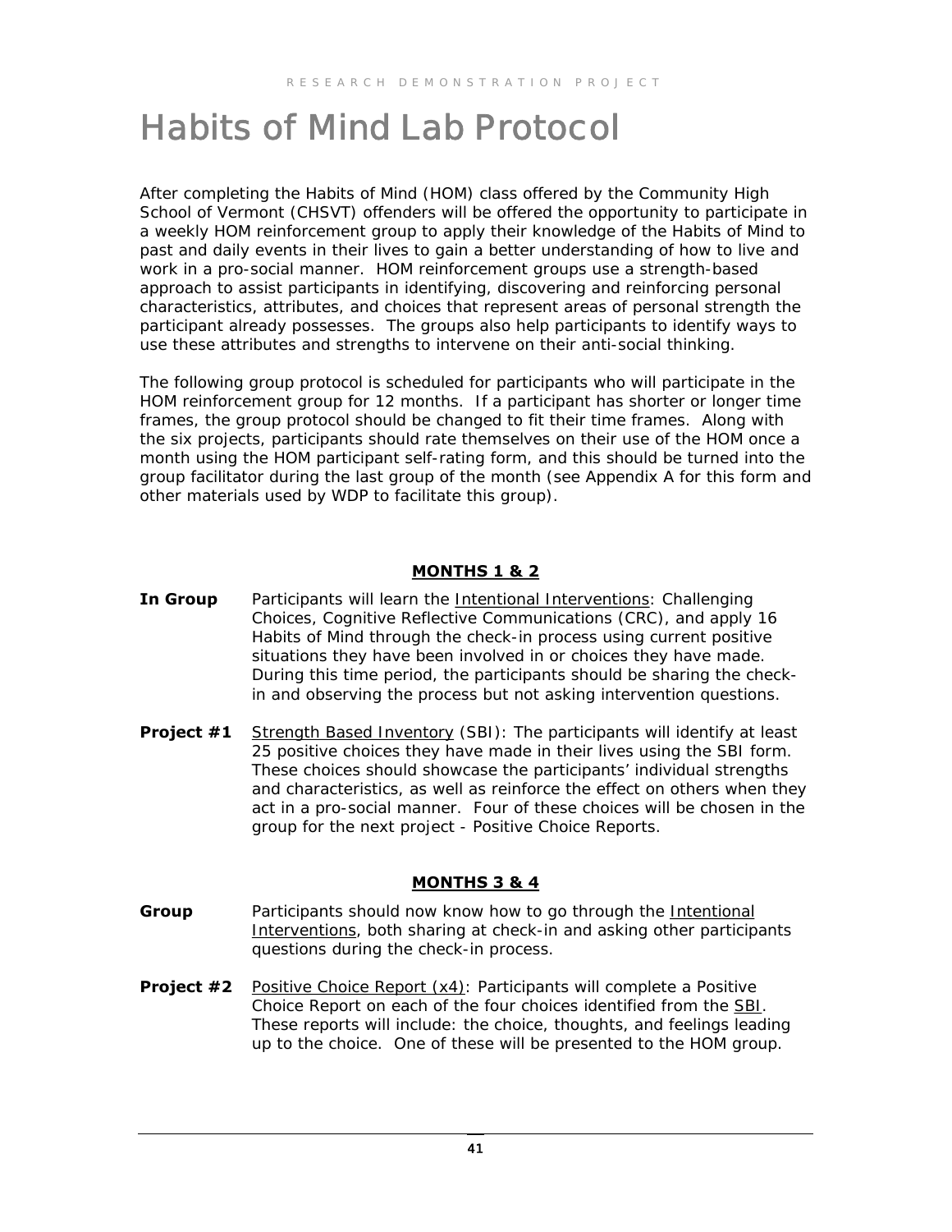RESEARCH DEMONSTRATION PROJECT

# Habits of Mind Lab Protocol

After completing the Habits of Mind (HOM) class offered by the Community High School of Vermont (CHSVT) offenders will be offered the opportunity to participate in a weekly HOM reinforcement group to apply their knowledge of the Habits of Mind to past and daily events in their lives to gain a better understanding of how to live and work in a pro-social manner. HOM reinforcement groups use a strength-based approach to assist participants in identifying, discovering and reinforcing personal characteristics, attributes, and choices that represent areas of personal strength the participant already possesses. The groups also help participants to identify ways to use these attributes and strengths to intervene on their anti-social thinking.

The following group protocol is scheduled for participants who will participate in the HOM reinforcement group for 12 months. If a participant has shorter or longer time frames, the group protocol should be changed to fit their time frames. Along with the six projects, participants should rate themselves on their use of the HOM once a month using the HOM participant self-rating form, and this should be turned into the group facilitator during the last group of the month (see Appendix A for this form and other materials used by WDP to facilitate this group).

## MONTHS 1 & 2

**In Group** Participants will learn the Intentional Interventions: Challenging Choices, Cognitive Reflective Communications (CRC), and apply 16 Habits of Mind through the check-in process using current positive situations they have been involved in or choices they have made. During this time period, the participants should be sharing the check-in and observing the process but not asking intervention questions.

**Project #1** Strength Based Inventory (SBI): The participants will identify at least 25 positive choices they have made in their lives using the SBI form. These choices should showcase the participants' individual strengths and characteristics, as well as reinforce the effect on others when they act in a pro-social manner. Four of these choices will be chosen in the group for the next project - Positive Choice Reports.

## MONTHS 3 & 4

**Group** Participants should now know how to go through the Intentional Interventions, both sharing at check-in and asking other participants questions during the check-in process.

**Project #2** Positive Choice Report (x4): Participants will complete a Positive Choice Report on each of the four choices identified from the SBI. These reports will include: the choice, thoughts, and feelings leading up to the choice. One of these will be presented to the HOM group.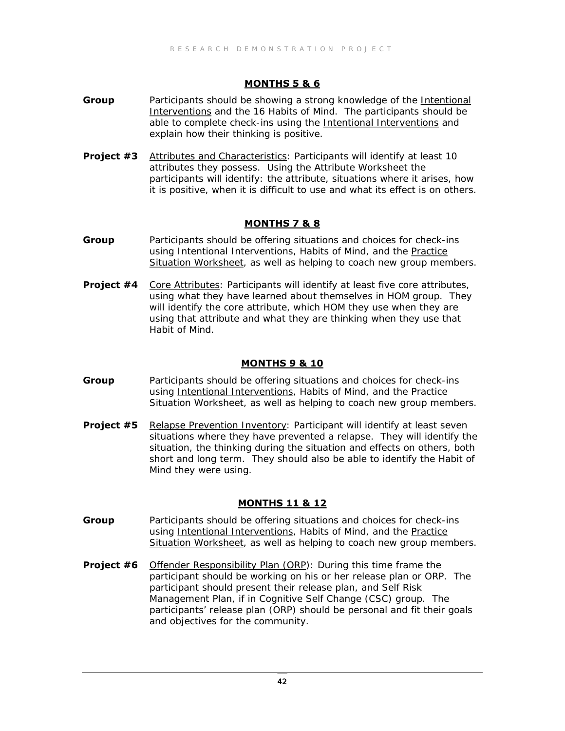## MONTHS 5 & 6

**Group** Participants should be showing a strong knowledge of the Intentional Interventions and the 16 Habits of Mind. The participants should be able to complete check-ins using the Intentional Interventions and explain how their thinking is positive.

**Project #3** Attributes and Characteristics: Participants will identify at least 10 attributes they possess. Using the Attribute Worksheet the participants will identify: the attribute, situations where it arises, how it is positive, when it is difficult to use and what its effect is on others.

## MONTHS 7 & 8

**Group** Participants should be offering situations and choices for check-ins using Intentional Interventions, Habits of Mind, and the Practice Situation Worksheet, as well as helping to coach new group members.

**Project #4** Core Attributes: Participants will identify at least five core attributes, using what they have learned about themselves in HOM group. They will identify the core attribute, which HOM they use when they are using that attribute and what they are thinking when they use that Habit of Mind.

## MONTHS 9 & 10

**Group** Participants should be offering situations and choices for check-ins using Intentional Interventions, Habits of Mind, and the Practice Situation Worksheet, as well as helping to coach new group members.

**Project #5** Relapse Prevention Inventory: Participant will identify at least seven situations where they have prevented a relapse. They will identify the situation, the thinking during the situation and effects on others, both short and long term. They should also be able to identify the Habit of Mind they were using.

## MONTHS 11 & 12

**Group** Participants should be offering situations and choices for check-ins using Intentional Interventions, Habits of Mind, and the Practice Situation Worksheet, as well as helping to coach new group members.

**Project #6** Offender Responsibility Plan (ORP): During this time frame the participant should be working on his or her release plan or ORP. The participant should present their release plan, and Self Risk Management Plan, if in Cognitive Self Change (CSC) group. The participants' release plan (ORP) should be personal and fit their goals and objectives for the community.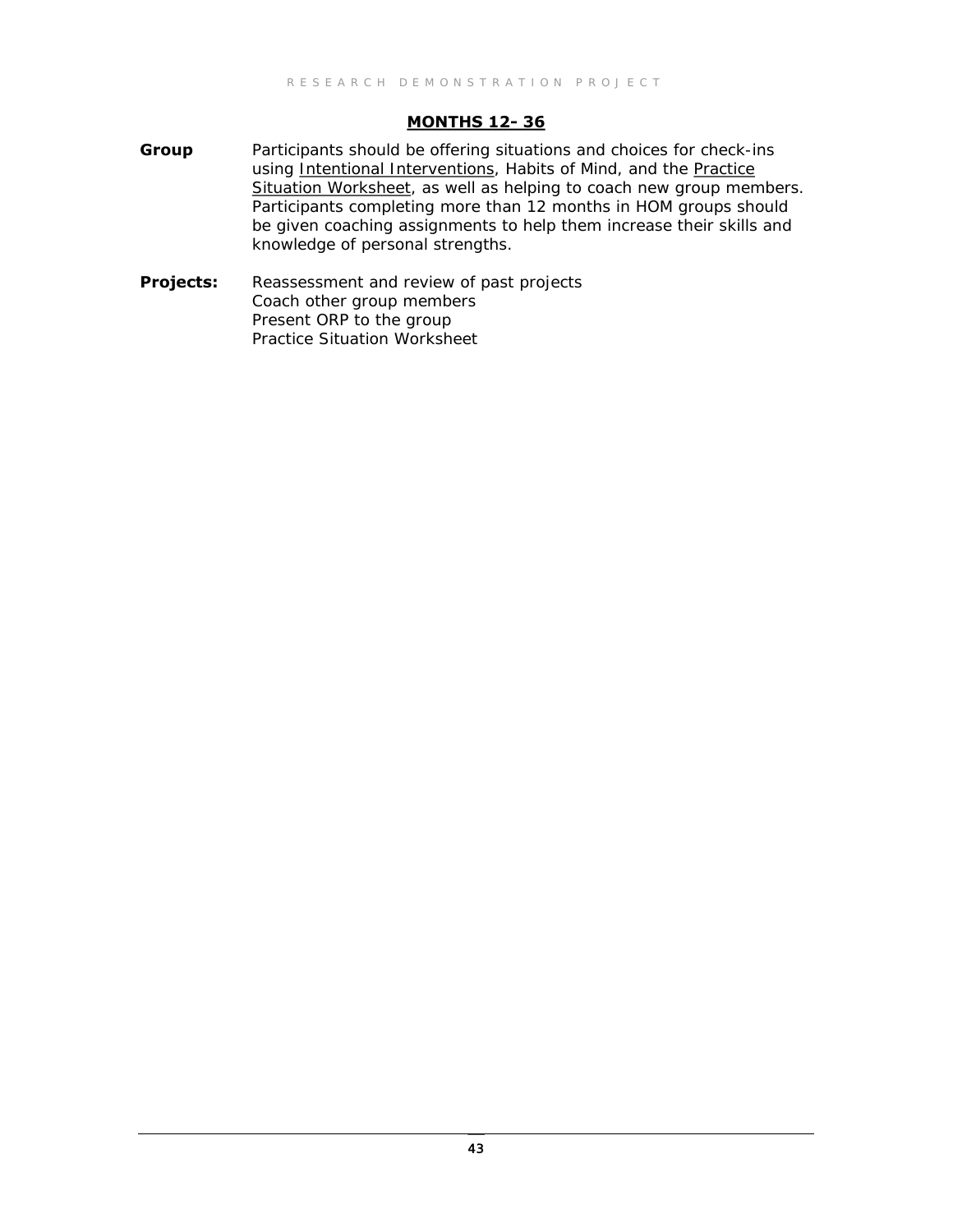## MONTHS 12- 36

**Group** Participants should be offering situations and choices for check-ins using Intentional Interventions, Habits of Mind, and the Practice Situation Worksheet, as well as helping to coach new group members. Participants completing more than 12 months in HOM groups should be given coaching assignments to help them increase their skills and knowledge of personal strengths.

**Projects:** Reassessment and review of past projects
Coach other group members
Present ORP to the group
Practice Situation Worksheet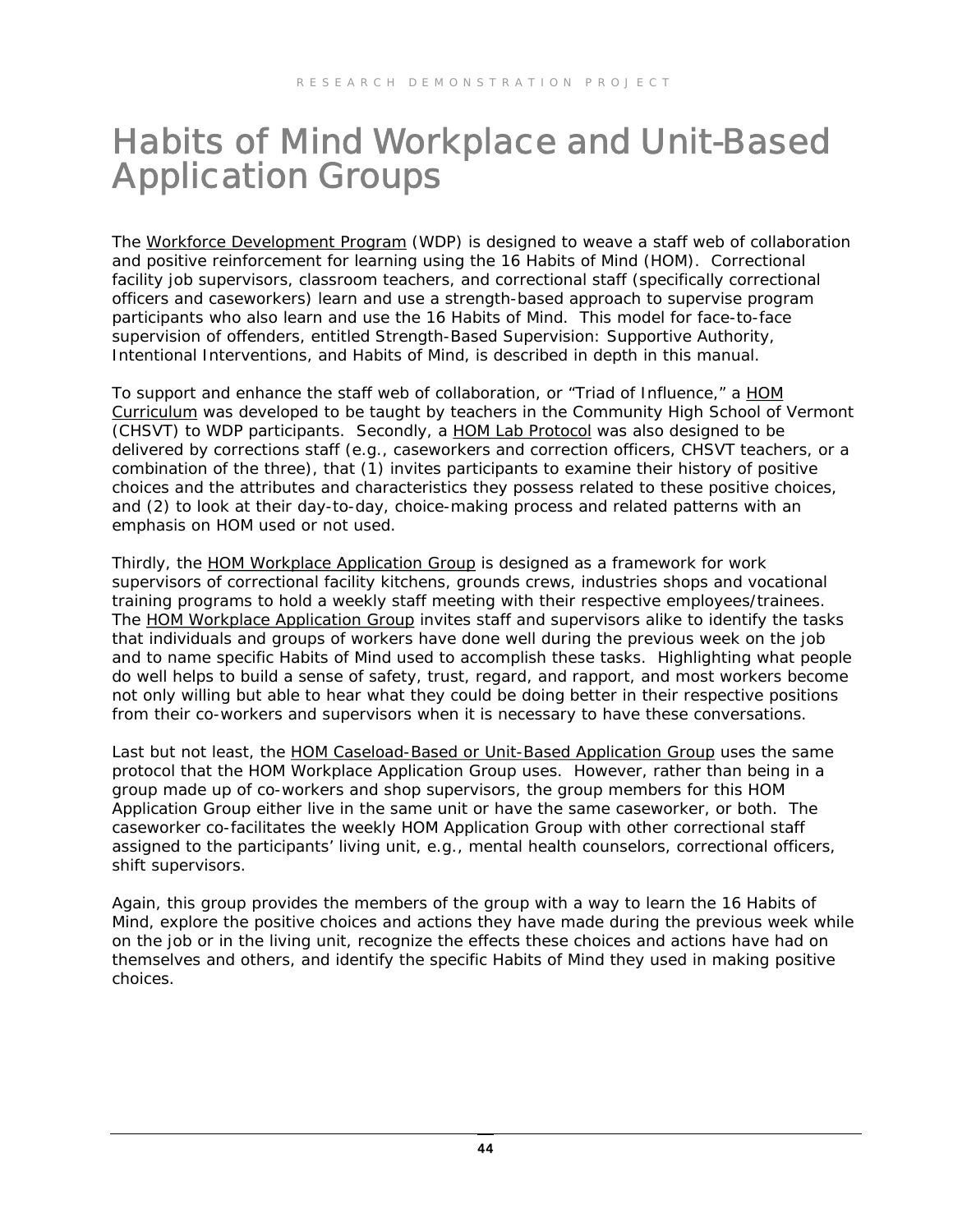# Habits of Mind Workplace and Unit-Based Application Groups

The Workforce Development Program (WDP) is designed to weave a staff web of collaboration and positive reinforcement for learning using the 16 Habits of Mind (HOM). Correctional facility job supervisors, classroom teachers, and correctional staff (specifically correctional officers and caseworkers) learn and use a strength-based approach to supervise program participants who also learn and use the 16 Habits of Mind. This model for face-to-face supervision of offenders, entitled Strength-Based Supervision: Supportive Authority, Intentional Interventions, and Habits of Mind, is described in depth in this manual.

To support and enhance the staff web of collaboration, or "Triad of Influence," a HOM Curriculum was developed to be taught by teachers in the Community High School of Vermont (CHSVT) to WDP participants. Secondly, a HOM Lab Protocol was also designed to be delivered by corrections staff (e.g., caseworkers and correction officers, CHSVT teachers, or a combination of the three), that (1) invites participants to examine their history of positive choices and the attributes and characteristics they possess related to these positive choices, and (2) to look at their day-to-day, choice-making process and related patterns with an emphasis on HOM used or not used.

Thirdly, the HOM Workplace Application Group is designed as a framework for work supervisors of correctional facility kitchens, grounds crews, industries shops and vocational training programs to hold a weekly staff meeting with their respective employees/trainees. The HOM Workplace Application Group invites staff and supervisors alike to identify the tasks that individuals and groups of workers have done well during the previous week on the job and to name specific Habits of Mind used to accomplish these tasks. Highlighting what people do well helps to build a sense of safety, trust, regard, and rapport, and most workers become not only willing but able to hear what they could be doing better in their respective positions from their co-workers and supervisors when it is necessary to have these conversations.

Last but not least, the HOM Caseload-Based or Unit-Based Application Group uses the same protocol that the HOM Workplace Application Group uses. However, rather than being in a group made up of co-workers and shop supervisors, the group members for this HOM Application Group either live in the same unit or have the same caseworker, or both. The caseworker co-facilitates the weekly HOM Application Group with other correctional staff assigned to the participants' living unit, e.g., mental health counselors, correctional officers, shift supervisors.

Again, this group provides the members of the group with a way to learn the 16 Habits of Mind, explore the positive choices and actions they have made during the previous week while on the job or in the living unit, recognize the effects these choices and actions have had on themselves and others, and identify the specific Habits of Mind they used in making positive choices.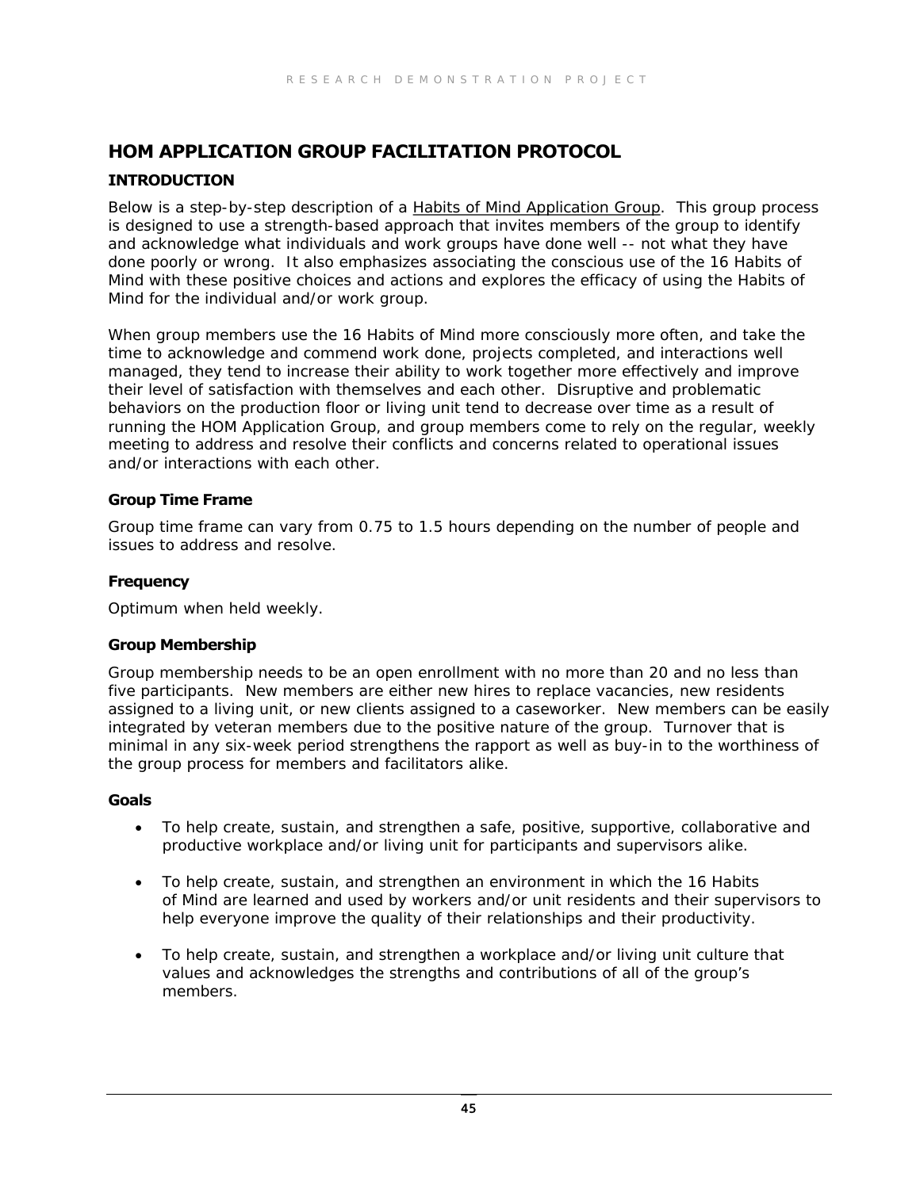## HOM APPLICATION GROUP FACILITATION PROTOCOL

### INTRODUCTION

Below is a step-by-step description of a Habits of Mind Application Group. This group process is designed to use a strength-based approach that invites members of the group to identify and acknowledge what individuals and work groups have done well -- not what they have done poorly or wrong. It also emphasizes associating the conscious use of the 16 Habits of Mind with these positive choices and actions and explores the efficacy of using the Habits of Mind for the individual and/or work group.

When group members use the 16 Habits of Mind more consciously more often, and take the time to acknowledge and commend work done, projects completed, and interactions well managed, they tend to increase their ability to work together more effectively and improve their level of satisfaction with themselves and each other. Disruptive and problematic behaviors on the production floor or living unit tend to decrease over time as a result of running the HOM Application Group, and group members come to rely on the regular, weekly meeting to address and resolve their conflicts and concerns related to operational issues and/or interactions with each other.

#### Group Time Frame

Group time frame can vary from 0.75 to 1.5 hours depending on the number of people and issues to address and resolve.

#### Frequency

Optimum when held weekly.

#### Group Membership

Group membership needs to be an open enrollment with no more than 20 and no less than five participants. New members are either new hires to replace vacancies, new residents assigned to a living unit, or new clients assigned to a caseworker. New members can be easily integrated by veteran members due to the positive nature of the group. Turnover that is minimal in any six-week period strengthens the rapport as well as buy-in to the worthiness of the group process for members and facilitators alike.

#### Goals

- To help create, sustain, and strengthen a safe, positive, supportive, collaborative and productive workplace and/or living unit for participants and supervisors alike.
- To help create, sustain, and strengthen an environment in which the 16 Habits of Mind are learned and used by workers and/or unit residents and their supervisors to help everyone improve the quality of their relationships and their productivity.
- To help create, sustain, and strengthen a workplace and/or living unit culture that values and acknowledges the strengths and contributions of all of the group's members.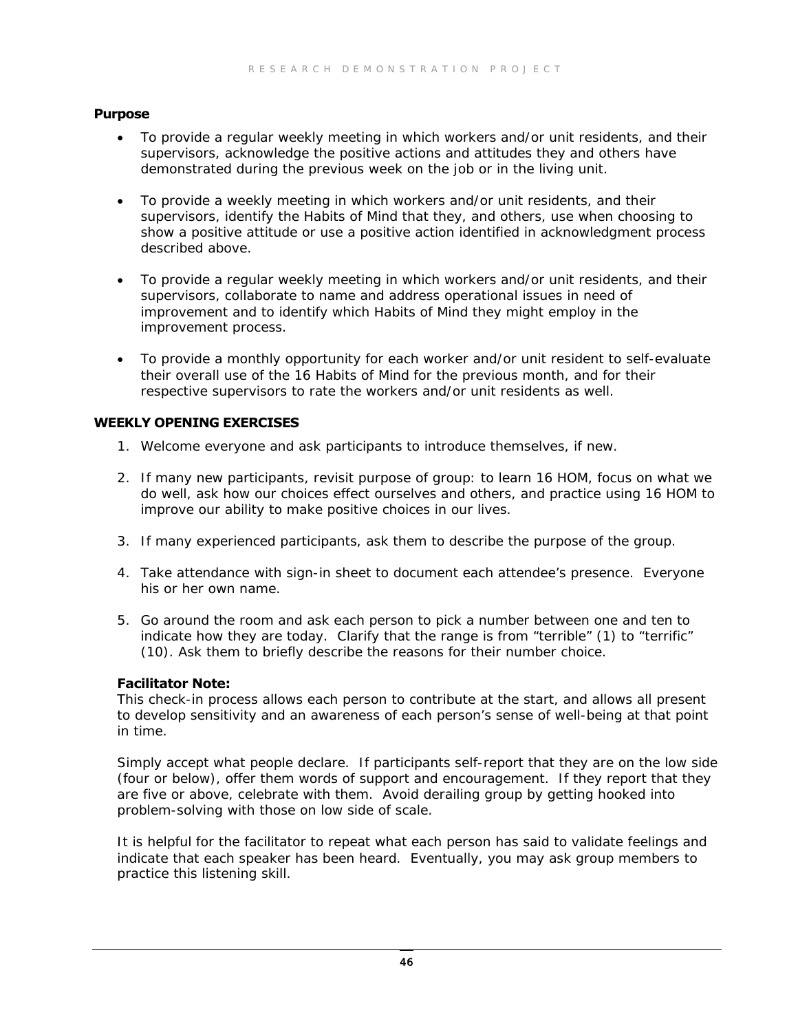**Purpose**

- To provide a regular weekly meeting in which workers and/or unit residents, and their supervisors, acknowledge the positive actions and attitudes they and others have demonstrated during the previous week on the job or in the living unit.

- To provide a weekly meeting in which workers and/or unit residents, and their supervisors, identify the Habits of Mind that they, and others, use when choosing to show a positive attitude or use a positive action identified in acknowledgment process described above.

- To provide a regular weekly meeting in which workers and/or unit residents, and their supervisors, collaborate to name and address operational issues in need of improvement and to identify which Habits of Mind they might employ in the improvement process.

- To provide a monthly opportunity for each worker and/or unit resident to self-evaluate their overall use of the 16 Habits of Mind for the previous month, and for their respective supervisors to rate the workers and/or unit residents as well.

**WEEKLY OPENING EXERCISES**

1. Welcome everyone and ask participants to introduce themselves, if new.

2. If many new participants, revisit purpose of group: to learn 16 HOM, focus on what we do well, ask how our choices effect ourselves and others, and practice using 16 HOM to improve our ability to make positive choices in our lives.

3. If many experienced participants, ask them to describe the purpose of the group.

4. Take attendance with sign-in sheet to document each attendee's presence. Everyone his or her own name.

5. Go around the room and ask each person to pick a number between one and ten to indicate how they are today. Clarify that the range is from "terrible" (1) to "terrific" (10). Ask them to briefly describe the reasons for their number choice.

**Facilitator Note:**
This check-in process allows each person to contribute at the start, and allows all present to develop sensitivity and an awareness of each person's sense of well-being at that point in time.

Simply accept what people declare. If participants self-report that they are on the low side (four or below), offer them words of support and encouragement. If they report that they are five or above, celebrate with them. Avoid derailing group by getting hooked into problem-solving with those on low side of scale.

It is helpful for the facilitator to repeat what each person has said to validate feelings and indicate that each speaker has been heard. Eventually, you may ask group members to practice this listening skill.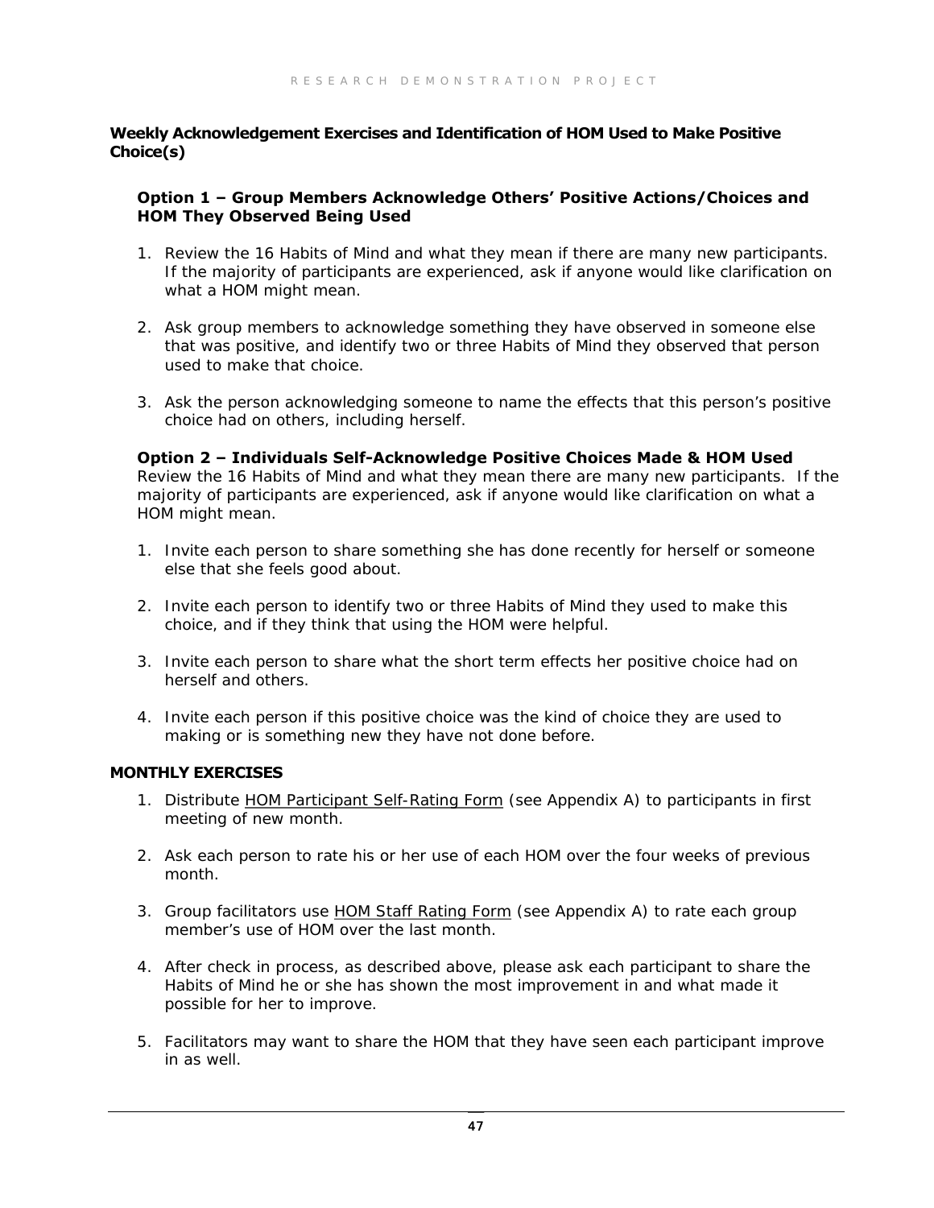**Weekly Acknowledgement Exercises and Identification of HOM Used to Make Positive Choice(s)**

**Option 1 – Group Members Acknowledge Others' Positive Actions/Choices and HOM They Observed Being Used**

1. Review the 16 Habits of Mind and what they mean if there are many new participants. If the majority of participants are experienced, ask if anyone would like clarification on what a HOM might mean.

2. Ask group members to acknowledge something they have observed in someone else that was positive, and identify two or three Habits of Mind they observed that person used to make that choice.

3. Ask the person acknowledging someone to name the effects that this person's positive choice had on others, including herself.

**Option 2 – Individuals Self-Acknowledge Positive Choices Made & HOM Used**
Review the 16 Habits of Mind and what they mean there are many new participants. If the majority of participants are experienced, ask if anyone would like clarification on what a HOM might mean.

1. Invite each person to share something she has done recently for herself or someone else that she feels good about.

2. Invite each person to identify two or three Habits of Mind they used to make this choice, and if they think that using the HOM were helpful.

3. Invite each person to share what the short term effects her positive choice had on herself and others.

4. Invite each person if this positive choice was the kind of choice they are used to making or is something new they have not done before.

**MONTHLY EXERCISES**

1. Distribute HOM Participant Self-Rating Form (see Appendix A) to participants in first meeting of new month.

2. Ask each person to rate his or her use of each HOM over the four weeks of previous month.

3. Group facilitators use HOM Staff Rating Form (see Appendix A) to rate each group member's use of HOM over the last month.

4. After check in process, as described above, please ask each participant to share the Habits of Mind he or she has shown the most improvement in and what made it possible for her to improve.

5. Facilitators may want to share the HOM that they have seen each participant improve in as well.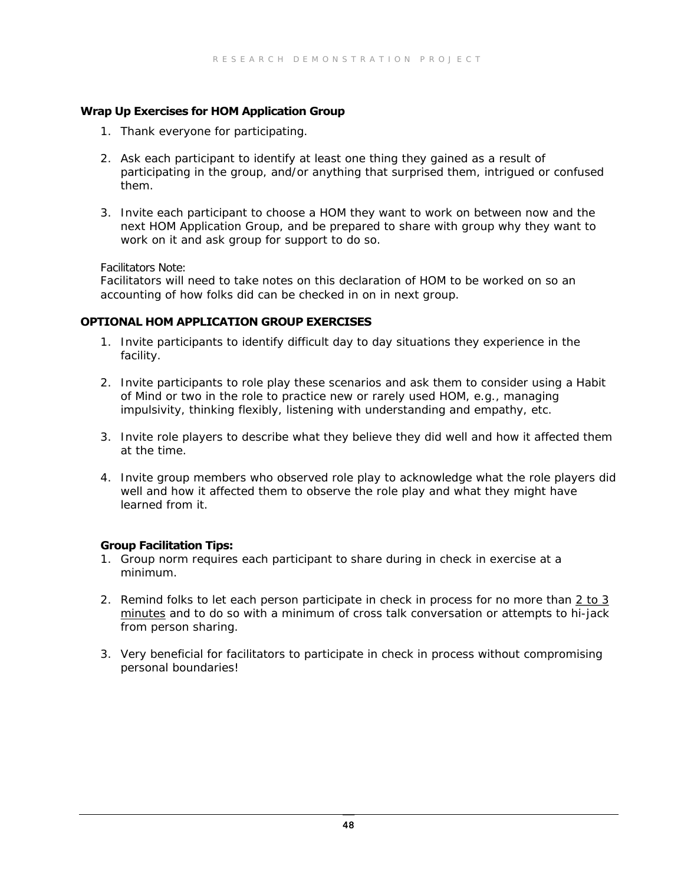**Wrap Up Exercises for HOM Application Group**

1. Thank everyone for participating.

2. Ask each participant to identify at least one thing they gained as a result of participating in the group, and/or anything that surprised them, intrigued or confused them.

3. Invite each participant to choose a HOM they want to work on between now and the next HOM Application Group, and be prepared to share with group why they want to work on it and ask group for support to do so.

Facilitators Note:
Facilitators will need to take notes on this declaration of HOM to be worked on so an accounting of how folks did can be checked in on in next group.

**OPTIONAL HOM APPLICATION GROUP EXERCISES**

1. Invite participants to identify difficult day to day situations they experience in the facility.

2. Invite participants to role play these scenarios and ask them to consider using a Habit of Mind or two in the role to practice new or rarely used HOM, e.g., managing impulsivity, thinking flexibly, listening with understanding and empathy, etc.

3. Invite role players to describe what they believe they did well and how it affected them at the time.

4. Invite group members who observed role play to acknowledge what the role players did well and how it affected them to observe the role play and what they might have learned from it.

**Group Facilitation Tips:**

1. Group norm requires each participant to share during in check in exercise at a minimum.

2. Remind folks to let each person participate in check in process for no more than 2 to 3 minutes and to do so with a minimum of cross talk conversation or attempts to hi-jack from person sharing.

3. Very beneficial for facilitators to participate in check in process without compromising personal boundaries!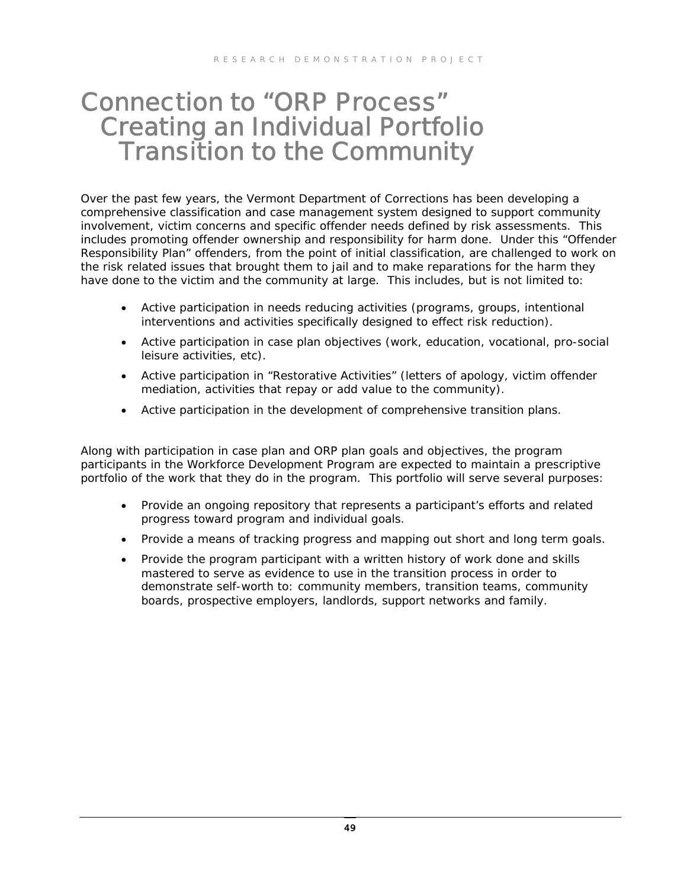# Connection to "ORP Process" Creating an Individual Portfolio Transition to the Community

Over the past few years, the Vermont Department of Corrections has been developing a comprehensive classification and case management system designed to support community involvement, victim concerns and specific offender needs defined by risk assessments. This includes promoting offender ownership and responsibility for harm done. Under this "Offender Responsibility Plan" offenders, from the point of initial classification, are challenged to work on the risk related issues that brought them to jail and to make reparations for the harm they have done to the victim and the community at large. This includes, but is not limited to:

- Active participation in needs reducing activities (programs, groups, intentional interventions and activities specifically designed to effect risk reduction).
- Active participation in case plan objectives (work, education, vocational, pro-social leisure activities, etc).
- Active participation in "Restorative Activities" (letters of apology, victim offender mediation, activities that repay or add value to the community).
- Active participation in the development of comprehensive transition plans.

Along with participation in case plan and ORP plan goals and objectives, the program participants in the Workforce Development Program are expected to maintain a prescriptive portfolio of the work that they do in the program. This portfolio will serve several purposes:

- Provide an ongoing repository that represents a participant's efforts and related progress toward program and individual goals.
- Provide a means of tracking progress and mapping out short and long term goals.
- Provide the program participant with a written history of work done and skills mastered to serve as evidence to use in the transition process in order to demonstrate self-worth to: community members, transition teams, community boards, prospective employers, landlords, support networks and family.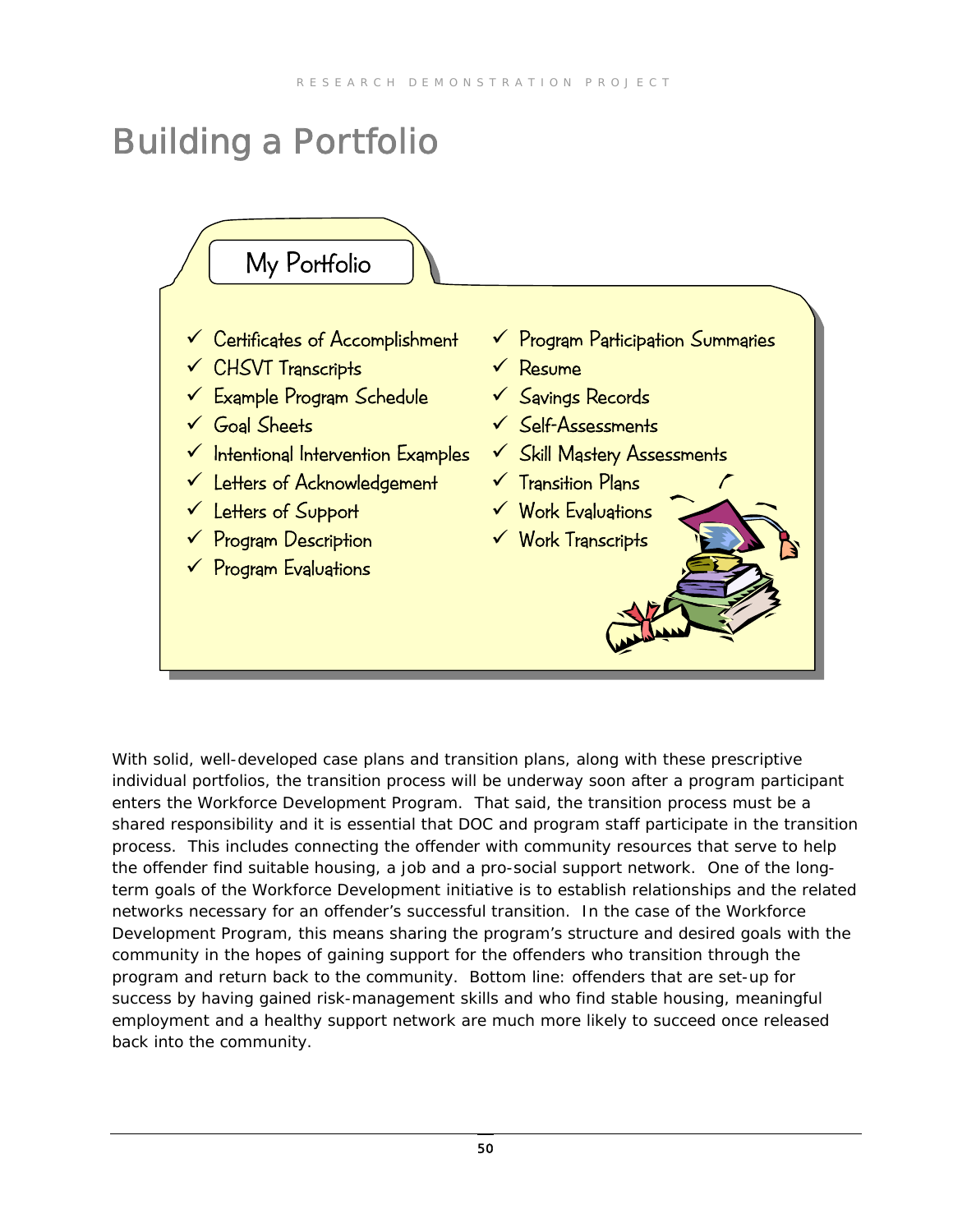# Building a Portfolio

**My Portfolio**

- ✓ Certificates of Accomplishment
- ✓ CHSVT Transcripts
- ✓ Example Program Schedule
- ✓ Goal Sheets
- ✓ Intentional Intervention Examples
- ✓ Letters of Acknowledgement
- ✓ Letters of Support
- ✓ Program Description
- ✓ Program Evaluations
- ✓ Program Participation Summaries
- ✓ Resume
- ✓ Savings Records
- ✓ Self-Assessments
- ✓ Skill Mastery Assessments
- ✓ Transition Plans
- ✓ Work Evaluations
- ✓ Work Transcripts

With solid, well-developed case plans and transition plans, along with these prescriptive individual portfolios, the transition process will be underway soon after a program participant enters the Workforce Development Program. That said, the transition process must be a shared responsibility and it is essential that DOC and program staff participate in the transition process. This includes connecting the offender with community resources that serve to help the offender find suitable housing, a job and a pro-social support network. One of the long-term goals of the Workforce Development initiative is to establish relationships and the related networks necessary for an offender's successful transition. In the case of the Workforce Development Program, this means sharing the program's structure and desired goals with the community in the hopes of gaining support for the offenders who transition through the program and return back to the community. Bottom line: offenders that are set-up for success by having gained risk-management skills and who find stable housing, meaningful employment and a healthy support network are much more likely to succeed once released back into the community.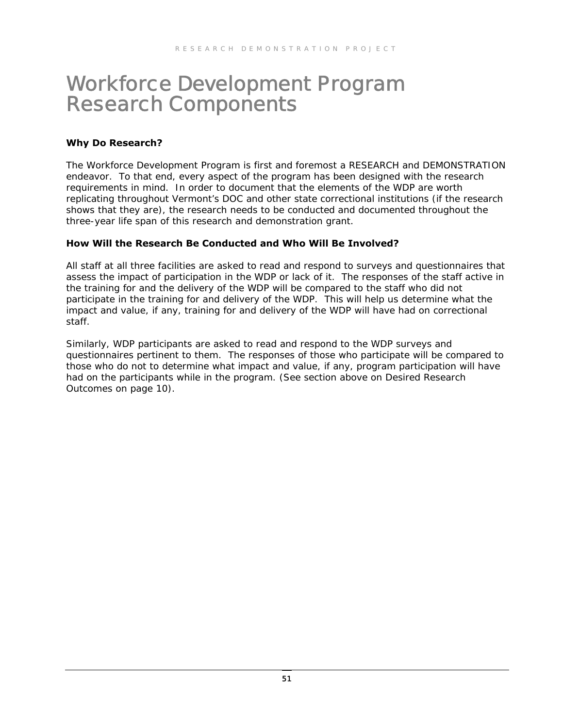# Workforce Development Program Research Components

**Why Do Research?**

The Workforce Development Program is first and foremost a RESEARCH and DEMONSTRATION endeavor. To that end, every aspect of the program has been designed with the research requirements in mind. In order to document that the elements of the WDP are worth replicating throughout Vermont's DOC and other state correctional institutions (if the research shows that they are), the research needs to be conducted and documented throughout the three-year life span of this research and demonstration grant.

**How Will the Research Be Conducted and Who Will Be Involved?**

All staff at all three facilities are asked to read and respond to surveys and questionnaires that assess the impact of participation in the WDP or lack of it. The responses of the staff active in the training for and the delivery of the WDP will be compared to the staff who did not participate in the training for and delivery of the WDP. This will help us determine what the impact and value, if any, training for and delivery of the WDP will have had on correctional staff.

Similarly, WDP participants are asked to read and respond to the WDP surveys and questionnaires pertinent to them. The responses of those who participate will be compared to those who do not to determine what impact and value, if any, program participation will have had on the participants while in the program. (See section above on Desired Research Outcomes on page 10).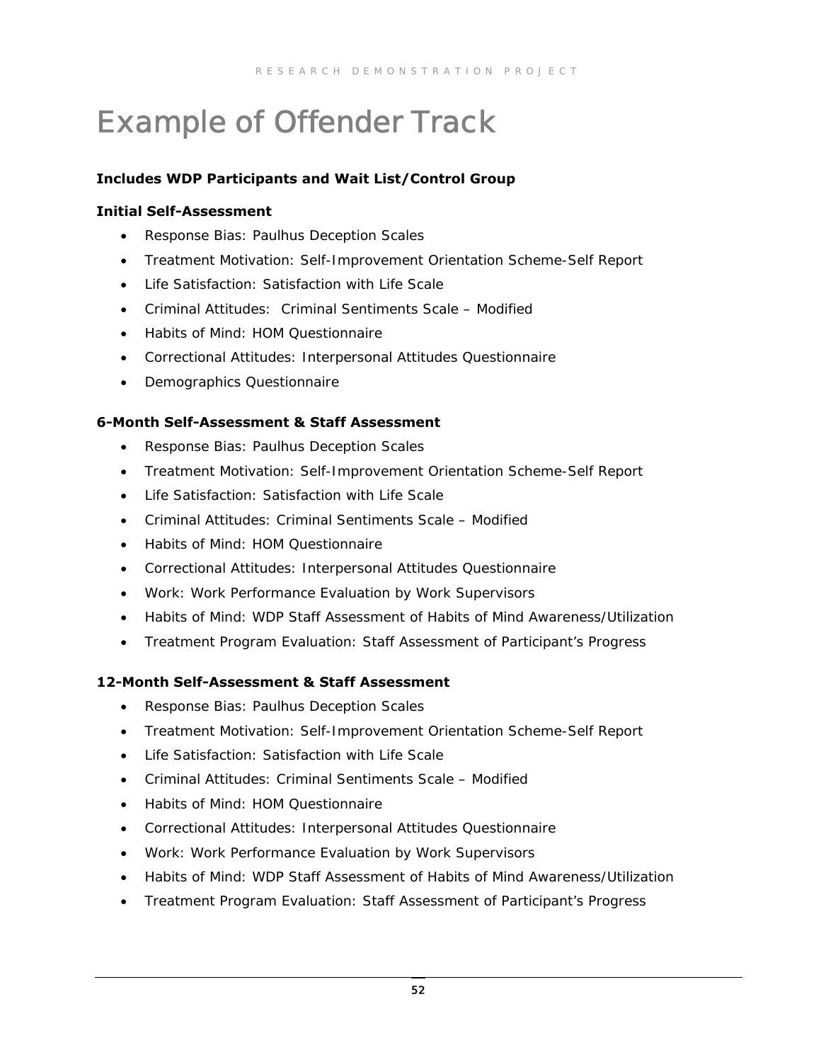# Example of Offender Track

**Includes WDP Participants and Wait List/Control Group**

**Initial Self-Assessment**

- Response Bias: Paulhus Deception Scales
- Treatment Motivation: Self-Improvement Orientation Scheme-Self Report
- Life Satisfaction: Satisfaction with Life Scale
- Criminal Attitudes: Criminal Sentiments Scale – Modified
- Habits of Mind: HOM Questionnaire
- Correctional Attitudes: Interpersonal Attitudes Questionnaire
- Demographics Questionnaire

**6-Month Self-Assessment & Staff Assessment**

- Response Bias: Paulhus Deception Scales
- Treatment Motivation: Self-Improvement Orientation Scheme-Self Report
- Life Satisfaction: Satisfaction with Life Scale
- Criminal Attitudes: Criminal Sentiments Scale – Modified
- Habits of Mind: HOM Questionnaire
- Correctional Attitudes: Interpersonal Attitudes Questionnaire
- Work: Work Performance Evaluation by Work Supervisors
- Habits of Mind: WDP Staff Assessment of Habits of Mind Awareness/Utilization
- Treatment Program Evaluation: Staff Assessment of Participant's Progress

**12-Month Self-Assessment & Staff Assessment**

- Response Bias: Paulhus Deception Scales
- Treatment Motivation: Self-Improvement Orientation Scheme-Self Report
- Life Satisfaction: Satisfaction with Life Scale
- Criminal Attitudes: Criminal Sentiments Scale – Modified
- Habits of Mind: HOM Questionnaire
- Correctional Attitudes: Interpersonal Attitudes Questionnaire
- Work: Work Performance Evaluation by Work Supervisors
- Habits of Mind: WDP Staff Assessment of Habits of Mind Awareness/Utilization
- Treatment Program Evaluation: Staff Assessment of Participant's Progress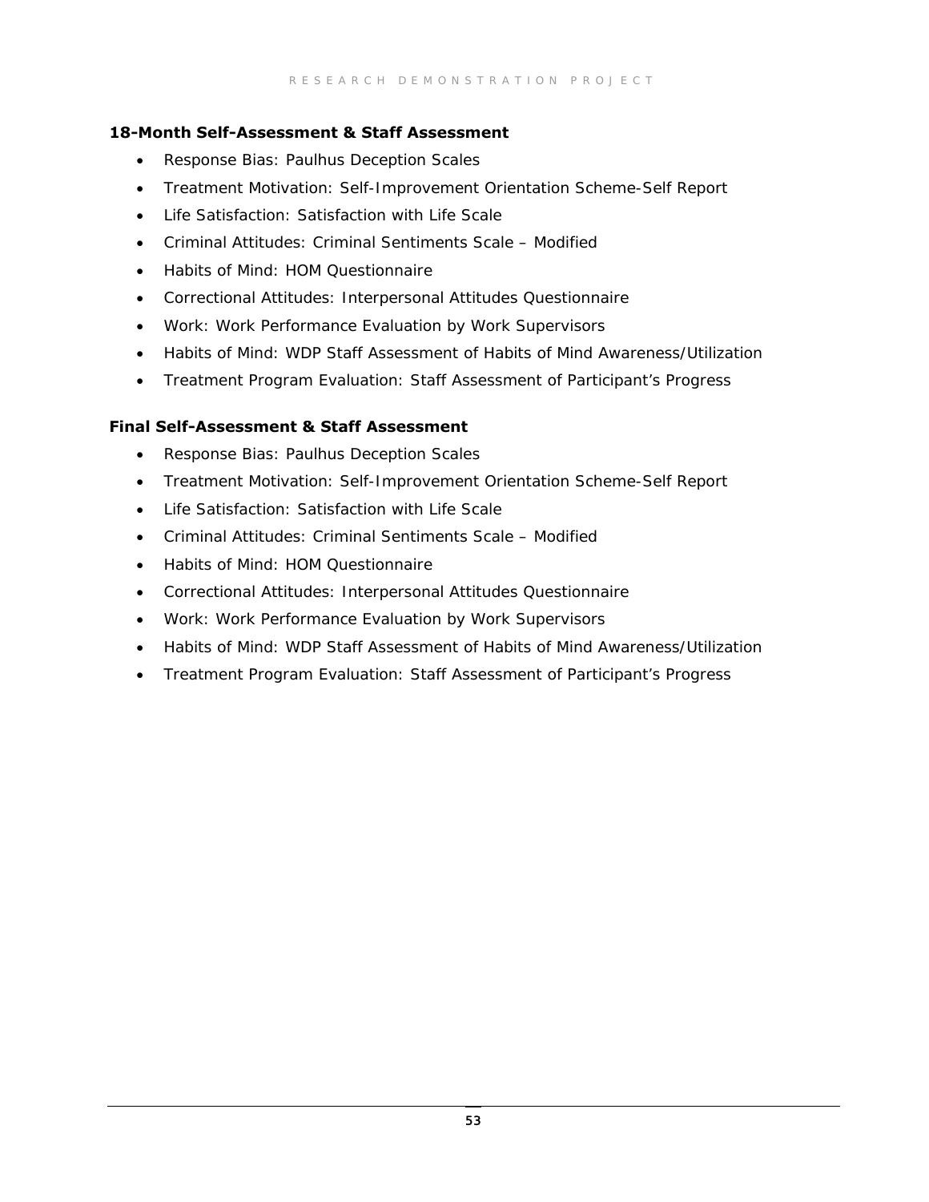**18-Month Self-Assessment & Staff Assessment**

- Response Bias: Paulhus Deception Scales
- Treatment Motivation: Self-Improvement Orientation Scheme-Self Report
- Life Satisfaction: Satisfaction with Life Scale
- Criminal Attitudes: Criminal Sentiments Scale – Modified
- Habits of Mind: HOM Questionnaire
- Correctional Attitudes: Interpersonal Attitudes Questionnaire
- Work: Work Performance Evaluation by Work Supervisors
- Habits of Mind: WDP Staff Assessment of Habits of Mind Awareness/Utilization
- Treatment Program Evaluation: Staff Assessment of Participant's Progress

**Final Self-Assessment & Staff Assessment**

- Response Bias: Paulhus Deception Scales
- Treatment Motivation: Self-Improvement Orientation Scheme-Self Report
- Life Satisfaction: Satisfaction with Life Scale
- Criminal Attitudes: Criminal Sentiments Scale – Modified
- Habits of Mind: HOM Questionnaire
- Correctional Attitudes: Interpersonal Attitudes Questionnaire
- Work: Work Performance Evaluation by Work Supervisors
- Habits of Mind: WDP Staff Assessment of Habits of Mind Awareness/Utilization
- Treatment Program Evaluation: Staff Assessment of Participant's Progress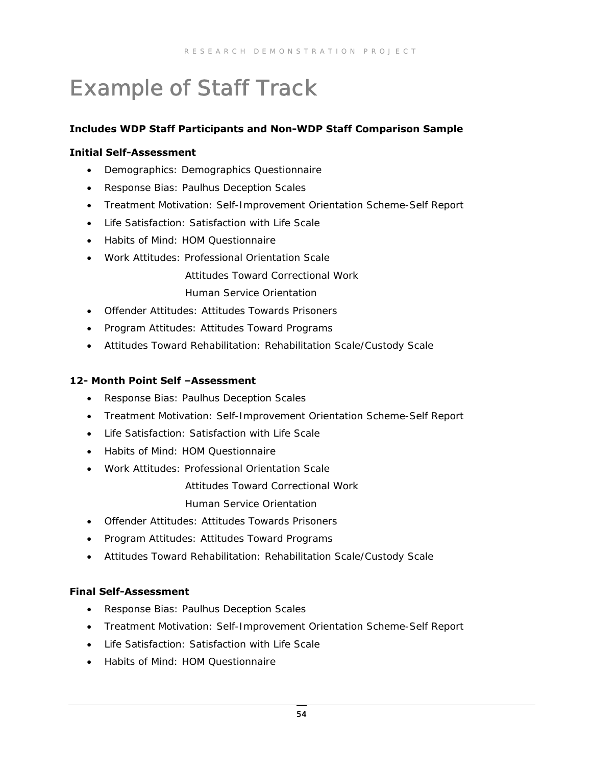# Example of Staff Track

**Includes WDP Staff Participants and Non-WDP Staff Comparison Sample**

**Initial Self-Assessment**

- Demographics: Demographics Questionnaire
- Response Bias: Paulhus Deception Scales
- Treatment Motivation: Self-Improvement Orientation Scheme-Self Report
- Life Satisfaction: Satisfaction with Life Scale
- Habits of Mind: HOM Questionnaire
- Work Attitudes: Professional Orientation Scale
  Attitudes Toward Correctional Work
  Human Service Orientation
- Offender Attitudes: Attitudes Towards Prisoners
- Program Attitudes: Attitudes Toward Programs
- Attitudes Toward Rehabilitation: Rehabilitation Scale/Custody Scale

**12- Month Point Self –Assessment**

- Response Bias: Paulhus Deception Scales
- Treatment Motivation: Self-Improvement Orientation Scheme-Self Report
- Life Satisfaction: Satisfaction with Life Scale
- Habits of Mind: HOM Questionnaire
- Work Attitudes: Professional Orientation Scale
  Attitudes Toward Correctional Work
  Human Service Orientation
- Offender Attitudes: Attitudes Towards Prisoners
- Program Attitudes: Attitudes Toward Programs
- Attitudes Toward Rehabilitation: Rehabilitation Scale/Custody Scale

**Final Self-Assessment**

- Response Bias: Paulhus Deception Scales
- Treatment Motivation: Self-Improvement Orientation Scheme-Self Report
- Life Satisfaction: Satisfaction with Life Scale
- Habits of Mind: HOM Questionnaire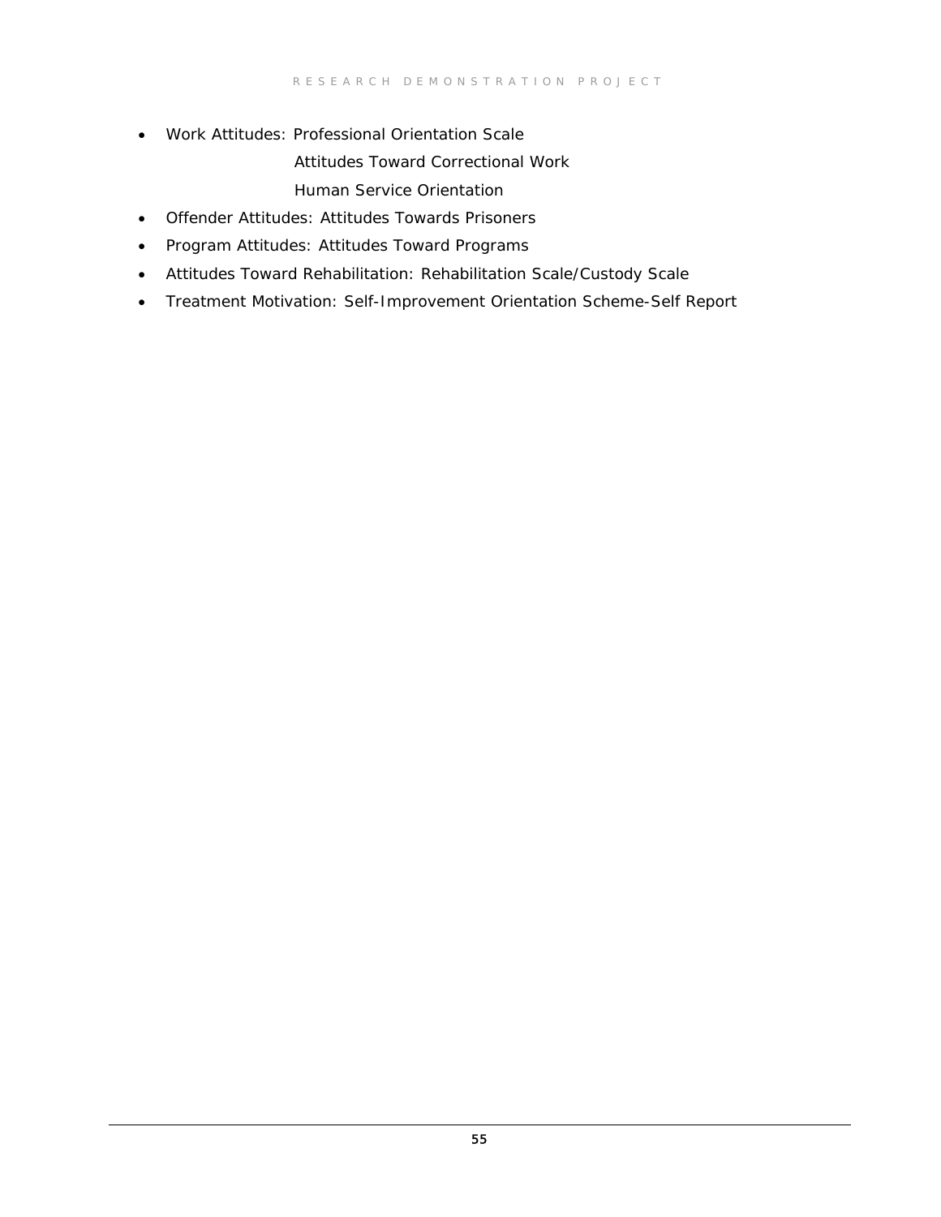- Work Attitudes: Professional Orientation Scale
  Attitudes Toward Correctional Work
  Human Service Orientation
- Offender Attitudes: Attitudes Towards Prisoners
- Program Attitudes: Attitudes Toward Programs
- Attitudes Toward Rehabilitation: Rehabilitation Scale/Custody Scale
- Treatment Motivation: Self-Improvement Orientation Scheme-Self Report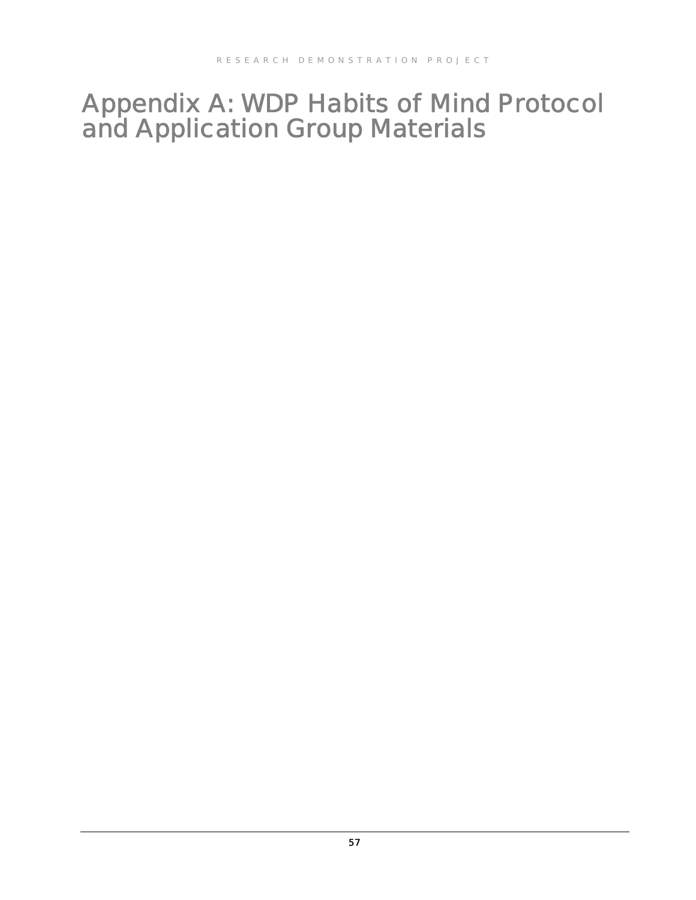# Appendix A: WDP Habits of Mind Protocol and Application Group Materials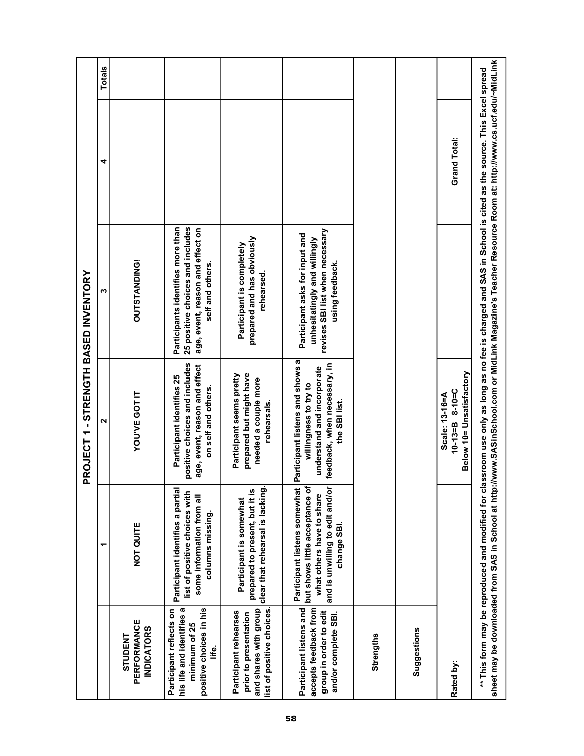# PROJECT 1 - STRENGTH BASED INVENTORY

| | 1 | 2 | 3 | 4 | Totals |
|---|---|---|---|---|---|
| **STUDENT PERFORMANCE INDICATORS** | **NOT QUITE** | **YOU'VE GOT IT** | **OUTSTANDING!** | | |
| **Participant reflects on his life and identifies a minimum of 25 positive choices in his life.** | **Participant identifies a partial list of positive choices with some information from all columns missing.** | **Participant identifies 25 positive choices and includes age, event, reason and effect on self and others.** | **Participants identifies more than 25 positive choices and includes age, event, reason and effect on self and others.** | | |
| **Participant rehearses prior to presentation and shares with group list of positive choices.** | **Participant is somewhat prepared to present, but it is clear that rehearsal is lacking.** | **Participant seems pretty prepared but might have needed a couple more rehearsals.** | **Participant is completely prepared and has obviously rehearsed.** | | |
| **Participant listens and accepts feedback from group in order to edit and/or complete SBI.** | **Participant listens somewhat but shows little acceptance of what others have to share and is unwilling to edit and/or change SBI.** | **Participant listens and shows a willingness to try to understand and incorporate feedback, when necessary, in the SBI list.** | **Participant asks for input and unhesitatingly and willingly revises SBI list when necessary using feedback.** | | |
| **Strengths** | | | | | |
| **Suggestions** | | | | | |
| **Rated by:** | | **Scale: 13-16=A<br>10-13=B 8-10=C<br>Below 10= Unsatisfactory** | | **Grand Total:** | |

**\*\* This form may be reproduced and modified for classroom use only as long as no fee is charged and SAS in School is cited as the source. This Excel spread sheet may be downloaded from SAS in School at http://www.SASinSchool.com or MidLink Magazine's Teacher Resource Room at: http://www.cs.ucf.edu/~MidLink**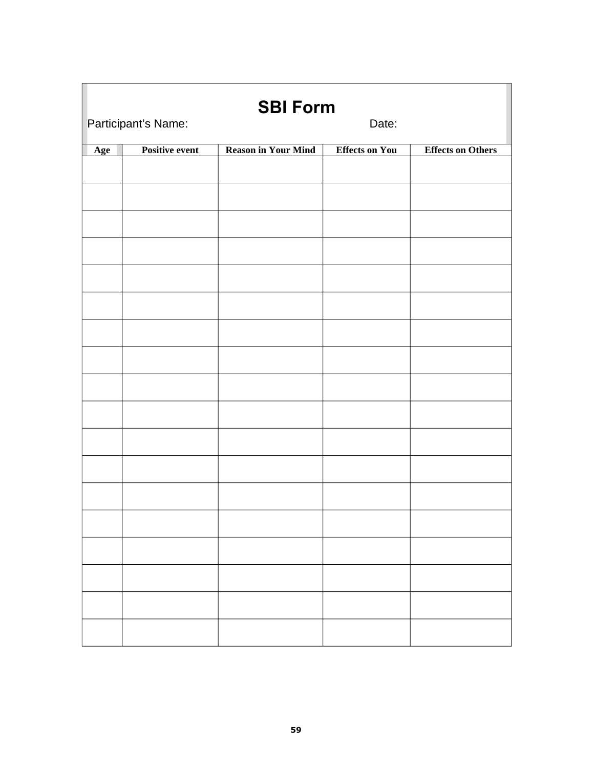# SBI Form

Participant's Name: Date:

| Age | Positive event | Reason in Your Mind | Effects on You | Effects on Others |
|---|---|---|---|---|
| | | | | |
| | | | | |
| | | | | |
| | | | | |
| | | | | |
| | | | | |
| | | | | |
| | | | | |
| | | | | |
| | | | | |
| | | | | |
| | | | | |
| | | | | |
| | | | | |
| | | | | |
| | | | | |
| | | | | |
| | | | | |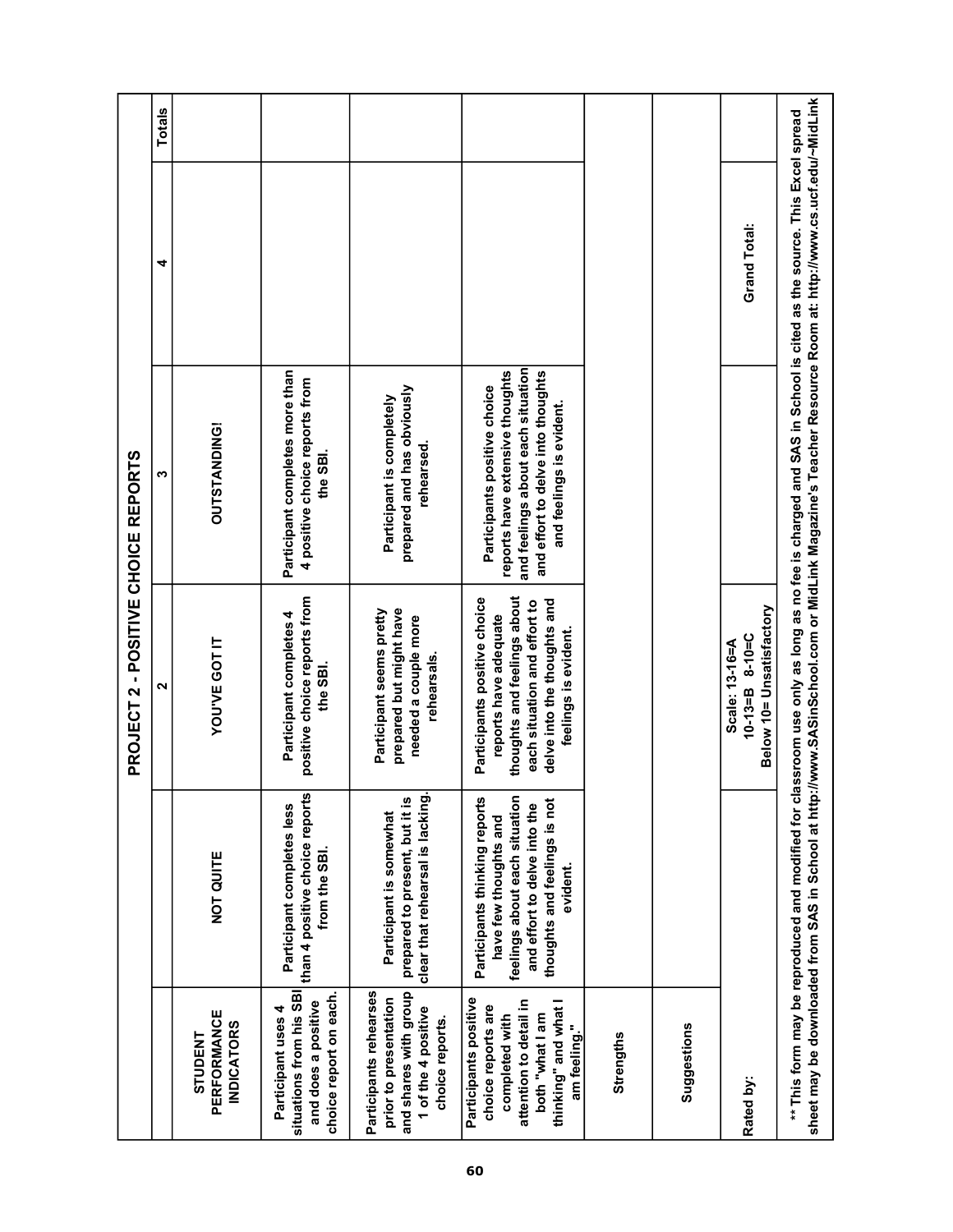# PROJECT 2 - POSITIVE CHOICE REPORTS

| STUDENT PERFORMANCE INDICATORS | NOT QUITE | YOU'VE GOT IT | OUTSTANDING! | | Totals |
|---|---|---|---|---|---|
| | | 2 | 3 | 4 | |
| Participant uses 4 situations from his SBI and does a positive choice report on each. | Participant completes less than 4 positive choice reports from the SBI. | Participant completes 4 positive choice reports from the SBI. | Participant completes more than 4 positive choice reports from the SBI. | | |
| Participants rehearses prior to presentation and shares with group 1 of the 4 positive choice reports. | Participant is somewhat prepared to present, but it is clear that rehearsal is lacking. | Participant seems pretty prepared but might have needed a couple more rehearsals. | Participant is completely prepared and has obviously rehearsed. | | |
| Participants positive choice reports are completed with attention to detail in both "what I am thinking" and what I am feeling." | Participants thinking reports have few thoughts and feelings about each situation and effort to delve into the thoughts and feelings is not evident. | Participants positive choice reports have adequate thoughts and feelings about each situation and effort to delve into the thoughts and feelings is evident. | Participants positive choice reports have extensive thoughts and feelings about each situation and effort to delve into thoughts and feelings is evident. | | |
| Strengths | | | | | |
| Suggestions | | | | | |
| Rated by: | | Scale: 13-16=A<br>10-13=B 8-10=C<br>Below 10= Unsatisfactory | | Grand Total: | |

** This form may be reproduced and modified for classroom use only as long as no fee is charged and SAS in School is cited as the source. This Excel spread sheet may be downloaded from SAS in School at http://www.SASinSchool.com or MidLink Magazine's Teacher Resource Room at: http://www.cs.ucf.edu/~MidLink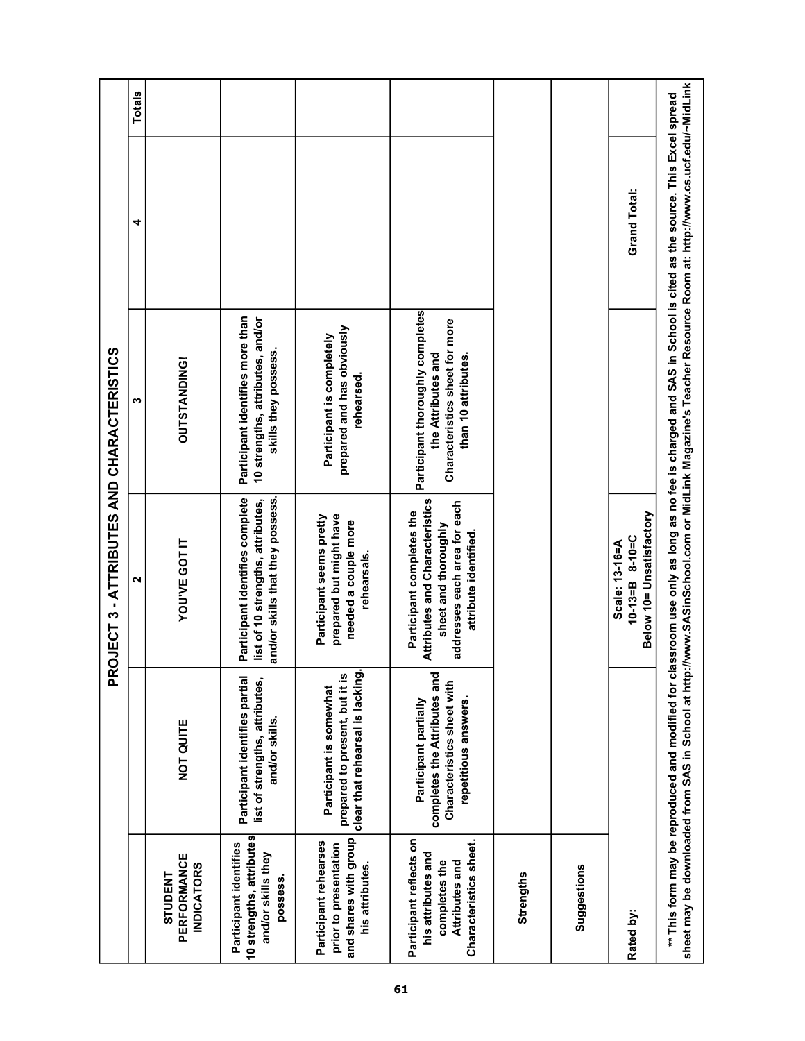# PROJECT 3 - ATTRIBUTES AND CHARACTERISTICS

| | 1 | 2 | 3 | 4 | Totals |
|---|---|---|---|---|---|
| STUDENT PERFORMANCE INDICATORS | NOT QUITE | YOU'VE GOT IT | OUTSTANDING! | | |
| Participant identifies 10 strengths, attributes and/or skills they possess. | Participant identifies partial list of strengths, attributes, and/or skills. | Participant identifies complete list of 10 strengths, attributes, and/or skills that they possess. | Participant identifies more than 10 strengths, attributes, and/or skills they possess. | | |
| Participant rehearses prior to presentation and shares with group his attributes. | Participant is somewhat prepared to present, but it is clear that rehearsal is lacking. | Participant seems pretty prepared but might have needed a couple more rehearsals. | Participant is completely prepared and has obviously rehearsed. | | |
| Participant reflects on his attributes and completes the Attributes and Characteristics sheet. | Participant partially completes the Attributes and Characteristics sheet with repetitious answers. | Participant completes the Attributes and Characteristics sheet and thoroughly addresses each area for each attribute identified. | Participant thoroughly completes the Attributes and Characteristics sheet for more than 10 attributes. | | |
| Strengths | | | | | |
| Suggestions | | | | | |
| Rated by: | | Scale: 13-16=A 10-13=B 8-10=C Below 10= Unsatisfactory | | Grand Total: | |

** This form may be reproduced and modified for classroom use only as long as no fee is charged and SAS in School is cited as the source. This Excel spread sheet may be downloaded from SAS in School at http://www.SASinSchool.com or MidLink Magazine's Teacher Resource Room at: http://www.cs.ucf.edu/~MidLink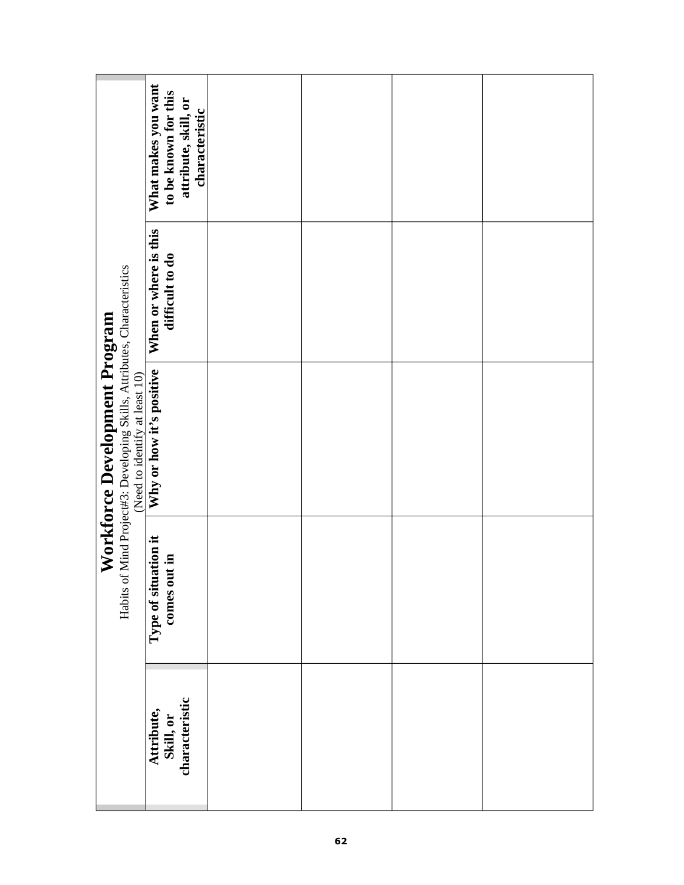# Workforce Development Program

Habits of Mind Project#3: Developing Skills, Attributes, Characteristics

(Need to identify at least 10)

| Attribute, Skill, or characteristic | Type of situation it comes out in | Why or how it's positive | When or where is this difficult to do | What makes you want to be known for this attribute, skill, or characteristic |
|---|---|---|---|---|
| | | | | |
| | | | | |
| | | | | |
| | | | | |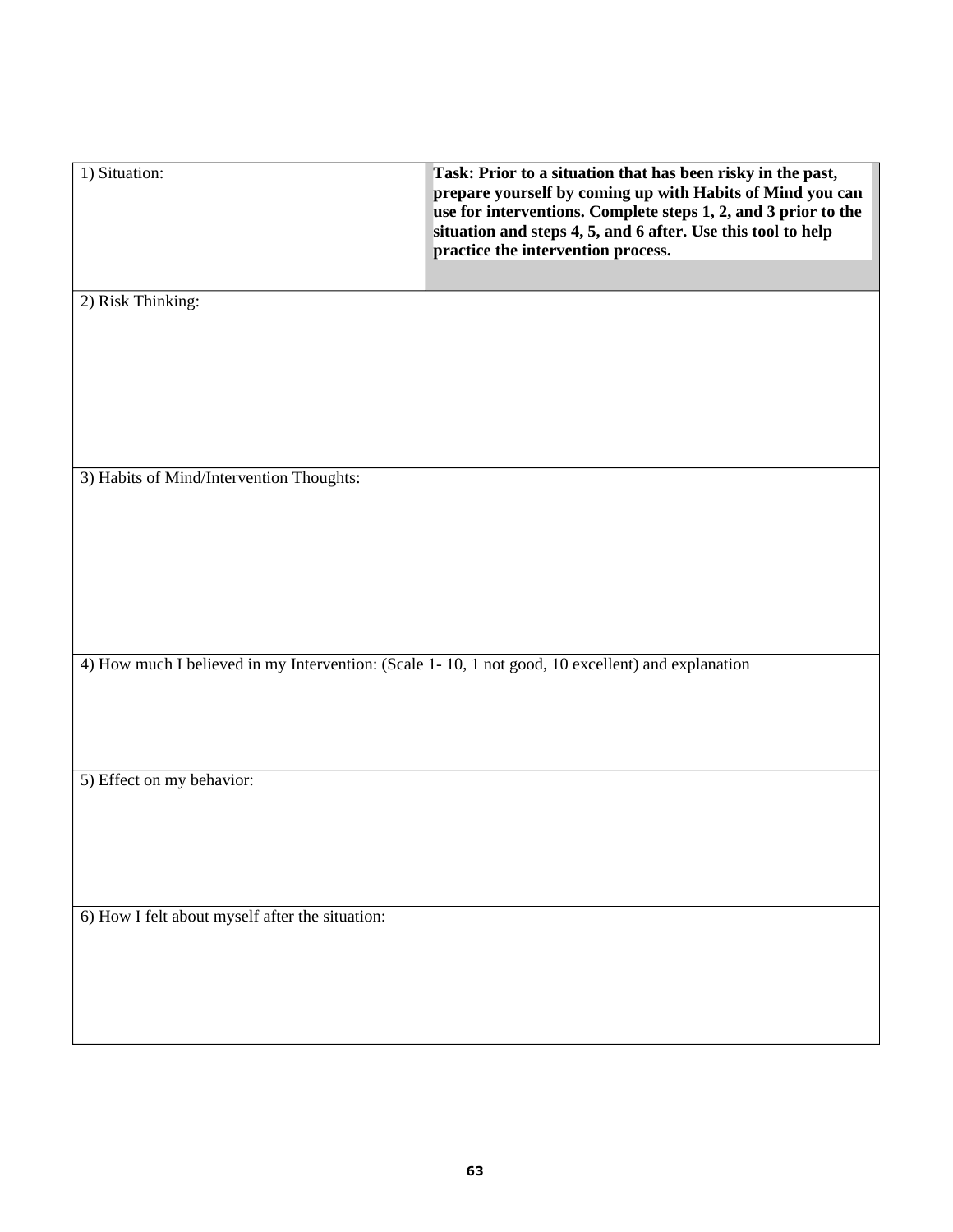| 1) Situation: | **Task: Prior to a situation that has been risky in the past, prepare yourself by coming up with Habits of Mind you can use for interventions. Complete steps 1, 2, and 3 prior to the situation and steps 4, 5, and 6 after. Use this tool to help practice the intervention process.** |
|---|---|
| 2) Risk Thinking: | |
| 3) Habits of Mind/Intervention Thoughts: | |
| 4) How much I believed in my Intervention: (Scale 1- 10, 1 not good, 10 excellent) and explanation | |
| 5) Effect on my behavior: | |
| 6) How I felt about myself after the situation: | |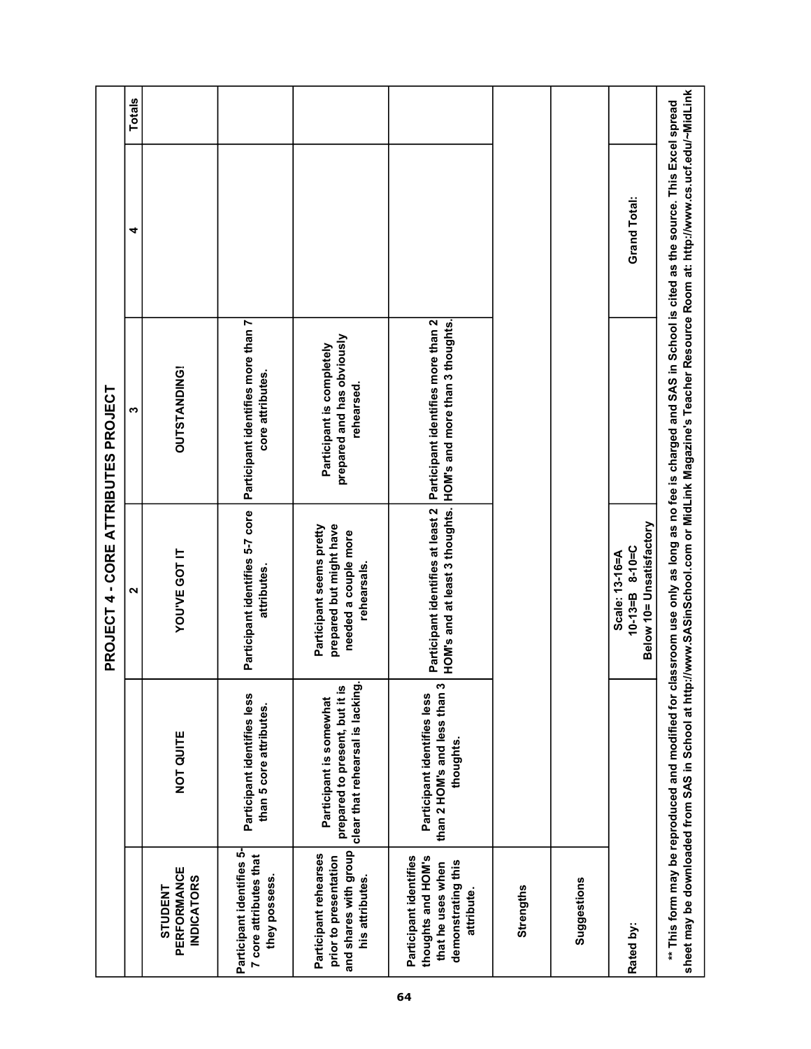# PROJECT 4 - CORE ATTRIBUTES PROJECT

| | 1 | 2 | 3 | 4 | Totals |
|---|---|---|---|---|---|
| **STUDENT PERFORMANCE INDICATORS** | **NOT QUITE** | **YOU'VE GOT IT** | **OUTSTANDING!** | | |
| **Participant identifies 5-7 core attributes that they possess.** | **Participant identifies less than 5 core attributes.** | **Participant identifies 5-7 core attributes.** | **Participant identifies more than 7 core attributes.** | | |
| **Participant rehearses prior to presentation and shares with group his attributes.** | **Participant is somewhat prepared to present, but it is clear that rehearsal is lacking.** | **Participant seems pretty prepared but might have needed a couple more rehearsals.** | **Participant is completely prepared and has obviously rehearsed.** | | |
| **Participant identifies thoughts and HOM's that he uses when demonstrating this attribute.** | **Participant identifies less than 2 HOM's and less than 3 thoughts.** | **Participant identifies at least 2 HOM's and at least 3 thoughts.** | **Participant identifies more than 2 HOM's and more than 3 thoughts.** | | |
| **Strengths** | | | | | |
| **Suggestions** | | | | | |
| **Rated by:** | | **Scale: 13-16=A 10-13=B 8-10=C Below 10= Unsatisfactory** | | **Grand Total:** | |

**\*\* This form may be reproduced and modified for classroom use only as long as no fee is charged and SAS in School is cited as the source. This Excel spread sheet may be downloaded from SAS in School at http://www.SASinSchool.com or MidLink Magazine's Teacher Resource Room at: http://www.cs.ucf.edu/~MidLink**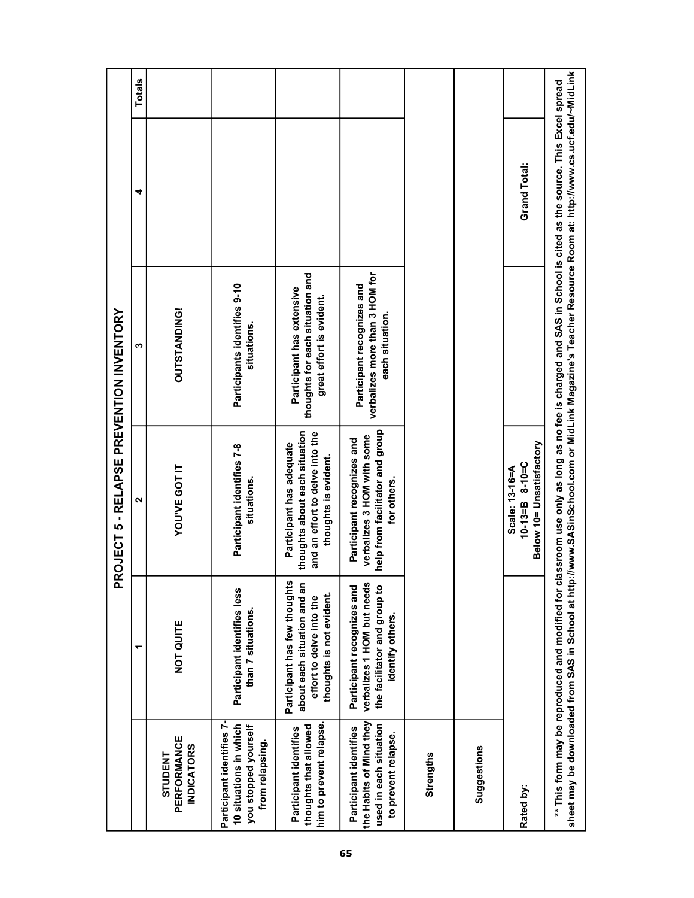# PROJECT 5 - RELAPSE PREVENTION INVENTORY

| | 1 | 2 | 3 | 4 | Totals |
|---|---|---|---|---|---|
| **STUDENT PERFORMANCE INDICATORS** | **NOT QUITE** | **YOU'VE GOT IT** | **OUTSTANDING!** | | |
| **Participant identifies 7-10 situations in which you stopped yourself from relapsing.** | **Participant identifies less than 7 situations.** | **Participant identifies 7-8 situations.** | **Participants identifies 9-10 situations.** | | |
| **Participant identifies thoughts that allowed him to prevent relapse.** | **Participant has few thoughts about each situation and an effort to delve into the thoughts is not evident.** | **Participant has adequate thoughts about each situation and an effort to delve into the thoughts is evident.** | **Participant has extensive thoughts for each situation and great effort is evident.** | | |
| **Participant identifies the Habits of Mind they used in each situation to prevent relapse.** | **Participant recognizes and verbalizes 1 HOM but needs the facilitator and group to identify others.** | **Participant recognizes and verbalizes 3 HOM with some help from facilitator and group for others.** | **Participant recognizes and verbalizes more than 3 HOM for each situation.** | | |
| **Strengths** | | | | | |
| **Suggestions** | | | | | |
| **Rated by:** | | **Scale: 13-16=A 10-13=B 8-10=C Below 10= Unsatisfactory** | | **Grand Total:** | |

**** This form may be reproduced and modified for classroom use only as long as no fee is charged and SAS in School is cited as the source. This Excel spread sheet may be downloaded from SAS in School at http://www.SASinSchool.com or MidLink Magazine's Teacher Resource Room at: http://www.cs.ucf.edu/~MidLink**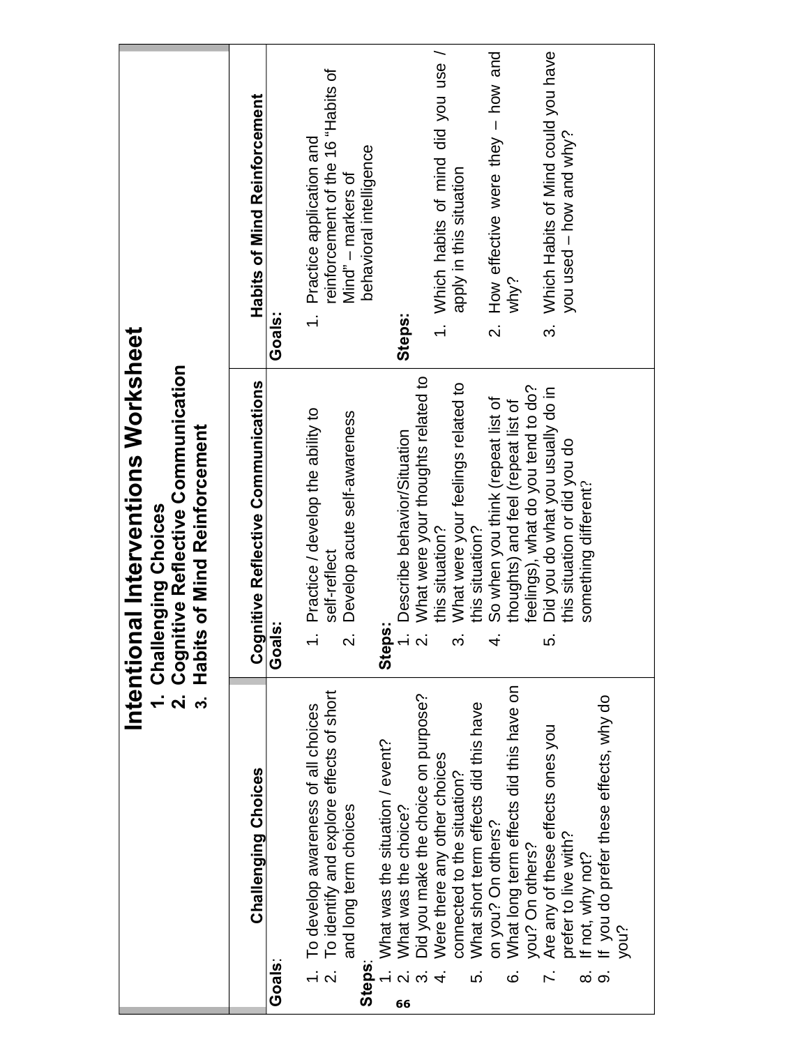# Intentional Interventions Worksheet

1. **Challenging Choices**
2. **Cognitive Reflective Communication**
3. **Habits of Mind Reinforcement**

| Challenging Choices | Cognitive Reflective Communications | Habits of Mind Reinforcement |
|---|---|---|
| **Goals**:<br>1. To develop awareness of all choices<br>2. To identify and explore effects of short and long term choices<br>**Steps**:<br>1. What was the situation / event?<br>2. What was the choice?<br>3. Did you make the choice on purpose?<br>4. Were there any other choices connected to the situation?<br>5. What short term effects did this have on you? On others?<br>6. What long term effects did this have on you? On others?<br>7. Are any of these effects ones you prefer to live with?<br>8. If not, why not?<br>9. If you do prefer these effects, why do you? | **Goals:**<br>1. Practice / develop the ability to self-reflect<br>2. Develop acute self-awareness<br>**Steps:**<br>1. Describe behavior/Situation<br>2. What were your thoughts related to this situation?<br>3. What were your feelings related to this situation?<br>4. So when you think (repeat list of thoughts) and feel (repeat list of feelings), what do you tend to do?<br>5. Did you do what you usually do in this situation or did you do something different? | **Goals:**<br>1. Practice application and reinforcement of the 16 "Habits of Mind" – markers of behavioral intelligence<br>**Steps:**<br>1. Which habits of mind did you use / apply in this situation<br>2. How effective were they – how and why?<br>3. Which Habits of Mind could you have you used – how and why? |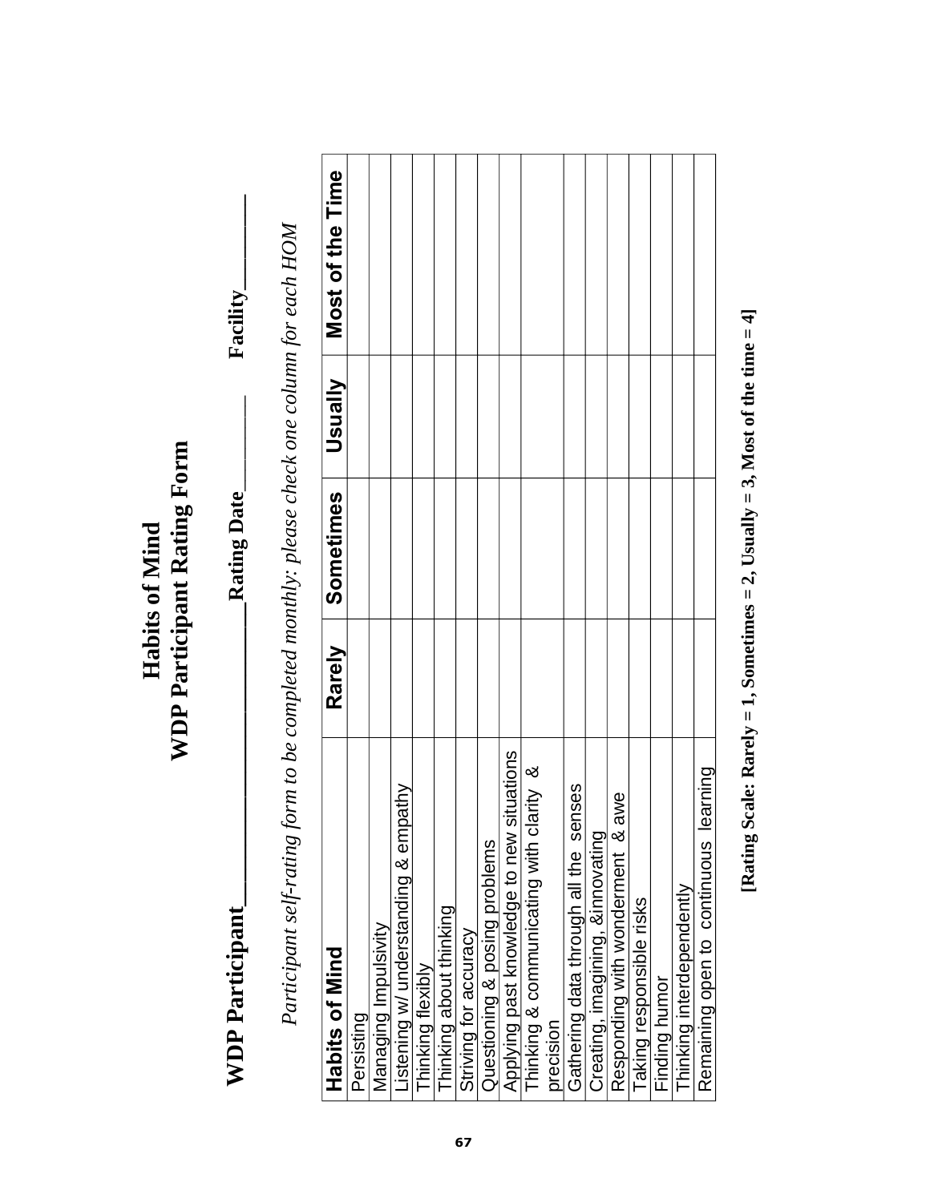# Habits of Mind
# WDP Participant Rating Form

**WDP Participant**_______________ **Rating Date**_________ **Facility**_________

*Participant self-rating form to be completed monthly: please check one column for each HOM*

| Habits of Mind | Rarely | Sometimes | Usually | Most of the Time |
|---|---|---|---|---|
| Persisting | | | | |
| Managing Impulsivity | | | | |
| Listening w/ understanding & empathy | | | | |
| Thinking flexibly | | | | |
| Thinking about thinking | | | | |
| Striving for accuracy | | | | |
| Questioning & posing problems | | | | |
| Applying past knowledge to new situations | | | | |
| Thinking & communicating with clarity & precision | | | | |
| Gathering data through all the senses | | | | |
| Creating, imagining, &innovating | | | | |
| Responding with wonderment & awe | | | | |
| Taking responsible risks | | | | |
| Finding humor | | | | |
| Thinking interdependently | | | | |
| Remaining open to continuous learning | | | | |

**[Rating Scale: Rarely = 1, Sometimes = 2, Usually = 3, Most of the time = 4]**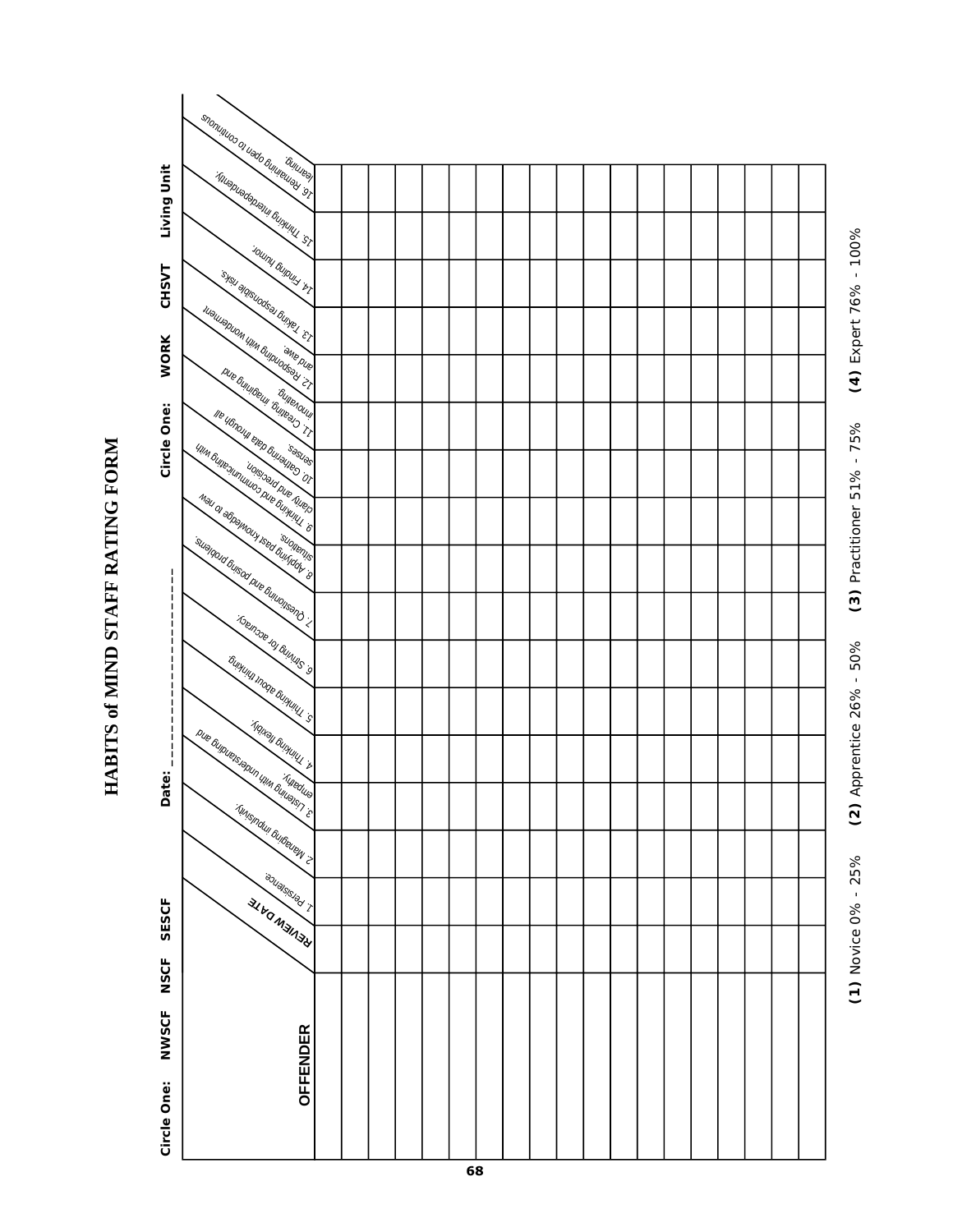# HABITS of MIND STAFF RATING FORM

**Circle One:** NWSCF NSCF SESCF **Date:** ________________ **Circle One:** WORK CHSVT Living Unit

| OFFENDER | REVIEW DATE | 1. Persistence. | 2. Managing impulsivity. | 3. Listening with understanding and empathy. | 4. Thinking flexibly. | 5. Thinking about thinking. | 6. Striving for accuracy. | 7. Questioning and posing problems. | 8. Applying past knowledge to new situations. | 9. Thinking and communicating with clarity and precision. | 10. Gathering data through all senses. | 11. Creating, imagining and innovating. | 12. Responding with wonderment and awe. | 13. Taking responsible risks. | 14. Finding humor. | 15. Thinking interdependently. | 16. Remaining open to continuous learning. |
|---|---|---|---|---|---|---|---|---|---|---|---|---|---|---|---|---|---|
| | | | | | | | | | | | | | | | | | |
| | | | | | | | | | | | | | | | | | |
| | | | | | | | | | | | | | | | | | |
| | | | | | | | | | | | | | | | | | |
| | | | | | | | | | | | | | | | | | |
| | | | | | | | | | | | | | | | | | |
| | | | | | | | | | | | | | | | | | |
| | | | | | | | | | | | | | | | | | |
| | | | | | | | | | | | | | | | | | |
| | | | | | | | | | | | | | | | | | |
| | | | | | | | | | | | | | | | | | |
| | | | | | | | | | | | | | | | | | |
| | | | | | | | | | | | | | | | | | |
| | | | | | | | | | | | | | | | | | |
| | | | | | | | | | | | | | | | | | |
| | | | | | | | | | | | | | | | | | |
| | | | | | | | | | | | | | | | | | |
| | | | | | | | | | | | | | | | | | |
| | | | | | | | | | | | | | | | | | |

**(1)** Novice 0% - 25% **(2)** Apprentice 26% - 50% **(3)** Practitioner 51% - 75% **(4)** Expert 76% - 100%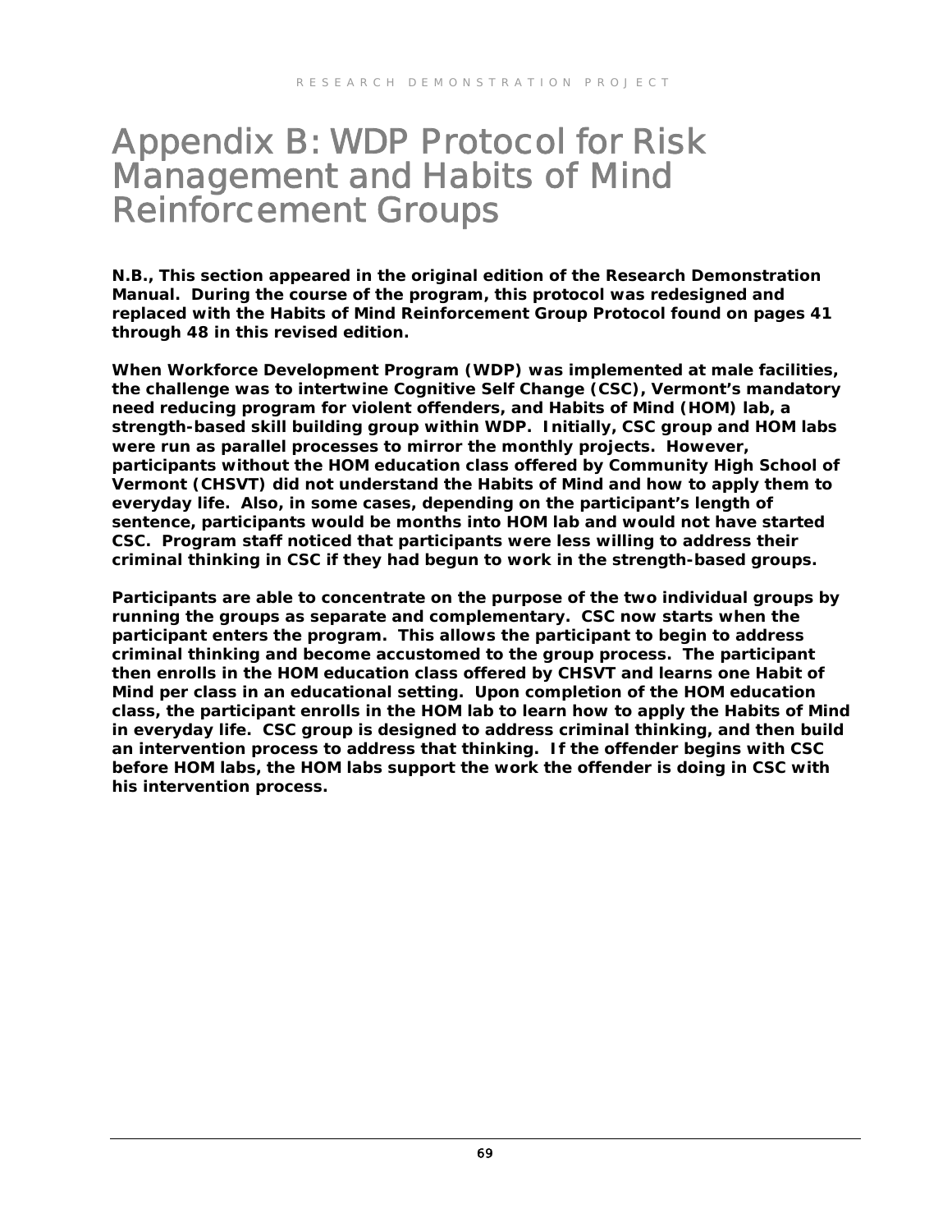# Appendix B: WDP Protocol for Risk Management and Habits of Mind Reinforcement Groups

**N.B., This section appeared in the original edition of the Research Demonstration Manual. During the course of the program, this protocol was redesigned and replaced with the Habits of Mind Reinforcement Group Protocol found on pages 41 through 48 in this revised edition.**

**When Workforce Development Program (WDP) was implemented at male facilities, the challenge was to intertwine Cognitive Self Change (CSC), Vermont's mandatory need reducing program for violent offenders, and Habits of Mind (HOM) lab, a strength-based skill building group within WDP. Initially, CSC group and HOM labs were run as parallel processes to mirror the monthly projects. However, participants without the HOM education class offered by Community High School of Vermont (CHSVT) did not understand the Habits of Mind and how to apply them to everyday life. Also, in some cases, depending on the participant's length of sentence, participants would be months into HOM lab and would not have started CSC. Program staff noticed that participants were less willing to address their criminal thinking in CSC if they had begun to work in the strength-based groups.**

**Participants are able to concentrate on the purpose of the two individual groups by running the groups as separate and complementary. CSC now starts when the participant enters the program. This allows the participant to begin to address criminal thinking and become accustomed to the group process. The participant then enrolls in the HOM education class offered by CHSVT and learns one Habit of Mind per class in an educational setting. Upon completion of the HOM education class, the participant enrolls in the HOM lab to learn how to apply the Habits of Mind in everyday life. CSC group is designed to address criminal thinking, and then build an intervention process to address that thinking. If the offender begins with CSC before HOM labs, the HOM labs support the work the offender is doing in CSC with his intervention process.**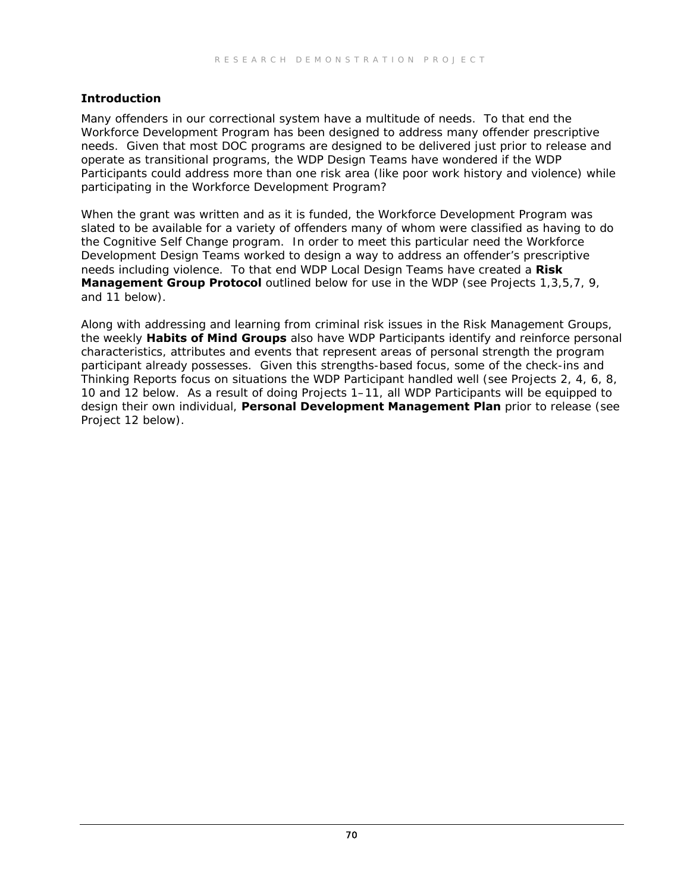**Introduction**

Many offenders in our correctional system have a multitude of needs. To that end the Workforce Development Program has been designed to address many offender prescriptive needs. Given that most DOC programs are designed to be delivered just prior to release and operate as transitional programs, the WDP Design Teams have wondered if the WDP Participants could address more than one risk area (like poor work history and violence) while participating in the Workforce Development Program?

When the grant was written and as it is funded, the Workforce Development Program was slated to be available for a variety of offenders many of whom were classified as having to do the Cognitive Self Change program. In order to meet this particular need the Workforce Development Design Teams worked to design a way to address an offender's prescriptive needs including violence. To that end WDP Local Design Teams have created a **Risk Management Group Protocol** outlined below for use in the WDP (see Projects 1,3,5,7, 9, and 11 below).

Along with addressing and learning from criminal risk issues in the Risk Management Groups, the weekly **Habits of Mind Groups** also have WDP Participants identify and reinforce personal characteristics, attributes and events that represent areas of personal strength the program participant already possesses. Given this strengths-based focus, some of the check-ins and Thinking Reports focus on situations the WDP Participant handled well (see Projects 2, 4, 6, 8, 10 and 12 below. As a result of doing Projects 1–11, all WDP Participants will be equipped to design their own individual, **Personal Development Management Plan** prior to release (see Project 12 below).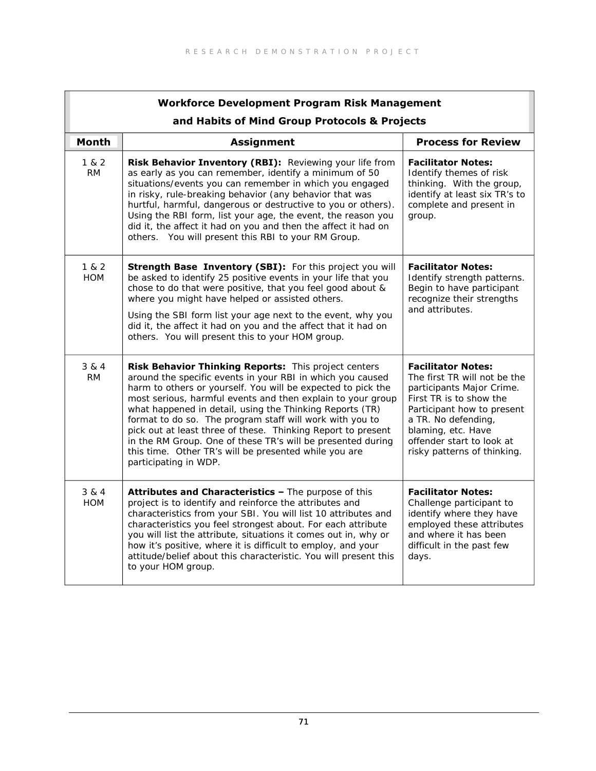| Workforce Development Program Risk Management and Habits of Mind Group Protocols & Projects | | |
|---|---|---|
| **Month** | **Assignment** | **Process for Review** |
| 1 & 2 RM | **Risk Behavior Inventory (RBI):** Reviewing your life from as early as you can remember, identify a minimum of 50 situations/events you can remember in which you engaged in risky, rule-breaking behavior (any behavior that was hurtful, harmful, dangerous or destructive to you or others). Using the RBI form, list your age, the event, the reason you did it, the affect it had on you and then the affect it had on others. You will present this RBI to your RM Group. | **Facilitator Notes:** Identify themes of risk thinking. With the group, identify at least six TR's to complete and present in group. |
| 1 & 2 HOM | **Strength Base Inventory (SBI):** For this project you will be asked to identify 25 positive events in your life that you chose to do that were positive, that you feel good about & where you might have helped or assisted others.<br><br>Using the SBI form list your age next to the event, why you did it, the affect it had on you and the affect that it had on others. You will present this to your HOM group. | **Facilitator Notes:** Identify strength patterns. Begin to have participant recognize their strengths and attributes. |
| 3 & 4 RM | **Risk Behavior Thinking Reports:** This project centers around the specific events in your RBI in which you caused harm to others or yourself. You will be expected to pick the most serious, harmful events and then explain to your group what happened in detail, using the Thinking Reports (TR) format to do so. The program staff will work with you to pick out at least three of these. Thinking Report to present in the RM Group. One of these TR's will be presented during this time. Other TR's will be presented while you are participating in WDP. | **Facilitator Notes:** The first TR will not be the participants Major Crime. First TR is to show the Participant how to present a TR. No defending, blaming, etc. Have offender start to look at risky patterns of thinking. |
| 3 & 4 HOM | **Attributes and Characteristics –** The purpose of this project is to identify and reinforce the attributes and characteristics from your SBI. You will list 10 attributes and characteristics you feel strongest about. For each attribute you will list the attribute, situations it comes out in, why or how it's positive, where it is difficult to employ, and your attitude/belief about this characteristic. You will present this to your HOM group. | **Facilitator Notes:** Challenge participant to identify where they have employed these attributes and where it has been difficult in the past few days. |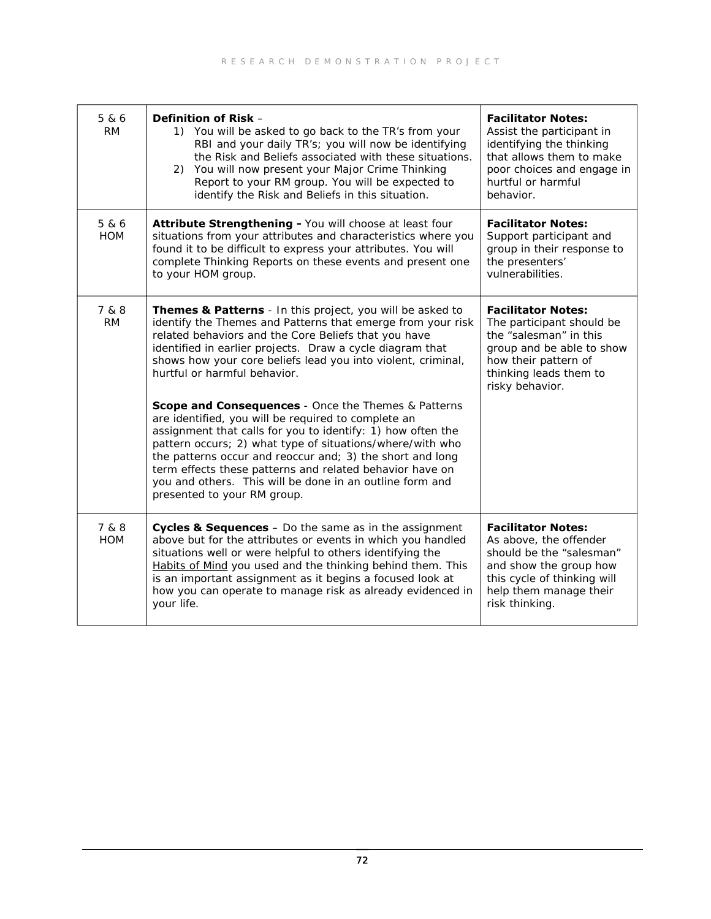| | | |
|---|---|---|
| 5 & 6<br>RM | **Definition of Risk** –<br>1) You will be asked to go back to the TR's from your RBI and your daily TR's; you will now be identifying the Risk and Beliefs associated with these situations.<br>2) You will now present your Major Crime Thinking Report to your RM group. You will be expected to identify the Risk and Beliefs in this situation. | **Facilitator Notes:**<br>Assist the participant in identifying the thinking that allows them to make poor choices and engage in hurtful or harmful behavior. |
| 5 & 6<br>HOM | **Attribute Strengthening -** You will choose at least four situations from your attributes and characteristics where you found it to be difficult to express your attributes. You will complete Thinking Reports on these events and present one to your HOM group. | **Facilitator Notes:**<br>Support participant and group in their response to the presenters' vulnerabilities. |
| 7 & 8<br>RM | **Themes & Patterns** - In this project, you will be asked to identify the Themes and Patterns that emerge from your risk related behaviors and the Core Beliefs that you have identified in earlier projects. Draw a cycle diagram that shows how your core beliefs lead you into violent, criminal, hurtful or harmful behavior.<br><br>**Scope and Consequences** - Once the Themes & Patterns are identified, you will be required to complete an assignment that calls for you to identify: 1) how often the pattern occurs; 2) what type of situations/where/with who the patterns occur and reoccur and; 3) the short and long term effects these patterns and related behavior have on you and others. This will be done in an outline form and presented to your RM group. | **Facilitator Notes:**<br>The participant should be the "salesman" in this group and be able to show how their pattern of thinking leads them to risky behavior. |
| 7 & 8<br>HOM | **Cycles & Sequences** – Do the same as in the assignment above but for the attributes or events in which you handled situations well or were helpful to others identifying the <u>Habits of Mind</u> you used and the thinking behind them. This is an important assignment as it begins a focused look at how you can operate to manage risk as already evidenced in your life. | **Facilitator Notes:**<br>As above, the offender should be the "salesman" and show the group how this cycle of thinking will help them manage their risk thinking. |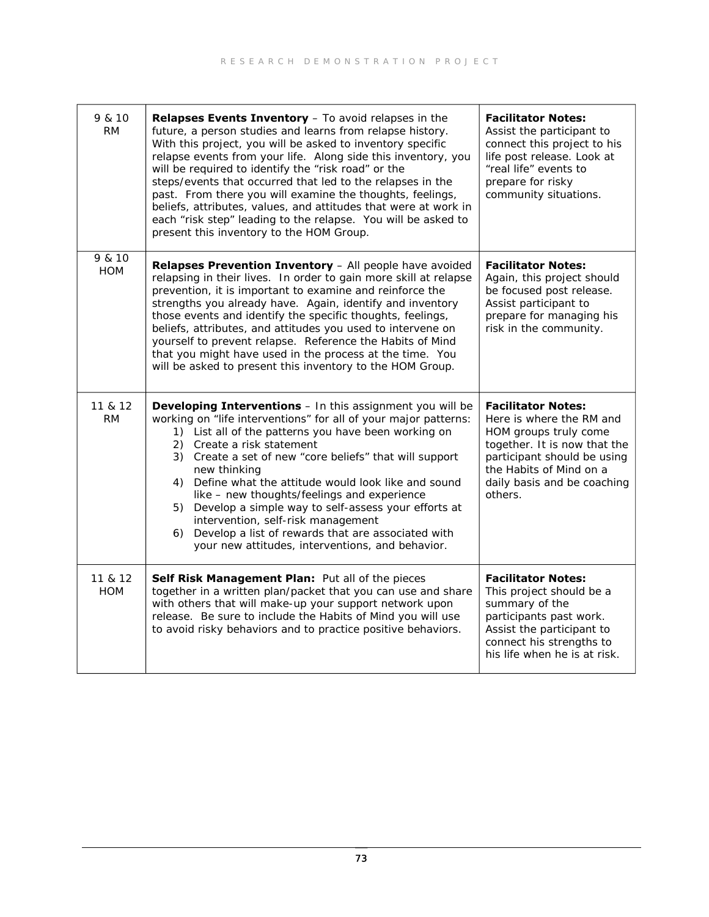| | | |
|---|---|---|
| 9 & 10 RM | **Relapses Events Inventory** – To avoid relapses in the future, a person studies and learns from relapse history. With this project, you will be asked to inventory specific relapse events from your life. Along side this inventory, you will be required to identify the "risk road" or the steps/events that occurred that led to the relapses in the past. From there you will examine the thoughts, feelings, beliefs, attributes, values, and attitudes that were at work in each "risk step" leading to the relapse. You will be asked to present this inventory to the HOM Group. | **Facilitator Notes:** Assist the participant to connect this project to his life post release. Look at "real life" events to prepare for risky community situations. |
| 9 & 10 HOM | **Relapses Prevention Inventory** – All people have avoided relapsing in their lives. In order to gain more skill at relapse prevention, it is important to examine and reinforce the strengths you already have. Again, identify and inventory those events and identify the specific thoughts, feelings, beliefs, attributes, and attitudes you used to intervene on yourself to prevent relapse. Reference the Habits of Mind that you might have used in the process at the time. You will be asked to present this inventory to the HOM Group. | **Facilitator Notes:** Again, this project should be focused post release. Assist participant to prepare for managing his risk in the community. |
| 11 & 12 RM | **Developing Interventions** – In this assignment you will be working on "life interventions" for all of your major patterns:<br>1) List all of the patterns you have been working on<br>2) Create a risk statement<br>3) Create a set of new "core beliefs" that will support new thinking<br>4) Define what the attitude would look like and sound like – new thoughts/feelings and experience<br>5) Develop a simple way to self-assess your efforts at intervention, self-risk management<br>6) Develop a list of rewards that are associated with your new attitudes, interventions, and behavior. | **Facilitator Notes:** Here is where the RM and HOM groups truly come together. It is now that the participant should be using the Habits of Mind on a daily basis and be coaching others. |
| 11 & 12 HOM | **Self Risk Management Plan:** Put all of the pieces together in a written plan/packet that you can use and share with others that will make-up your support network upon release. Be sure to include the Habits of Mind you will use to avoid risky behaviors and to practice positive behaviors. | **Facilitator Notes:** This project should be a summary of the participants past work. Assist the participant to connect his strengths to his life when he is at risk. |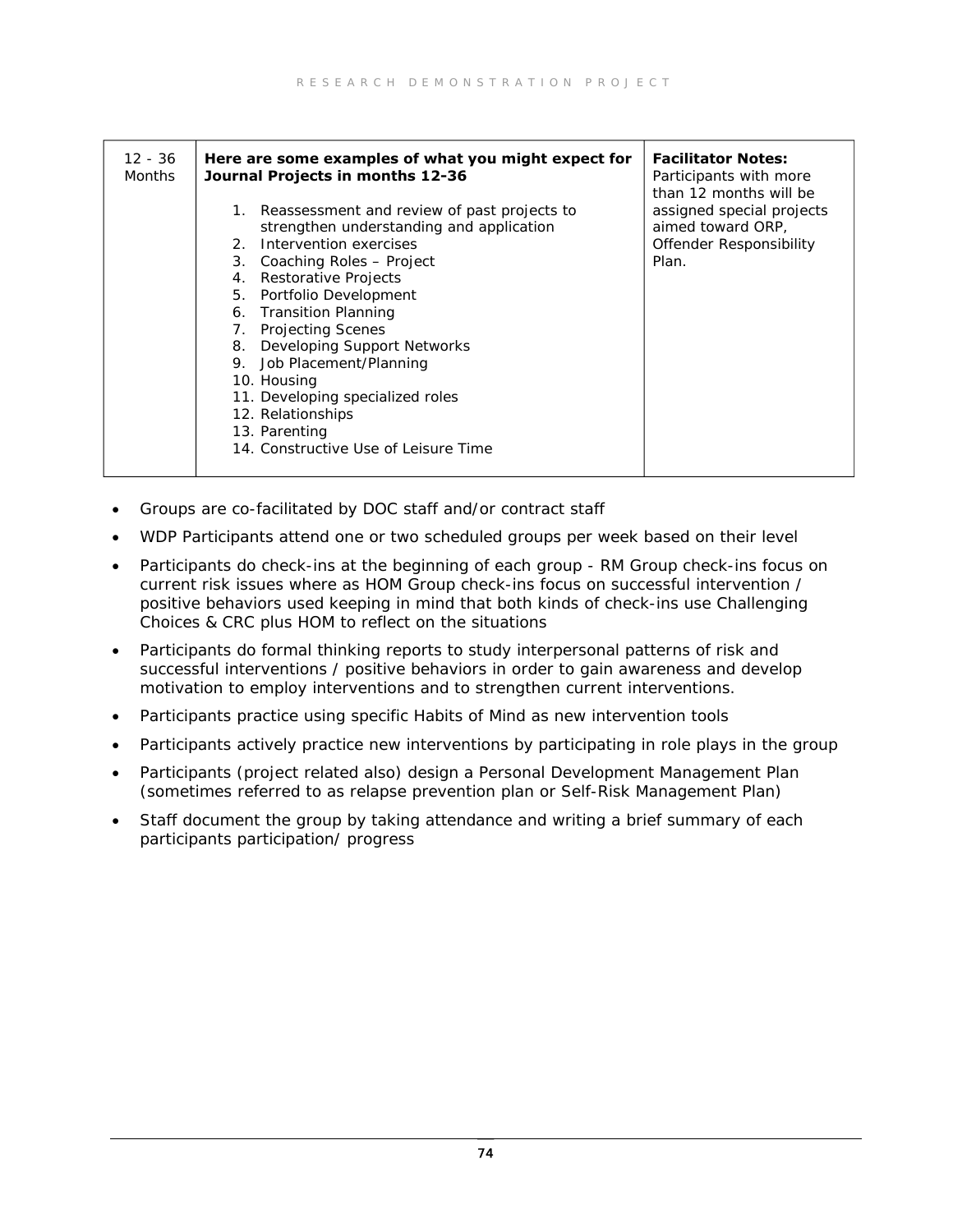| | | |
|---|---|---|
| 12 - 36 Months | **Here are some examples of what you might expect for Journal Projects in months 12-36**<br><br>1. Reassessment and review of past projects to strengthen understanding and application<br>2. Intervention exercises<br>3. Coaching Roles – Project<br>4. Restorative Projects<br>5. Portfolio Development<br>6. Transition Planning<br>7. Projecting Scenes<br>8. Developing Support Networks<br>9. Job Placement/Planning<br>10. Housing<br>11. Developing specialized roles<br>12. Relationships<br>13. Parenting<br>14. Constructive Use of Leisure Time | **Facilitator Notes:**<br>Participants with more than 12 months will be assigned special projects aimed toward ORP, Offender Responsibility Plan. |

- Groups are co-facilitated by DOC staff and/or contract staff
- WDP Participants attend one or two scheduled groups per week based on their level
- Participants do check-ins at the beginning of each group - RM Group check-ins focus on current risk issues where as HOM Group check-ins focus on successful intervention / positive behaviors used keeping in mind that both kinds of check-ins use Challenging Choices & CRC plus HOM to reflect on the situations
- Participants do formal thinking reports to study interpersonal patterns of risk and successful interventions / positive behaviors in order to gain awareness and develop motivation to employ interventions and to strengthen current interventions.
- Participants practice using specific Habits of Mind as new intervention tools
- Participants actively practice new interventions by participating in role plays in the group
- Participants (project related also) design a Personal Development Management Plan (sometimes referred to as relapse prevention plan or Self-Risk Management Plan)
- Staff document the group by taking attendance and writing a brief summary of each participants participation/ progress